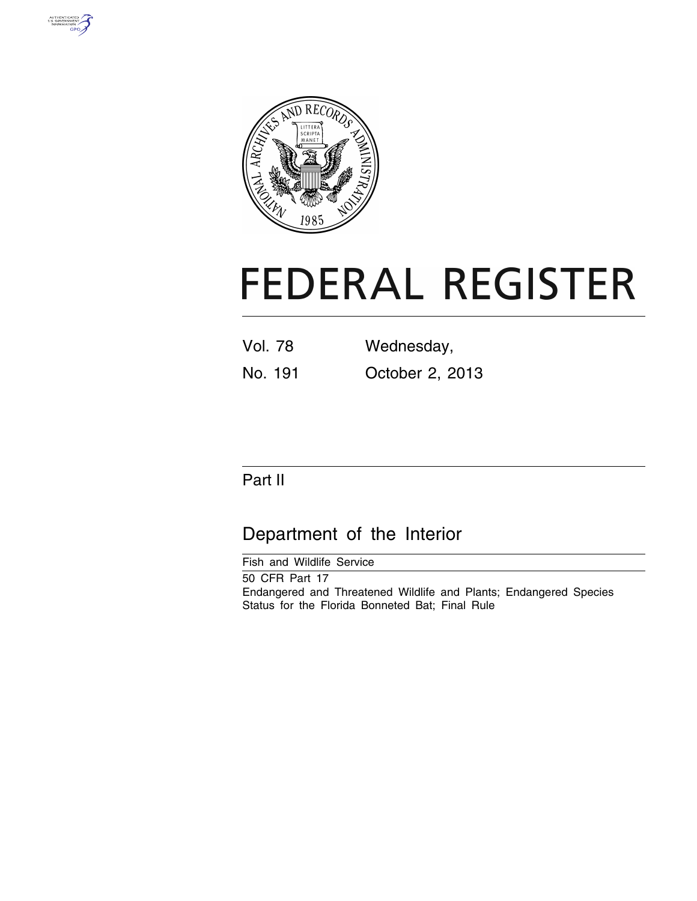# FEDERAL REGISTER

Vol. 78 Wednesday,

No. 191 October 2, 2013

Part II

## Department of the Interior

Fish and Wildlife Service

50 CFR Part 17

Endangered and Threatened Wildlife and Plants; Endangered Species Status for the Florida Bonneted Bat; Final Rule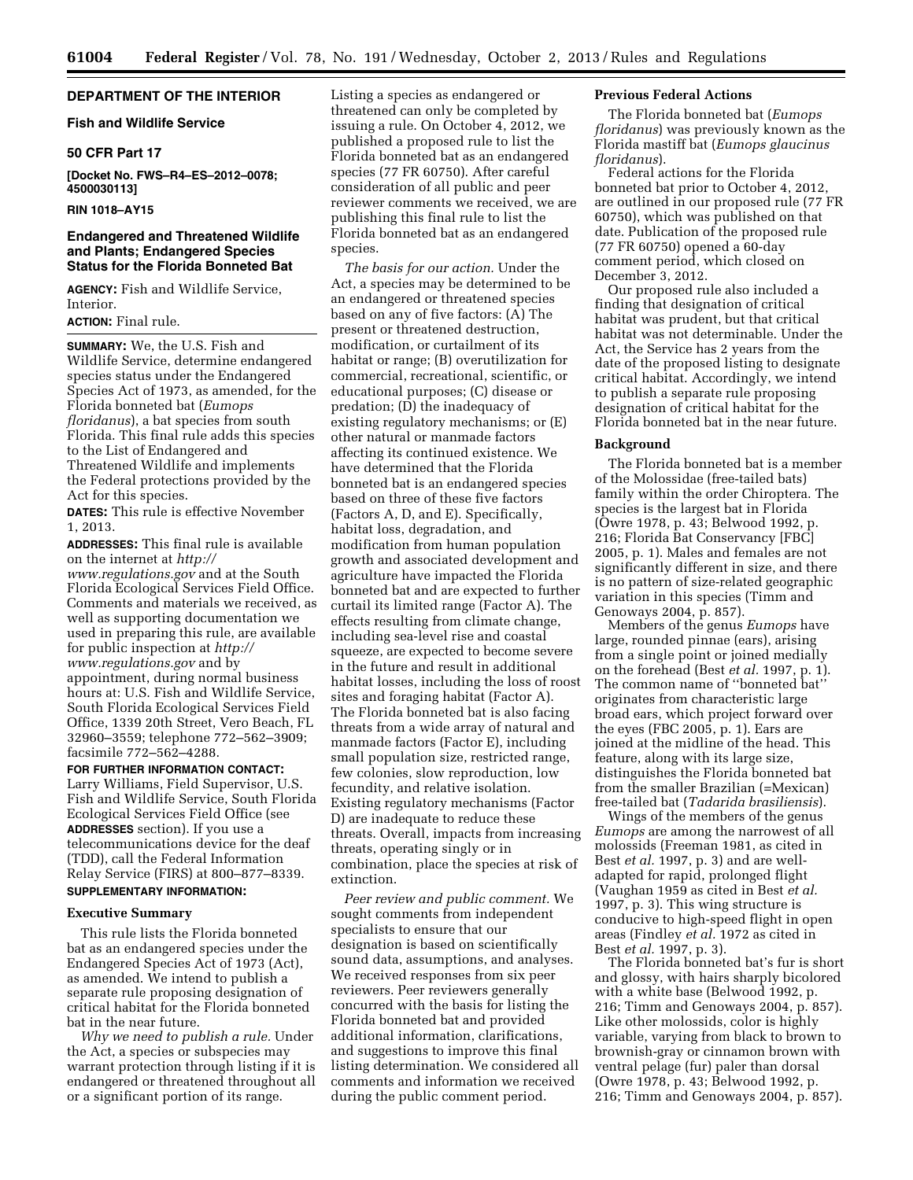## DEPARTMENT OF THE INTERIOR

### Fish and Wildlife Service

### 50 CFR Part 17

**[Docket No. FWS–R4–ES–2012–0078; 4500030113]**

**RIN 1018–AY15**

### Endangered and Threatened Wildlife and Plants; Endangered Species Status for the Florida Bonneted Bat

**AGENCY:** Fish and Wildlife Service, Interior.

**ACTION:** Final rule.

**SUMMARY:** We, the U.S. Fish and Wildlife Service, determine endangered species status under the Endangered Species Act of 1973, as amended, for the Florida bonneted bat (*Eumops floridanus*), a bat species from south Florida. This final rule adds this species to the List of Endangered and Threatened Wildlife and implements the Federal protections provided by the Act for this species.

**DATES:** This rule is effective November 1, 2013.

**ADDRESSES:** This final rule is available on the internet at *http://www.regulations.gov* and at the South Florida Ecological Services Field Office. Comments and materials we received, as well as supporting documentation we used in preparing this rule, are available for public inspection at *http://www.regulations.gov* and by appointment, during normal business hours at: U.S. Fish and Wildlife Service, South Florida Ecological Services Field Office, 1339 20th Street, Vero Beach, FL 32960–3559; telephone 772–562–3909; facsimile 772–562–4288.

**FOR FURTHER INFORMATION CONTACT:** Larry Williams, Field Supervisor, U.S. Fish and Wildlife Service, South Florida Ecological Services Field Office (see **ADDRESSES** section). If you use a telecommunications device for the deaf (TDD), call the Federal Information Relay Service (FIRS) at 800–877–8339.

**SUPPLEMENTARY INFORMATION:**

### Executive Summary

This rule lists the Florida bonneted bat as an endangered species under the Endangered Species Act of 1973 (Act), as amended. We intend to publish a separate rule proposing designation of critical habitat for the Florida bonneted bat in the near future.

*Why we need to publish a rule.* Under the Act, a species or subspecies may warrant protection through listing if it is endangered or threatened throughout all or a significant portion of its range. Listing a species as endangered or threatened can only be completed by issuing a rule. On October 4, 2012, we published a proposed rule to list the Florida bonneted bat as an endangered species (77 FR 60750). After careful consideration of all public and peer reviewer comments we received, we are publishing this final rule to list the Florida bonneted bat as an endangered species.

*The basis for our action.* Under the Act, a species may be determined to be an endangered or threatened species based on any of five factors: (A) The present or threatened destruction, modification, or curtailment of its habitat or range; (B) overutilization for commercial, recreational, scientific, or educational purposes; (C) disease or predation; (D) the inadequacy of existing regulatory mechanisms; or (E) other natural or manmade factors affecting its continued existence. We have determined that the Florida bonneted bat is an endangered species based on three of these five factors (Factors A, D, and E). Specifically, habitat loss, degradation, and modification from human population growth and associated development and agriculture have impacted the Florida bonneted bat and are expected to further curtail its limited range (Factor A). The effects resulting from climate change, including sea-level rise and coastal squeeze, are expected to become severe in the future and result in additional habitat losses, including the loss of roost sites and foraging habitat (Factor A). The Florida bonneted bat is also facing threats from a wide array of natural and manmade factors (Factor E), including small population size, restricted range, few colonies, slow reproduction, low fecundity, and relative isolation. Existing regulatory mechanisms (Factor D) are inadequate to reduce these threats. Overall, impacts from increasing threats, operating singly or in combination, place the species at risk of extinction.

*Peer review and public comment.* We sought comments from independent specialists to ensure that our designation is based on scientifically sound data, assumptions, and analyses. We received responses from six peer reviewers. Peer reviewers generally concurred with the basis for listing the Florida bonneted bat and provided additional information, clarifications, and suggestions to improve this final listing determination. We considered all comments and information we received during the public comment period.

### Previous Federal Actions

The Florida bonneted bat (*Eumops floridanus*) was previously known as the Florida mastiff bat (*Eumops glaucinus floridanus*).

Federal actions for the Florida bonneted bat prior to October 4, 2012, are outlined in our proposed rule (77 FR 60750), which was published on that date. Publication of the proposed rule (77 FR 60750) opened a 60-day comment period, which closed on December 3, 2012.

Our proposed rule also included a finding that designation of critical habitat was prudent, but that critical habitat was not determinable. Under the Act, the Service has 2 years from the date of the proposed listing to designate critical habitat. Accordingly, we intend to publish a separate rule proposing designation of critical habitat for the Florida bonneted bat in the near future.

### Background

The Florida bonneted bat is a member of the Molossidae (free-tailed bats) family within the order Chiroptera. The species is the largest bat in Florida (Owre 1978, p. 43; Belwood 1992, p. 216; Florida Bat Conservancy [FBC] 2005, p. 1). Males and females are not significantly different in size, and there is no pattern of size-related geographic variation in this species (Timm and Genoways 2004, p. 857).

Members of the genus *Eumops* have large, rounded pinnae (ears), arising from a single point or joined medially on the forehead (Best *et al.* 1997, p. 1). The common name of ''bonneted bat'' originates from characteristic large broad ears, which project forward over the eyes (FBC 2005, p. 1). Ears are joined at the midline of the head. This feature, along with its large size, distinguishes the Florida bonneted bat from the smaller Brazilian (=Mexican) free-tailed bat (*Tadarida brasiliensis*).

Wings of the members of the genus *Eumops* are among the narrowest of all molossids (Freeman 1981, as cited in Best *et al.* 1997, p. 3) and are well-adapted for rapid, prolonged flight (Vaughan 1959 as cited in Best *et al.* 1997, p. 3). This wing structure is conducive to high-speed flight in open areas (Findley *et al.* 1972 as cited in Best *et al.* 1997, p. 3).

The Florida bonneted bat's fur is short and glossy, with hairs sharply bicolored with a white base (Belwood 1992, p. 216; Timm and Genoways 2004, p. 857). Like other molossids, color is highly variable, varying from black to brown to brownish-gray or cinnamon brown with ventral pelage (fur) paler than dorsal (Owre 1978, p. 43; Belwood 1992, p. 216; Timm and Genoways 2004, p. 857).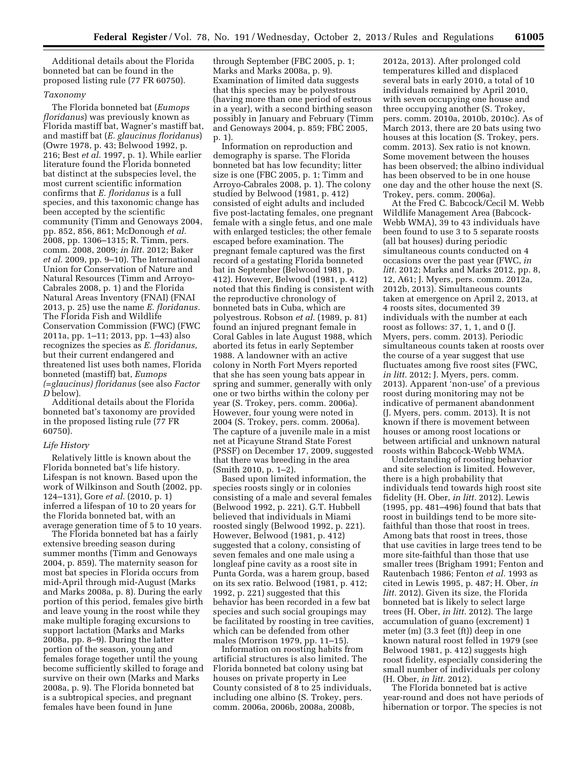Additional details about the Florida bonneted bat can be found in the proposed listing rule (77 FR 60750).

### *Taxonomy*

The Florida bonneted bat (*Eumops floridanus*) was previously known as Florida mastiff bat, Wagner's mastiff bat, and mastiff bat (*E. glaucinus floridanus*) (Owre 1978, p. 43; Belwood 1992, p. 216; Best *et al.* 1997, p. 1). While earlier literature found the Florida bonneted bat distinct at the subspecies level, the most current scientific information confirms that *E. floridanus* is a full species, and this taxonomic change has been accepted by the scientific community (Timm and Genoways 2004, pp. 852, 856, 861; McDonough *et al.* 2008, pp. 1306–1315; R. Timm, pers. comm. 2008, 2009; *in litt.* 2012; Baker *et al.* 2009, pp. 9–10). The International Union for Conservation of Nature and Natural Resources (Timm and Arroyo-Cabrales 2008, p. 1) and the Florida Natural Areas Inventory (FNAI) (FNAI 2013, p. 25) use the name *E. floridanus.* The Florida Fish and Wildlife Conservation Commission (FWC) (FWC 2011a, pp. 1–11; 2013, pp. 1–43) also recognizes the species as *E. floridanus,* but their current endangered and threatened list uses both names, Florida bonneted (mastiff) bat, *Eumops (=glaucinus) floridanus* (see also *Factor D* below).

Additional details about the Florida bonneted bat's taxonomy are provided in the proposed listing rule (77 FR 60750).

### *Life History*

Relatively little is known about the Florida bonneted bat's life history. Lifespan is not known. Based upon the work of Wilkinson and South (2002, pp. 124–131), Gore *et al.* (2010, p. 1) inferred a lifespan of 10 to 20 years for the Florida bonneted bat, with an average generation time of 5 to 10 years.

The Florida bonneted bat has a fairly extensive breeding season during summer months (Timm and Genoways 2004, p. 859). The maternity season for most bat species in Florida occurs from mid-April through mid-August (Marks and Marks 2008a, p. 8). During the early portion of this period, females give birth and leave young in the roost while they make multiple foraging excursions to support lactation (Marks and Marks 2008a, pp. 8–9). During the latter portion of the season, young and females forage together until the young become sufficiently skilled to forage and survive on their own (Marks and Marks 2008a, p. 9). The Florida bonneted bat is a subtropical species, and pregnant females have been found in June through September (FBC 2005, p. 1; Marks and Marks 2008a, p. 9). Examination of limited data suggests that this species may be polyestrous (having more than one period of estrous in a year), with a second birthing season possibly in January and February (Timm and Genoways 2004, p. 859; FBC 2005, p. 1).

Information on reproduction and demography is sparse. The Florida bonneted bat has low fecundity; litter size is one (FBC 2005, p. 1; Timm and Arroyo-Cabrales 2008, p. 1). The colony studied by Belwood (1981, p. 412) consisted of eight adults and included five post-lactating females, one pregnant female with a single fetus, and one male with enlarged testicles; the other female escaped before examination. The pregnant female captured was the first record of a gestating Florida bonneted bat in September (Belwood 1981, p. 412). However, Belwood (1981, p. 412) noted that this finding is consistent with the reproductive chronology of bonneted bats in Cuba, which are polyestrous. Robson *et al.* (1989, p. 81) found an injured pregnant female in Coral Gables in late August 1988, which aborted its fetus in early September 1988. A landowner with an active colony in North Fort Myers reported that she has seen young bats appear in spring and summer, generally with only one or two births within the colony per year (S. Trokey, pers. comm. 2006a). However, four young were noted in 2004 (S. Trokey, pers. comm. 2006a). The capture of a juvenile male in a mist net at Picayune Strand State Forest (PSSF) on December 17, 2009, suggested that there was breeding in the area (Smith 2010, p. 1–2).

Based upon limited information, the species roosts singly or in colonies consisting of a male and several females (Belwood 1992, p. 221). G.T. Hubbell believed that individuals in Miami roosted singly (Belwood 1992, p. 221). However, Belwood (1981, p. 412) suggested that a colony, consisting of seven females and one male using a longleaf pine cavity as a roost site in Punta Gorda, was a harem group, based on its sex ratio. Belwood (1981, p. 412; 1992, p. 221) suggested that this behavior has been recorded in a few bat species and such social groupings may be facilitated by roosting in tree cavities, which can be defended from other males (Morrison 1979, pp. 11–15).

Information on roosting habits from artificial structures is also limited. The Florida bonneted bat colony using bat houses on private property in Lee County consisted of 8 to 25 individuals, including one albino (S. Trokey, pers. comm. 2006a, 2006b, 2008a, 2008b, 2012a, 2013). After prolonged cold temperatures killed and displaced several bats in early 2010, a total of 10 individuals remained by April 2010, with seven occupying one house and three occupying another (S. Trokey, pers. comm. 2010a, 2010b, 2010c). As of March 2013, there are 20 bats using two houses at this location (S. Trokey, pers. comm. 2013). Sex ratio is not known. Some movement between the houses has been observed; the albino individual has been observed to be in one house one day and the other house the next (S. Trokey, pers. comm. 2006a).

At the Fred C. Babcock/Cecil M. Webb Wildlife Management Area (Babcock-Webb WMA), 39 to 43 individuals have been found to use 3 to 5 separate roosts (all bat houses) during periodic simultaneous counts conducted on 4 occasions over the past year (FWC, *in litt.* 2012; Marks and Marks 2012, pp. 8, 12, A61; J. Myers, pers. comm. 2012a, 2012b, 2013). Simultaneous counts taken at emergence on April 2, 2013, at 4 roosts sites, documented 39 individuals with the number at each roost as follows: 37, 1, 1, and 0 (J. Myers, pers. comm. 2013). Periodic simultaneous counts taken at roosts over the course of a year suggest that use fluctuates among five roost sites (FWC, *in litt.* 2012; J. Myers, pers. comm. 2013). Apparent 'non-use' of a previous roost during monitoring may not be indicative of permanent abandonment (J. Myers, pers. comm. 2013). It is not known if there is movement between houses or among roost locations or between artificial and unknown natural roosts within Babcock-Webb WMA.

Understanding of roosting behavior and site selection is limited. However, there is a high probability that individuals tend towards high roost site fidelity (H. Ober, *in litt.* 2012). Lewis (1995, pp. 481–496) found that bats that roost in buildings tend to be more site-faithful than those that roost in trees. Among bats that roost in trees, those that use cavities in large trees tend to be more site-faithful than those that use smaller trees (Brigham 1991; Fenton and Rautenbach 1986; Fenton *et al.* 1993 as cited in Lewis 1995, p. 487; H. Ober, *in litt.* 2012). Given its size, the Florida bonneted bat is likely to select large trees (H. Ober, *in litt.* 2012). The large accumulation of guano (excrement) 1 meter (m) (3.3 feet (ft)) deep in one known natural roost felled in 1979 (see Belwood 1981, p. 412) suggests high roost fidelity, especially considering the small number of individuals per colony (H. Ober, *in litt.* 2012).

The Florida bonneted bat is active year-round and does not have periods of hibernation or torpor. The species is not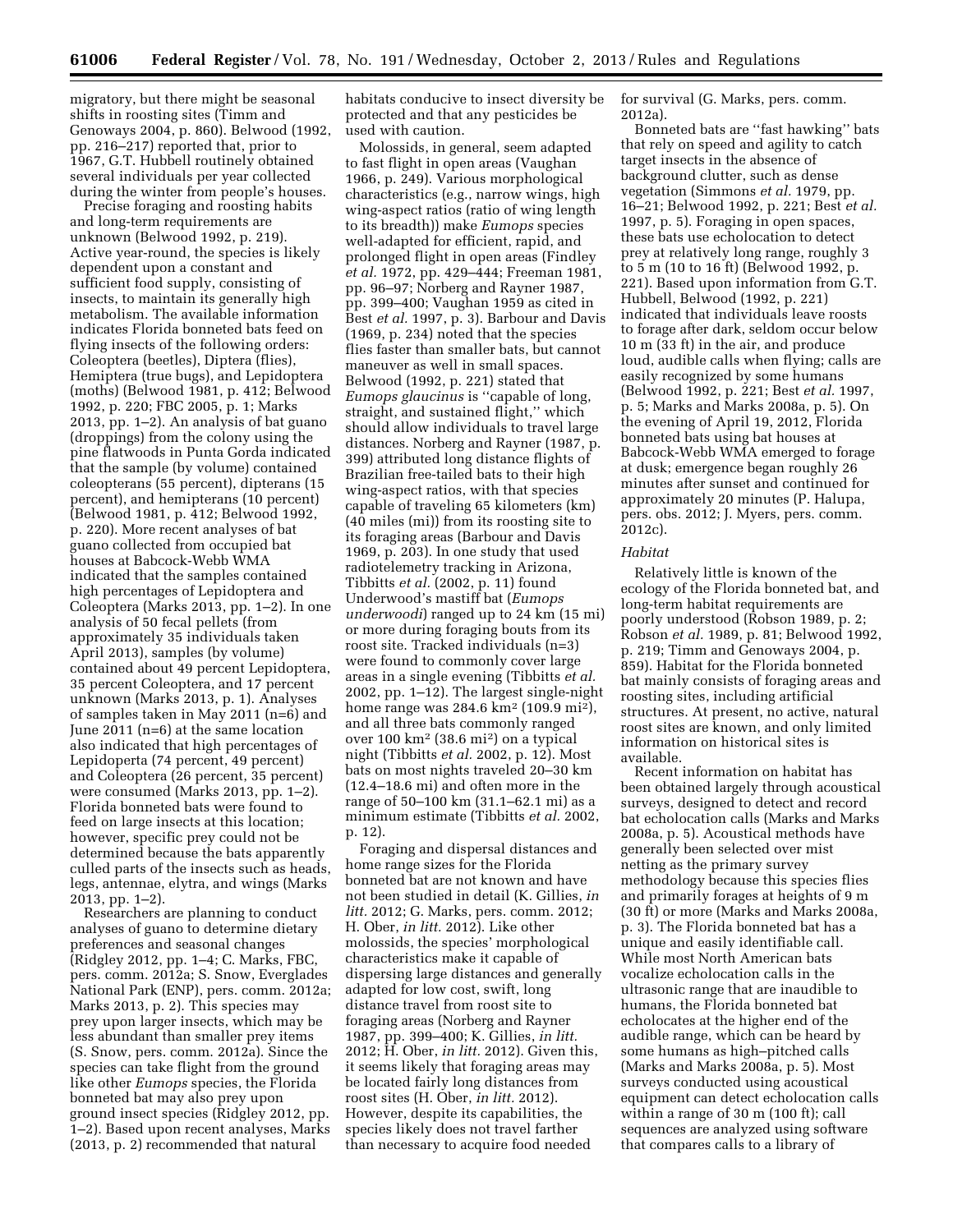migratory, but there might be seasonal shifts in roosting sites (Timm and Genoways 2004, p. 860). Belwood (1992, pp. 216–217) reported that, prior to 1967, G.T. Hubbell routinely obtained several individuals per year collected during the winter from people's houses.

Precise foraging and roosting habits and long-term requirements are unknown (Belwood 1992, p. 219). Active year-round, the species is likely dependent upon a constant and sufficient food supply, consisting of insects, to maintain its generally high metabolism. The available information indicates Florida bonneted bats feed on flying insects of the following orders: Coleoptera (beetles), Diptera (flies), Hemiptera (true bugs), and Lepidoptera (moths) (Belwood 1981, p. 412; Belwood 1992, p. 220; FBC 2005, p. 1; Marks 2013, pp. 1–2). An analysis of bat guano (droppings) from the colony using the pine flatwoods in Punta Gorda indicated that the sample (by volume) contained coleopterans (55 percent), dipterans (15 percent), and hemipterans (10 percent) (Belwood 1981, p. 412; Belwood 1992, p. 220). More recent analyses of bat guano collected from occupied bat houses at Babcock-Webb WMA indicated that the samples contained high percentages of Lepidoptera and Coleoptera (Marks 2013, pp. 1–2). In one analysis of 50 fecal pellets (from approximately 35 individuals taken April 2013), samples (by volume) contained about 49 percent Lepidoptera, 35 percent Coleoptera, and 17 percent unknown (Marks 2013, p. 1). Analyses of samples taken in May 2011 (n=6) and June 2011 (n=6) at the same location also indicated that high percentages of Lepidoptera (74 percent, 49 percent) and Coleoptera (26 percent, 35 percent) were consumed (Marks 2013, pp. 1–2). Florida bonneted bats were found to feed on large insects at this location; however, specific prey could not be determined because the bats apparently culled parts of the insects such as heads, legs, antennae, elytra, and wings (Marks 2013, pp. 1–2).

Researchers are planning to conduct analyses of guano to determine dietary preferences and seasonal changes (Ridgley 2012, pp. 1–4; C. Marks, FBC, pers. comm. 2012a; S. Snow, Everglades National Park (ENP), pers. comm. 2012a; Marks 2013, p. 2). This species may prey upon larger insects, which may be less abundant than smaller prey items (S. Snow, pers. comm. 2012a). Since the species can take flight from the ground like other *Eumops* species, the Florida bonneted bat may also prey upon ground insect species (Ridgley 2012, pp. 1–2). Based upon recent analyses, Marks (2013, p. 2) recommended that natural habitats conducive to insect diversity be protected and that any pesticides be used with caution.

Molossids, in general, seem adapted to fast flight in open areas (Vaughan 1966, p. 249). Various morphological characteristics (e.g., narrow wings, high wing-aspect ratios (ratio of wing length to its breadth)) make *Eumops* species well-adapted for efficient, rapid, and prolonged flight in open areas (Findley *et al.* 1972, pp. 429–444; Freeman 1981, pp. 96–97; Norberg and Rayner 1987, pp. 399–400; Vaughan 1959 as cited in Best *et al.* 1997, p. 3). Barbour and Davis (1969, p. 234) noted that the species flies faster than smaller bats, but cannot maneuver as well in small spaces. Belwood (1992, p. 221) stated that *Eumops glaucinus* is ''capable of long, straight, and sustained flight,'' which should allow individuals to travel large distances. Norberg and Rayner (1987, p. 399) attributed long distance flights of Brazilian free-tailed bats to their high wing-aspect ratios, with that species capable of traveling 65 kilometers (km) (40 miles (mi)) from its roosting site to its foraging areas (Barbour and Davis 1969, p. 203). In one study that used radiotelemetry tracking in Arizona, Tibbitts *et al.* (2002, p. 11) found Underwood's mastiff bat (*Eumops underwoodi*) ranged up to 24 km (15 mi) or more during foraging bouts from its roost site. Tracked individuals (n=3) were found to commonly cover large areas in a single evening (Tibbitts *et al.* 2002, pp. 1–12). The largest single-night home range was 284.6 km$^2$ (109.9 mi$^2$), and all three bats commonly ranged over 100 km$^2$ (38.6 mi$^2$) on a typical night (Tibbitts *et al.* 2002, p. 12). Most bats on most nights traveled 20–30 km (12.4–18.6 mi) and often more in the range of 50–100 km (31.1–62.1 mi) as a minimum estimate (Tibbitts *et al.* 2002, p. 12).

Foraging and dispersal distances and home range sizes for the Florida bonneted bat are not known and have not been studied in detail (K. Gillies, *in litt.* 2012; G. Marks, pers. comm. 2012; H. Ober, *in litt.* 2012). Like other molossids, the species' morphological characteristics make it capable of dispersing large distances and generally adapted for low cost, swift, long distance travel from roost site to foraging areas (Norberg and Rayner 1987, pp. 399–400; K. Gillies, *in litt.* 2012; H. Ober, *in litt.* 2012). Given this, it seems likely that foraging areas may be located fairly long distances from roost sites (H. Ober, *in litt.* 2012). However, despite its capabilities, the species likely does not travel farther than necessary to acquire food needed for survival (G. Marks, pers. comm. 2012a).

Bonneted bats are ''fast hawking'' bats that rely on speed and agility to catch target insects in the absence of background clutter, such as dense vegetation (Simmons *et al.* 1979, pp. 16–21; Belwood 1992, p. 221; Best *et al.* 1997, p. 5). Foraging in open spaces, these bats use echolocation to detect prey at relatively long range, roughly 3 to 5 m (10 to 16 ft) (Belwood 1992, p. 221). Based upon information from G.T. Hubbell, Belwood (1992, p. 221) indicated that individuals leave roosts to forage after dark, seldom occur below 10 m (33 ft) in the air, and produce loud, audible calls when flying; calls are easily recognized by some humans (Belwood 1992, p. 221; Best *et al.* 1997, p. 5; Marks and Marks 2008a, p. 5). On the evening of April 19, 2012, Florida bonneted bats using bat houses at Babcock-Webb WMA emerged to forage at dusk; emergence began roughly 26 minutes after sunset and continued for approximately 20 minutes (P. Halupa, pers. obs. 2012; J. Myers, pers. comm. 2012c).

### *Habitat*

Relatively little is known of the ecology of the Florida bonneted bat, and long-term habitat requirements are poorly understood (Robson 1989, p. 2; Robson *et al.* 1989, p. 81; Belwood 1992, p. 219; Timm and Genoways 2004, p. 859). Habitat for the Florida bonneted bat mainly consists of foraging areas and roosting sites, including artificial structures. At present, no active, natural roost sites are known, and only limited information on historical sites is available.

Recent information on habitat has been obtained largely through acoustical surveys, designed to detect and record bat echolocation calls (Marks and Marks 2008a, p. 5). Acoustical methods have generally been selected over mist netting as the primary survey methodology because this species flies and primarily forages at heights of 9 m (30 ft) or more (Marks and Marks 2008a, p. 3). The Florida bonneted bat has a unique and easily identifiable call. While most North American bats vocalize echolocation calls in the ultrasonic range that are inaudible to humans, the Florida bonneted bat echolocates at the higher end of the audible range, which can be heard by some humans as high–pitched calls (Marks and Marks 2008a, p. 5). Most surveys conducted using acoustical equipment can detect echolocation calls within a range of 30 m (100 ft); call sequences are analyzed using software that compares calls to a library of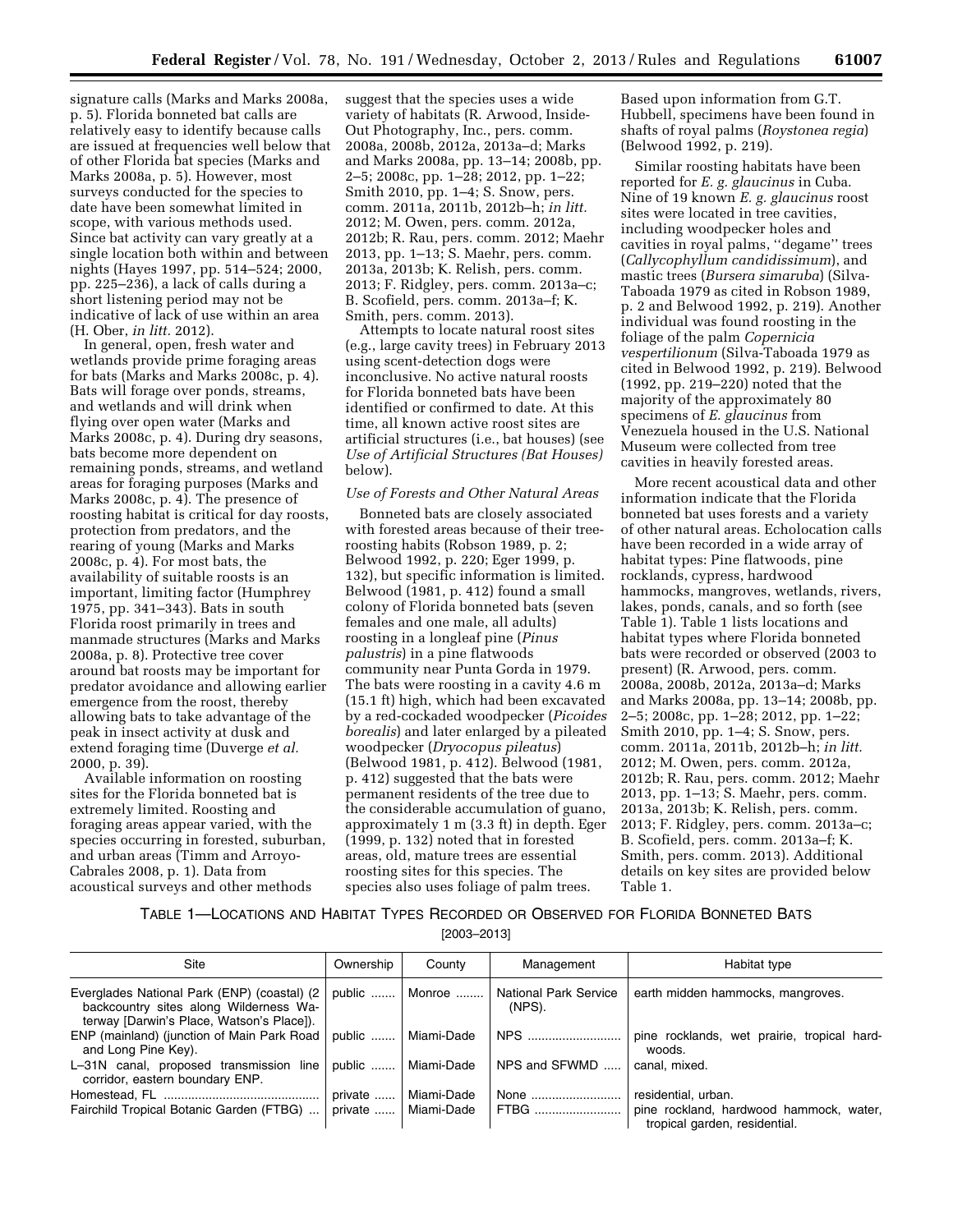signature calls (Marks and Marks 2008a, p. 5). Florida bonneted bat calls are relatively easy to identify because calls are issued at frequencies well below that of other Florida bat species (Marks and Marks 2008a, p. 5). However, most surveys conducted for the species to date have been somewhat limited in scope, with various methods used. Since bat activity can vary greatly at a single location both within and between nights (Hayes 1997, pp. 514–524; 2000, pp. 225–236), a lack of calls during a short listening period may not be indicative of lack of use within an area (H. Ober, *in litt.* 2012).

In general, open, fresh water and wetlands provide prime foraging areas for bats (Marks and Marks 2008c, p. 4). Bats will forage over ponds, streams, and wetlands and will drink when flying over open water (Marks and Marks 2008c, p. 4). During dry seasons, bats become more dependent on remaining ponds, streams, and wetland areas for foraging purposes (Marks and Marks 2008c, p. 4). The presence of roosting habitat is critical for day roosts, protection from predators, and the rearing of young (Marks and Marks 2008c, p. 4). For most bats, the availability of suitable roosts is an important, limiting factor (Humphrey 1975, pp. 341–343). Bats in south Florida roost primarily in trees and manmade structures (Marks and Marks 2008a, p. 8). Protective tree cover around bat roosts may be important for predator avoidance and allowing earlier emergence from the roost, thereby allowing bats to take advantage of the peak in insect activity at dusk and extend foraging time (Duverge *et al.* 2000, p. 39).

Available information on roosting sites for the Florida bonneted bat is extremely limited. Roosting and foraging areas appear varied, with the species occurring in forested, suburban, and urban areas (Timm and Arroyo-Cabrales 2008, p. 1). Data from acoustical surveys and other methods suggest that the species uses a wide variety of habitats (R. Arwood, Inside-Out Photography, Inc., pers. comm. 2008a, 2008b, 2012a, 2013a–d; Marks and Marks 2008a, pp. 13–14; 2008b, pp. 2–5; 2008c, pp. 1–28; 2012, pp. 1–22; Smith 2010, pp. 1–4; S. Snow, pers. comm. 2011a, 2011b, 2012b–h; *in litt.* 2012; M. Owen, pers. comm. 2012a, 2012b; R. Rau, pers. comm. 2012; Maehr 2013, pp. 1–13; S. Maehr, pers. comm. 2013a, 2013b; K. Relish, pers. comm. 2013; F. Ridgley, pers. comm. 2013a–c; B. Scofield, pers. comm. 2013a–f; K. Smith, pers. comm. 2013).

Attempts to locate natural roost sites (e.g., large cavity trees) in February 2013 using scent-detection dogs were inconclusive. No active natural roosts for Florida bonneted bats have been identified or confirmed to date. At this time, all known active roost sites are artificial structures (i.e., bat houses) (see *Use of Artificial Structures (Bat Houses)* below).

*Use of Forests and Other Natural Areas*

Bonneted bats are closely associated with forested areas because of their tree-roosting habits (Robson 1989, p. 2; Belwood 1992, p. 220; Eger 1999, p. 132), but specific information is limited. Belwood (1981, p. 412) found a small colony of Florida bonneted bats (seven females and one male, all adults) roosting in a longleaf pine (*Pinus palustris*) in a pine flatwoods community near Punta Gorda in 1979. The bats were roosting in a cavity 4.6 m (15.1 ft) high, which had been excavated by a red-cockaded woodpecker (*Picoides borealis*) and later enlarged by a pileated woodpecker (*Dryocopus pileatus*) (Belwood 1981, p. 412). Belwood (1981, p. 412) suggested that the bats were permanent residents of the tree due to the considerable accumulation of guano, approximately 1 m (3.3 ft) in depth. Eger (1999, p. 132) noted that in forested areas, old, mature trees are essential roosting sites for this species. The species also uses foliage of palm trees. Based upon information from G.T. Hubbell, specimens have been found in shafts of royal palms (*Roystonea regia*) (Belwood 1992, p. 219).

Similar roosting habitats have been reported for *E. g. glaucinus* in Cuba. Nine of 19 known *E. g. glaucinus* roost sites were located in tree cavities, including woodpecker holes and cavities in royal palms, ''degame'' trees (*Callycophyllum candidissimum*), and mastic trees (*Bursera simaruba*) (Silva-Taboada 1979 as cited in Robson 1989, p. 2 and Belwood 1992, p. 219). Another individual was found roosting in the foliage of the palm *Copernicia vespertilionum* (Silva-Taboada 1979 as cited in Belwood 1992, p. 219). Belwood (1992, pp. 219–220) noted that the majority of the approximately 80 specimens of *E. glaucinus* from Venezuela housed in the U.S. National Museum were collected from tree cavities in heavily forested areas.

More recent acoustical data and other information indicate that the Florida bonneted bat uses forests and a variety of other natural areas. Echolocation calls have been recorded in a wide array of habitat types: Pine flatwoods, pine rocklands, cypress, hardwood hammocks, mangroves, wetlands, rivers, lakes, ponds, canals, and so forth (see Table 1). Table 1 lists locations and habitat types where Florida bonneted bats were recorded or observed (2003 to present) (R. Arwood, pers. comm. 2008a, 2008b, 2012a, 2013a–d; Marks and Marks 2008a, pp. 13–14; 2008b, pp. 2–5; 2008c, pp. 1–28; 2012, pp. 1–22; Smith 2010, pp. 1–4; S. Snow, pers. comm. 2011a, 2011b, 2012b–h; *in litt.* 2012; M. Owen, pers. comm. 2012a, 2012b; R. Rau, pers. comm. 2012; Maehr 2013, pp. 1–13; S. Maehr, pers. comm. 2013a, 2013b; K. Relish, pers. comm. 2013; F. Ridgley, pers. comm. 2013a–c; B. Scofield, pers. comm. 2013a–f; K. Smith, pers. comm. 2013). Additional details on key sites are provided below Table 1.

TABLE 1—LOCATIONS AND HABITAT TYPES RECORDED OR OBSERVED FOR FLORIDA BONNETED BATS

[2003–2013]

| Site | Ownership | County | Management | Habitat type |
|---|---|---|---|---|
| Everglades National Park (ENP) (coastal) (2 backcountry sites along Wilderness Waterway [Darwin's Place, Watson's Place]). | public | Monroe | National Park Service (NPS). | earth midden hammocks, mangroves. |
| ENP (mainland) (junction of Main Park Road and Long Pine Key). | public | Miami-Dade | NPS | pine rocklands, wet prairie, tropical hardwoods. |
| L–31N canal, proposed transmission line corridor, eastern boundary ENP. | public | Miami-Dade | NPS and SFWMD | canal, mixed. |
| Homestead, FL | private | Miami-Dade | None | residential, urban. |
| Fairchild Tropical Botanic Garden (FTBG) | private | Miami-Dade | FTBG | pine rockland, hardwood hammock, water, tropical garden, residential. |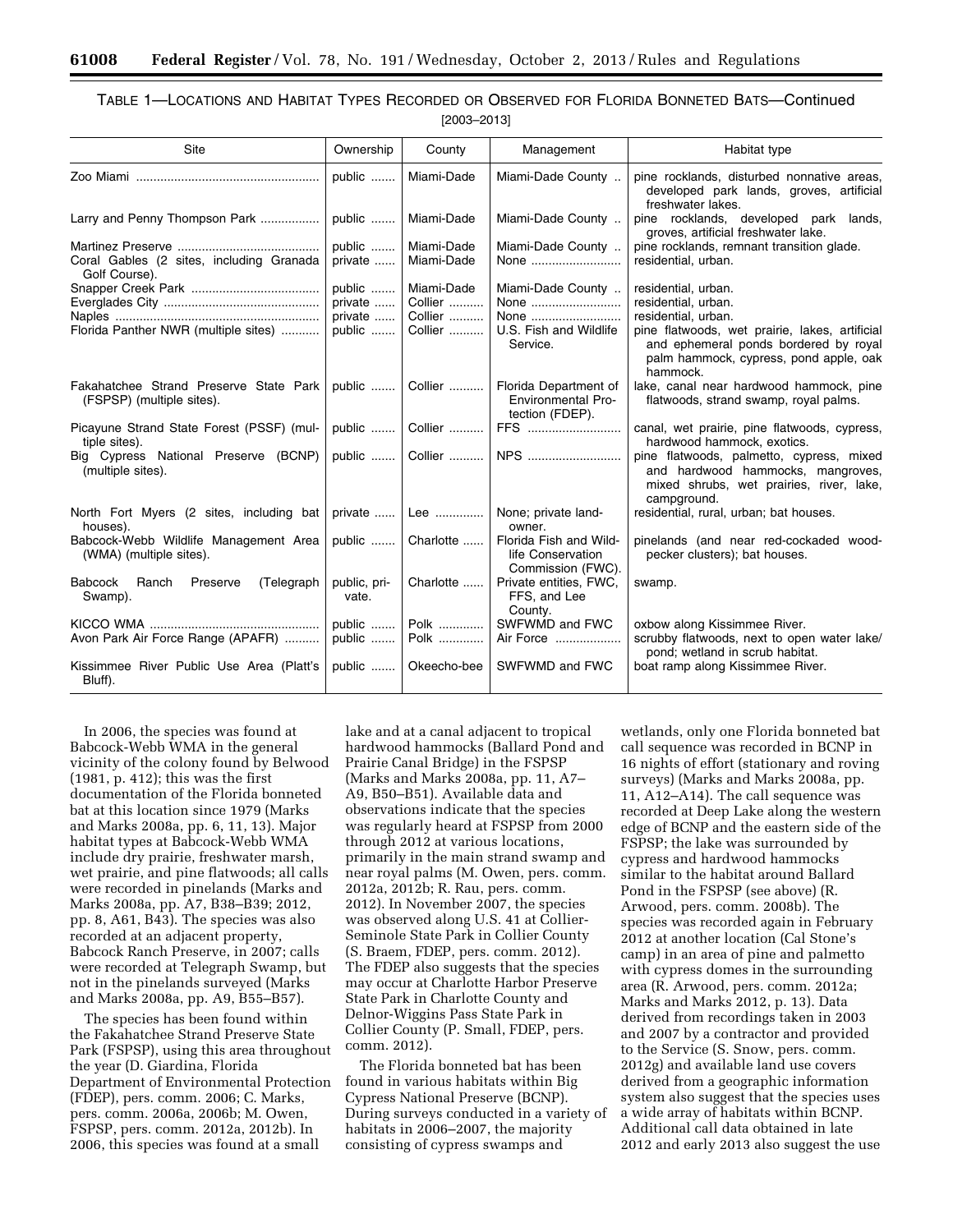TABLE 1—LOCATIONS AND HABITAT TYPES RECORDED OR OBSERVED FOR FLORIDA BONNETED BATS—Continued

[2003–2013]

| Site | Ownership | County | Management | Habitat type |
|---|---|---|---|---|
| Zoo Miami | public | Miami-Dade | Miami-Dade County | pine rocklands, disturbed nonnative areas, developed park lands, groves, artificial freshwater lakes. |
| Larry and Penny Thompson Park | public | Miami-Dade | Miami-Dade County | pine rocklands, developed park lands, groves, artificial freshwater lake. |
| Martinez Preserve | public | Miami-Dade | Miami-Dade County | pine rocklands, remnant transition glade. |
| Coral Gables (2 sites, including Granada Golf Course). | private | Miami-Dade | None | residential, urban. |
| Snapper Creek Park | public | Miami-Dade | Miami-Dade County | residential, urban. |
| Everglades City | private | Collier | None | residential, urban. |
| Naples | private | Collier | None | residential, urban. |
| Florida Panther NWR (multiple sites) | public | Collier | U.S. Fish and Wildlife Service. | pine flatwoods, wet prairie, lakes, artificial and ephemeral ponds bordered by royal palm hammock, cypress, pond apple, oak hammock. |
| Fakahatchee Strand Preserve State Park (FSPSP) (multiple sites). | public | Collier | Florida Department of Environmental Protection (FDEP). | lake, canal near hardwood hammock, pine flatwoods, strand swamp, royal palms. |
| Picayune Strand State Forest (PSSF) (multiple sites). | public | Collier | FFS | canal, wet prairie, pine flatwoods, cypress, hardwood hammock, exotics. |
| Big Cypress National Preserve (BCNP) (multiple sites). | public | Collier | NPS | pine flatwoods, palmetto, cypress, mixed and hardwood hammocks, mangroves, mixed shrubs, wet prairies, river, lake, campground. |
| North Fort Myers (2 sites, including bat houses). | private | Lee | None; private landowner. | residential, rural, urban; bat houses. |
| Babcock-Webb Wildlife Management Area (WMA) (multiple sites). | public | Charlotte | Florida Fish and Wildlife Conservation Commission (FWC). | pinelands (and near red-cockaded woodpecker clusters); bat houses. |
| Babcock Ranch Preserve (Telegraph Swamp). | public, private. | Charlotte | Private entities, FWC, FFS, and Lee County. | swamp. |
| KICCO WMA | public | Polk | SWFWMD and FWC | oxbow along Kissimmee River. |
| Avon Park Air Force Range (APAFR) | public | Polk | Air Force | scrubby flatwoods, next to open water lake/ pond; wetland in scrub habitat. |
| Kissimmee River Public Use Area (Platt's Bluff). | public | Okeecho-bee | SWFWMD and FWC | boat ramp along Kissimmee River. |

In 2006, the species was found at Babcock-Webb WMA in the general vicinity of the colony found by Belwood (1981, p. 412); this was the first documentation of the Florida bonneted bat at this location since 1979 (Marks and Marks 2008a, pp. 6, 11, 13). Major habitat types at Babcock-Webb WMA include dry prairie, freshwater marsh, wet prairie, and pine flatwoods; all calls were recorded in pinelands (Marks and Marks 2008a, pp. A7, B38–B39; 2012, pp. 8, A61, B43). The species was also recorded at an adjacent property, Babcock Ranch Preserve, in 2007; calls were recorded at Telegraph Swamp, but not in the pinelands surveyed (Marks and Marks 2008a, pp. A9, B55–B57).

The species has been found within the Fakahatchee Strand Preserve State Park (FSPSP), using this area throughout the year (D. Giardina, Florida Department of Environmental Protection (FDEP), pers. comm. 2006; C. Marks, pers. comm. 2006a, 2006b; M. Owen, FSPSP, pers. comm. 2012a, 2012b). In 2006, this species was found at a small lake and at a canal adjacent to tropical hardwood hammocks (Ballard Pond and Prairie Canal Bridge) in the FSPSP (Marks and Marks 2008a, pp. 11, A7–A9, B50–B51). Available data and observations indicate that the species was regularly heard at FSPSP from 2000 through 2012 at various locations, primarily in the main strand swamp and near royal palms (M. Owen, pers. comm. 2012a, 2012b; R. Rau, pers. comm. 2012). In November 2007, the species was observed along U.S. 41 at Collier-Seminole State Park in Collier County (S. Braem, FDEP, pers. comm. 2012). The FDEP also suggests that the species may occur at Charlotte Harbor Preserve State Park in Charlotte County and Delnor-Wiggins Pass State Park in Collier County (P. Small, FDEP, pers. comm. 2012).

The Florida bonneted bat has been found in various habitats within Big Cypress National Preserve (BCNP). During surveys conducted in a variety of habitats in 2006–2007, the majority consisting of cypress swamps and wetlands, only one Florida bonneted bat call sequence was recorded in BCNP in 16 nights of effort (stationary and roving surveys) (Marks and Marks 2008a, pp. 11, A12–A14). The call sequence was recorded at Deep Lake along the western edge of BCNP and the eastern side of the FSPSP; the lake was surrounded by cypress and hardwood hammocks similar to the habitat around Ballard Pond in the FSPSP (see above) (R. Arwood, pers. comm. 2008b). The species was recorded again in February 2012 at another location (Cal Stone's camp) in an area of pine and palmetto with cypress domes in the surrounding area (R. Arwood, pers. comm. 2012a; Marks and Marks 2012, p. 13). Data derived from recordings taken in 2003 and 2007 by a contractor and provided to the Service (S. Snow, pers. comm. 2012g) and available land use covers derived from a geographic information system also suggest that the species uses a wide array of habitats within BCNP. Additional call data obtained in late 2012 and early 2013 also suggest the use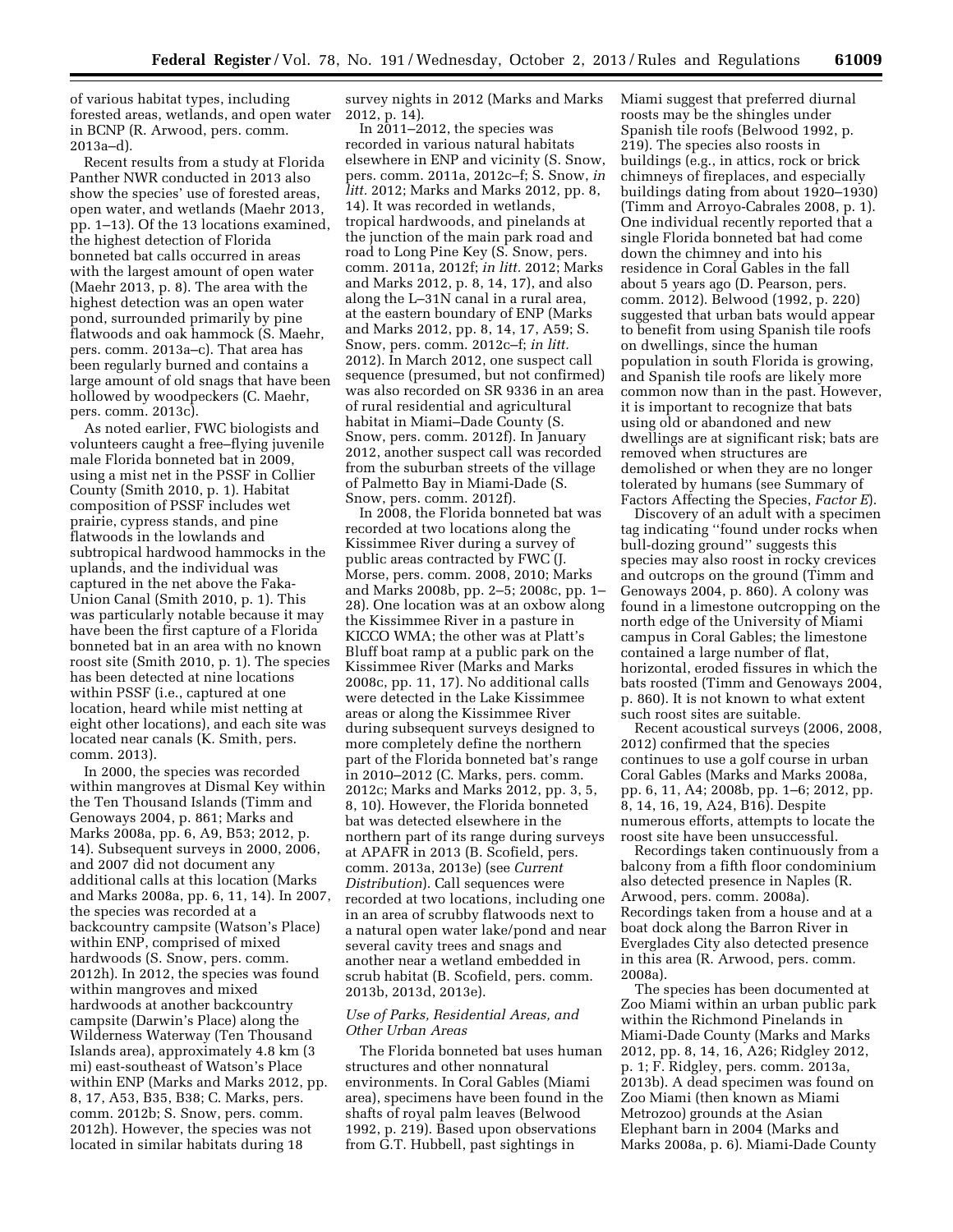of various habitat types, including forested areas, wetlands, and open water in BCNP (R. Arwood, pers. comm. 2013a–d).

Recent results from a study at Florida Panther NWR conducted in 2013 also show the species' use of forested areas, open water, and wetlands (Maehr 2013, pp. 1–13). Of the 13 locations examined, the highest detection of Florida bonneted bat calls occurred in areas with the largest amount of open water (Maehr 2013, p. 8). The area with the highest detection was an open water pond, surrounded primarily by pine flatwoods and oak hammock (S. Maehr, pers. comm. 2013a–c). That area has been regularly burned and contains a large amount of old snags that have been hollowed by woodpeckers (C. Maehr, pers. comm. 2013c).

As noted earlier, FWC biologists and volunteers caught a free–flying juvenile male Florida bonneted bat in 2009, using a mist net in the PSSF in Collier County (Smith 2010, p. 1). Habitat composition of PSSF includes wet prairie, cypress stands, and pine flatwoods in the lowlands and subtropical hardwood hammocks in the uplands, and the individual was captured in the net above the Faka-Union Canal (Smith 2010, p. 1). This was particularly notable because it may have been the first capture of a Florida bonneted bat in an area with no known roost site (Smith 2010, p. 1). The species has been detected at nine locations within PSSF (i.e., captured at one location, heard while mist netting at eight other locations), and each site was located near canals (K. Smith, pers. comm. 2013).

In 2000, the species was recorded within mangroves at Dismal Key within the Ten Thousand Islands (Timm and Genoways 2004, p. 861; Marks and Marks 2008a, pp. 6, A9, B53; 2012, p. 14). Subsequent surveys in 2000, 2006, and 2007 did not document any additional calls at this location (Marks and Marks 2008a, pp. 6, 11, 14). In 2007, the species was recorded at a backcountry campsite (Watson's Place) within ENP, comprised of mixed hardwoods (S. Snow, pers. comm. 2012h). In 2012, the species was found within mangroves and mixed hardwoods at another backcountry campsite (Darwin's Place) along the Wilderness Waterway (Ten Thousand Islands area), approximately 4.8 km (3 mi) east-southeast of Watson's Place within ENP (Marks and Marks 2012, pp. 8, 17, A53, B35, B38; C. Marks, pers. comm. 2012b; S. Snow, pers. comm. 2012h). However, the species was not located in similar habitats during 18 survey nights in 2012 (Marks and Marks 2012, p. 14).

In 2011–2012, the species was recorded in various natural habitats elsewhere in ENP and vicinity (S. Snow, pers. comm. 2011a, 2012c–f; S. Snow, *in litt.* 2012; Marks and Marks 2012, pp. 8, 14). It was recorded in wetlands, tropical hardwoods, and pinelands at the junction of the main park road and road to Long Pine Key (S. Snow, pers. comm. 2011a, 2012f; *in litt.* 2012; Marks and Marks 2012, p. 8, 14, 17), and also along the L–31N canal in a rural area, at the eastern boundary of ENP (Marks and Marks 2012, pp. 8, 14, 17, A59; S. Snow, pers. comm. 2012c–f; *in litt.* 2012). In March 2012, one suspect call sequence (presumed, but not confirmed) was also recorded on SR 9336 in an area of rural residential and agricultural habitat in Miami–Dade County (S. Snow, pers. comm. 2012f). In January 2012, another suspect call was recorded from the suburban streets of the village of Palmetto Bay in Miami-Dade (S. Snow, pers. comm. 2012f).

In 2008, the Florida bonneted bat was recorded at two locations along the Kissimmee River during a survey of public areas contracted by FWC (J. Morse, pers. comm. 2008, 2010; Marks and Marks 2008b, pp. 2–5; 2008c, pp. 1–28). One location was at an oxbow along the Kissimmee River in a pasture in KICCO WMA; the other was at Platt's Bluff boat ramp at a public park on the Kissimmee River (Marks and Marks 2008c, pp. 11, 17). No additional calls were detected in the Lake Kissimmee areas or along the Kissimmee River during subsequent surveys designed to more completely define the northern part of the Florida bonneted bat's range in 2010–2012 (C. Marks, pers. comm. 2012c; Marks and Marks 2012, pp. 3, 5, 8, 10). However, the Florida bonneted bat was detected elsewhere in the northern part of its range during surveys at APAFR in 2013 (B. Scofield, pers. comm. 2013a, 2013e) (see *Current Distribution*). Call sequences were recorded at two locations, including one in an area of scrubby flatwoods next to a natural open water lake/pond and near several cavity trees and snags and another near a wetland embedded in scrub habitat (B. Scofield, pers. comm. 2013b, 2013d, 2013e).

### *Use of Parks, Residential Areas, and Other Urban Areas*

The Florida bonneted bat uses human structures and other nonnatural environments. In Coral Gables (Miami area), specimens have been found in the shafts of royal palm leaves (Belwood 1992, p. 219). Based upon observations from G.T. Hubbell, past sightings in Miami suggest that preferred diurnal roosts may be the shingles under Spanish tile roofs (Belwood 1992, p. 219). The species also roosts in buildings (e.g., in attics, rock or brick chimneys of fireplaces, and especially buildings dating from about 1920–1930) (Timm and Arroyo-Cabrales 2008, p. 1). One individual recently reported that a single Florida bonneted bat had come down the chimney and into his residence in Coral Gables in the fall about 5 years ago (D. Pearson, pers. comm. 2012). Belwood (1992, p. 220) suggested that urban bats would appear to benefit from using Spanish tile roofs on dwellings, since the human population in south Florida is growing, and Spanish tile roofs are likely more common now than in the past. However, it is important to recognize that bats using old or abandoned and new dwellings are at significant risk; bats are removed when structures are demolished or when they are no longer tolerated by humans (see Summary of Factors Affecting the Species, *Factor E*).

Discovery of an adult with a specimen tag indicating "found under rocks when bull-dozing ground" suggests this species may also roost in rocky crevices and outcrops on the ground (Timm and Genoways 2004, p. 860). A colony was found in a limestone outcropping on the north edge of the University of Miami campus in Coral Gables; the limestone contained a large number of flat, horizontal, eroded fissures in which the bats roosted (Timm and Genoways 2004, p. 860). It is not known to what extent such roost sites are suitable.

Recent acoustical surveys (2006, 2008, 2012) confirmed that the species continues to use a golf course in urban Coral Gables (Marks and Marks 2008a, pp. 6, 11, A4; 2008b, pp. 1–6; 2012, pp. 8, 14, 16, 19, A24, B16). Despite numerous efforts, attempts to locate the roost site have been unsuccessful.

Recordings taken continuously from a balcony from a fifth floor condominium also detected presence in Naples (R. Arwood, pers. comm. 2008a). Recordings taken from a house and at a boat dock along the Barron River in Everglades City also detected presence in this area (R. Arwood, pers. comm. 2008a).

The species has been documented at Zoo Miami within an urban public park within the Richmond Pinelands in Miami-Dade County (Marks and Marks 2012, pp. 8, 14, 16, A26; Ridgley 2012, p. 1; F. Ridgley, pers. comm. 2013a, 2013b). A dead specimen was found on Zoo Miami (then known as Miami Metrozoo) grounds at the Asian Elephant barn in 2004 (Marks and Marks 2008a, p. 6). Miami-Dade County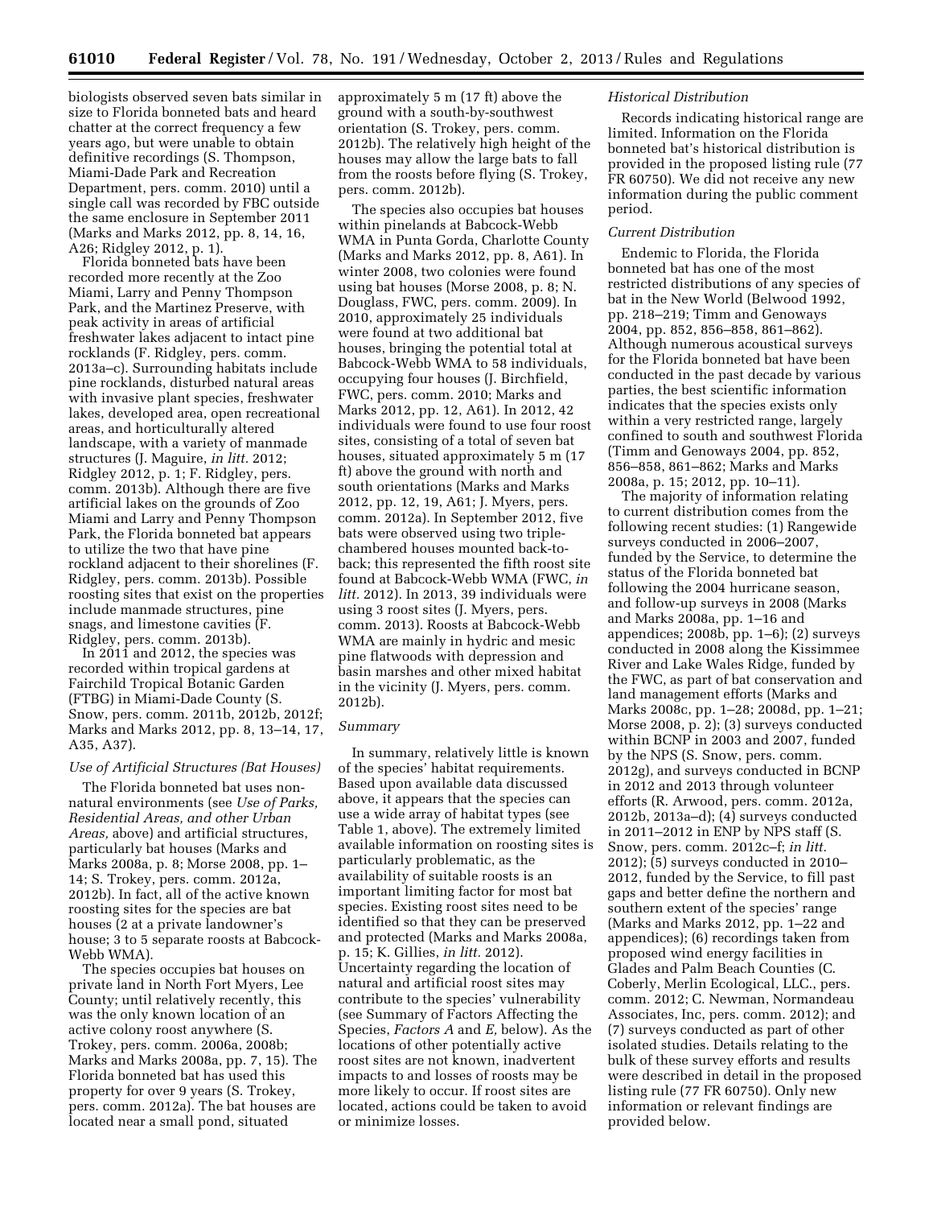biologists observed seven bats similar in size to Florida bonneted bats and heard chatter at the correct frequency a few years ago, but were unable to obtain definitive recordings (S. Thompson, Miami-Dade Park and Recreation Department, pers. comm. 2010) until a single call was recorded by FBC outside the same enclosure in September 2011 (Marks and Marks 2012, pp. 8, 14, 16, A26; Ridgley 2012, p. 1).

Florida bonneted bats have been recorded more recently at the Zoo Miami, Larry and Penny Thompson Park, and the Martinez Preserve, with peak activity in areas of artificial freshwater lakes adjacent to intact pine rocklands (F. Ridgley, pers. comm. 2013a–c). Surrounding habitats include pine rocklands, disturbed natural areas with invasive plant species, freshwater lakes, developed area, open recreational areas, and horticulturally altered landscape, with a variety of manmade structures (J. Maguire, *in litt.* 2012; Ridgley 2012, p. 1; F. Ridgley, pers. comm. 2013b). Although there are five artificial lakes on the grounds of Zoo Miami and Larry and Penny Thompson Park, the Florida bonneted bat appears to utilize the two that have pine rockland adjacent to their shorelines (F. Ridgley, pers. comm. 2013b). Possible roosting sites that exist on the properties include manmade structures, pine snags, and limestone cavities (F. Ridgley, pers. comm. 2013b).

In 2011 and 2012, the species was recorded within tropical gardens at Fairchild Tropical Botanic Garden (FTBG) in Miami-Dade County (S. Snow, pers. comm. 2011b, 2012b, 2012f; Marks and Marks 2012, pp. 8, 13–14, 17, A35, A37).

*Use of Artificial Structures (Bat Houses)*

The Florida bonneted bat uses non-natural environments (see *Use of Parks, Residential Areas, and other Urban Areas,* above) and artificial structures, particularly bat houses (Marks and Marks 2008a, p. 8; Morse 2008, pp. 1–14; S. Trokey, pers. comm. 2012a, 2012b). In fact, all of the active known roosting sites for the species are bat houses (2 at a private landowner's house; 3 to 5 separate roosts at Babcock-Webb WMA).

The species occupies bat houses on private land in North Fort Myers, Lee County; until relatively recently, this was the only known location of an active colony roost anywhere (S. Trokey, pers. comm. 2006a, 2008b; Marks and Marks 2008a, pp. 7, 15). The Florida bonneted bat has used this property for over 9 years (S. Trokey, pers. comm. 2012a). The bat houses are located near a small pond, situated approximately 5 m (17 ft) above the ground with a south-by-southwest orientation (S. Trokey, pers. comm. 2012b). The relatively high height of the houses may allow the large bats to fall from the roosts before flying (S. Trokey, pers. comm. 2012b).

The species also occupies bat houses within pinelands at Babcock-Webb WMA in Punta Gorda, Charlotte County (Marks and Marks 2012, pp. 8, A61). In winter 2008, two colonies were found using bat houses (Morse 2008, p. 8; N. Douglass, FWC, pers. comm. 2009). In 2010, approximately 25 individuals were found at two additional bat houses, bringing the potential total at Babcock-Webb WMA to 58 individuals, occupying four houses (J. Birchfield, FWC, pers. comm. 2010; Marks and Marks 2012, pp. 12, A61). In 2012, 42 individuals were found to use four roost sites, consisting of a total of seven bat houses, situated approximately 5 m (17 ft) above the ground with north and south orientations (Marks and Marks 2012, pp. 12, 19, A61; J. Myers, pers. comm. 2012a). In September 2012, five bats were observed using two triple-chambered houses mounted back-to-back; this represented the fifth roost site found at Babcock-Webb WMA (FWC, *in litt.* 2012). In 2013, 39 individuals were using 3 roost sites (J. Myers, pers. comm. 2013). Roosts at Babcock-Webb WMA are mainly in hydric and mesic pine flatwoods with depression and basin marshes and other mixed habitat in the vicinity (J. Myers, pers. comm. 2012b).

*Summary*

In summary, relatively little is known of the species' habitat requirements. Based upon available data discussed above, it appears that the species can use a wide array of habitat types (see Table 1, above). The extremely limited available information on roosting sites is particularly problematic, as the availability of suitable roosts is an important limiting factor for most bat species. Existing roost sites need to be identified so that they can be preserved and protected (Marks and Marks 2008a, p. 15; K. Gillies, *in litt.* 2012). Uncertainty regarding the location of natural and artificial roost sites may contribute to the species' vulnerability (see Summary of Factors Affecting the Species, *Factors A* and *E,* below). As the locations of other potentially active roost sites are not known, inadvertent impacts to and losses of roosts may be more likely to occur. If roost sites are located, actions could be taken to avoid or minimize losses.

*Historical Distribution*

Records indicating historical range are limited. Information on the Florida bonneted bat's historical distribution is provided in the proposed listing rule (77 FR 60750). We did not receive any new information during the public comment period.

*Current Distribution*

Endemic to Florida, the Florida bonneted bat has one of the most restricted distributions of any species of bat in the New World (Belwood 1992, pp. 218–219; Timm and Genoways 2004, pp. 852, 856–858, 861–862). Although numerous acoustical surveys for the Florida bonneted bat have been conducted in the past decade by various parties, the best scientific information indicates that the species exists only within a very restricted range, largely confined to south and southwest Florida (Timm and Genoways 2004, pp. 852, 856–858, 861–862; Marks and Marks 2008a, p. 15; 2012, pp. 10–11).

The majority of information relating to current distribution comes from the following recent studies: (1) Rangewide surveys conducted in 2006–2007, funded by the Service, to determine the status of the Florida bonneted bat following the 2004 hurricane season, and follow-up surveys in 2008 (Marks and Marks 2008a, pp. 1–16 and appendices; 2008b, pp. 1–6); (2) surveys conducted in 2008 along the Kissimmee River and Lake Wales Ridge, funded by the FWC, as part of bat conservation and land management efforts (Marks and Marks 2008c, pp. 1–28; 2008d, pp. 1–21; Morse 2008, p. 2); (3) surveys conducted within BCNP in 2003 and 2007, funded by the NPS (S. Snow, pers. comm. 2012g), and surveys conducted in BCNP in 2012 and 2013 through volunteer efforts (R. Arwood, pers. comm. 2012a, 2012b, 2013a–d); (4) surveys conducted in 2011–2012 in ENP by NPS staff (S. Snow, pers. comm. 2012c–f; *in litt.* 2012); (5) surveys conducted in 2010–2012, funded by the Service, to fill past gaps and better define the northern and southern extent of the species' range (Marks and Marks 2012, pp. 1–22 and appendices); (6) recordings taken from proposed wind energy facilities in Glades and Palm Beach Counties (C. Coberly, Merlin Ecological, LLC., pers. comm. 2012; C. Newman, Normandeau Associates, Inc, pers. comm. 2012); and (7) surveys conducted as part of other isolated studies. Details relating to the bulk of these survey efforts and results were described in detail in the proposed listing rule (77 FR 60750). Only new information or relevant findings are provided below.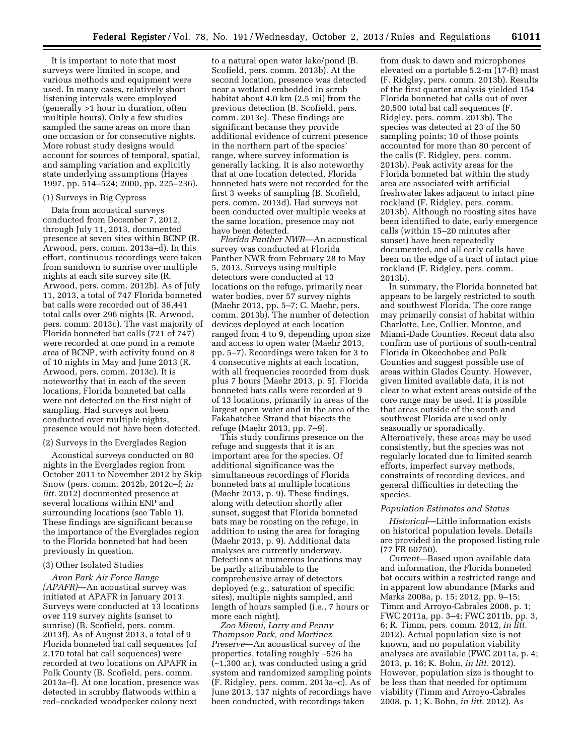It is important to note that most surveys were limited in scope, and various methods and equipment were used. In many cases, relatively short listening intervals were employed (generally >1 hour in duration, often multiple hours). Only a few studies sampled the same areas on more than one occasion or for consecutive nights. More robust study designs would account for sources of temporal, spatial, and sampling variation and explicitly state underlying assumptions (Hayes 1997, pp. 514–524; 2000, pp. 225–236).

(1) Surveys in Big Cypress

Data from acoustical surveys conducted from December 7, 2012, through July 11, 2013, documented presence at seven sites within BCNP (R. Arwood, pers. comm. 2013a–d). In this effort, continuous recordings were taken from sundown to sunrise over multiple nights at each site survey site (R. Arwood, pers. comm. 2012b). As of July 11, 2013, a total of 747 Florida bonneted bat calls were recorded out of 36,441 total calls over 296 nights (R. Arwood, pers. comm. 2013c). The vast majority of Florida bonneted bat calls (721 of 747) were recorded at one pond in a remote area of BCNP, with activity found on 8 of 10 nights in May and June 2013 (R. Arwood, pers. comm. 2013c). It is noteworthy that in each of the seven locations, Florida bonneted bat calls were not detected on the first night of sampling. Had surveys not been conducted over multiple nights, presence would not have been detected.

(2) Surveys in the Everglades Region

Acoustical surveys conducted on 80 nights in the Everglades region from October 2011 to November 2012 by Skip Snow (pers. comm. 2012b, 2012c–f; *in litt.* 2012) documented presence at several locations within ENP and surrounding locations (see Table 1). These findings are significant because the importance of the Everglades region to the Florida bonneted bat had been previously in question.

(3) Other Isolated Studies

*Avon Park Air Force Range (APAFR)*—An acoustical survey was initiated at APAFR in January 2013. Surveys were conducted at 13 locations over 119 survey nights (sunset to sunrise) (B. Scofield, pers. comm. 2013f). As of August 2013, a total of 9 Florida bonneted bat call sequences (of 2,170 total bat call sequences) were recorded at two locations on APAFR in Polk County (B. Scofield, pers. comm. 2013a–f). At one location, presence was detected in scrubby flatwoods within a red–cockaded woodpecker colony next to a natural open water lake/pond (B. Scofield, pers. comm. 2013b). At the second location, presence was detected near a wetland embedded in scrub habitat about 4.0 km (2.5 mi) from the previous detection (B. Scofield, pers. comm. 2013e). These findings are significant because they provide additional evidence of current presence in the northern part of the species' range, where survey information is generally lacking. It is also noteworthy that at one location detected, Florida bonneted bats were not recorded for the first 3 weeks of sampling (B. Scofield, pers. comm. 2013d). Had surveys not been conducted over multiple weeks at the same location, presence may not have been detected.

*Florida Panther NWR*—An acoustical survey was conducted at Florida Panther NWR from February 28 to May 5, 2013. Surveys using multiple detectors were conducted at 13 locations on the refuge, primarily near water bodies, over 57 survey nights (Maehr 2013, pp. 5–7; C. Maehr, pers. comm. 2013b). The number of detection devices deployed at each location ranged from 4 to 9, depending upon size and access to open water (Maehr 2013, pp. 5–7). Recordings were taken for 3 to 4 consecutive nights at each location, with all frequencies recorded from dusk plus 7 hours (Maehr 2013, p. 5). Florida bonneted bats calls were recorded at 9 of 13 locations, primarily in areas of the largest open water and in the area of the Fakahatchee Strand that bisects the refuge (Maehr 2013, pp. 7–9).

This study confirms presence on the refuge and suggests that it is an important area for the species. Of additional significance was the simultaneous recordings of Florida bonneted bats at multiple locations (Maehr 2013, p. 9). These findings, along with detection shortly after sunset, suggest that Florida bonneted bats may be roosting on the refuge, in addition to using the area for foraging (Maehr 2013, p. 9). Additional data analyses are currently underway. Detections at numerous locations may be partly attributable to the comprehensive array of detectors deployed (e.g., saturation of specific sites), multiple nights sampled, and length of hours sampled (i.e., 7 hours or more each night).

*Zoo Miami, Larry and Penny Thompson Park, and Martinez Preserve*—An acoustical survey of the properties, totaling roughly ~526 ha (~1,300 ac), was conducted using a grid system and randomized sampling points (F. Ridgley, pers. comm. 2013a–c). As of June 2013, 137 nights of recordings have been conducted, with recordings taken from dusk to dawn and microphones elevated on a portable 5.2-m (17-ft) mast (F. Ridgley, pers. comm. 2013b). Results of the first quarter analysis yielded 154 Florida bonneted bat calls out of over 20,500 total bat call sequences (F. Ridgley, pers. comm. 2013b). The species was detected at 23 of the 50 sampling points; 10 of those points accounted for more than 80 percent of the calls (F. Ridgley, pers. comm. 2013b). Peak activity areas for the Florida bonneted bat within the study area are associated with artificial freshwater lakes adjacent to intact pine rockland (F. Ridgley, pers. comm. 2013b). Although no roosting sites have been identified to date, early emergence calls (within 15–20 minutes after sunset) have been repeatedly documented, and all early calls have been on the edge of a tract of intact pine rockland (F. Ridgley, pers. comm. 2013b).

In summary, the Florida bonneted bat appears to be largely restricted to south and southwest Florida. The core range may primarily consist of habitat within Charlotte, Lee, Collier, Monroe, and Miami-Dade Counties. Recent data also confirm use of portions of south-central Florida in Okeechobee and Polk Counties and suggest possible use of areas within Glades County. However, given limited available data, it is not clear to what extent areas outside of the core range may be used. It is possible that areas outside of the south and southwest Florida are used only seasonally or sporadically. Alternatively, these areas may be used consistently, but the species was not regularly located due to limited search efforts, imperfect survey methods, constraints of recording devices, and general difficulties in detecting the species.

*Population Estimates and Status*

*Historical*—Little information exists on historical population levels. Details are provided in the proposed listing rule (77 FR 60750).

*Current*—Based upon available data and information, the Florida bonneted bat occurs within a restricted range and in apparent low abundance (Marks and Marks 2008a, p. 15; 2012, pp. 9–15; Timm and Arroyo-Cabrales 2008, p. 1; FWC 2011a, pp. 3–4; FWC 2011b, pp. 3, 6; R. Timm, pers. comm. 2012, *in litt.* 2012). Actual population size is not known, and no population viability analyses are available (FWC 2011a, p. 4; 2013, p. 16; K. Bohn, *in litt.* 2012). However, population size is thought to be less than that needed for optimum viability (Timm and Arroyo-Cabrales 2008, p. 1; K. Bohn, *in litt.* 2012). As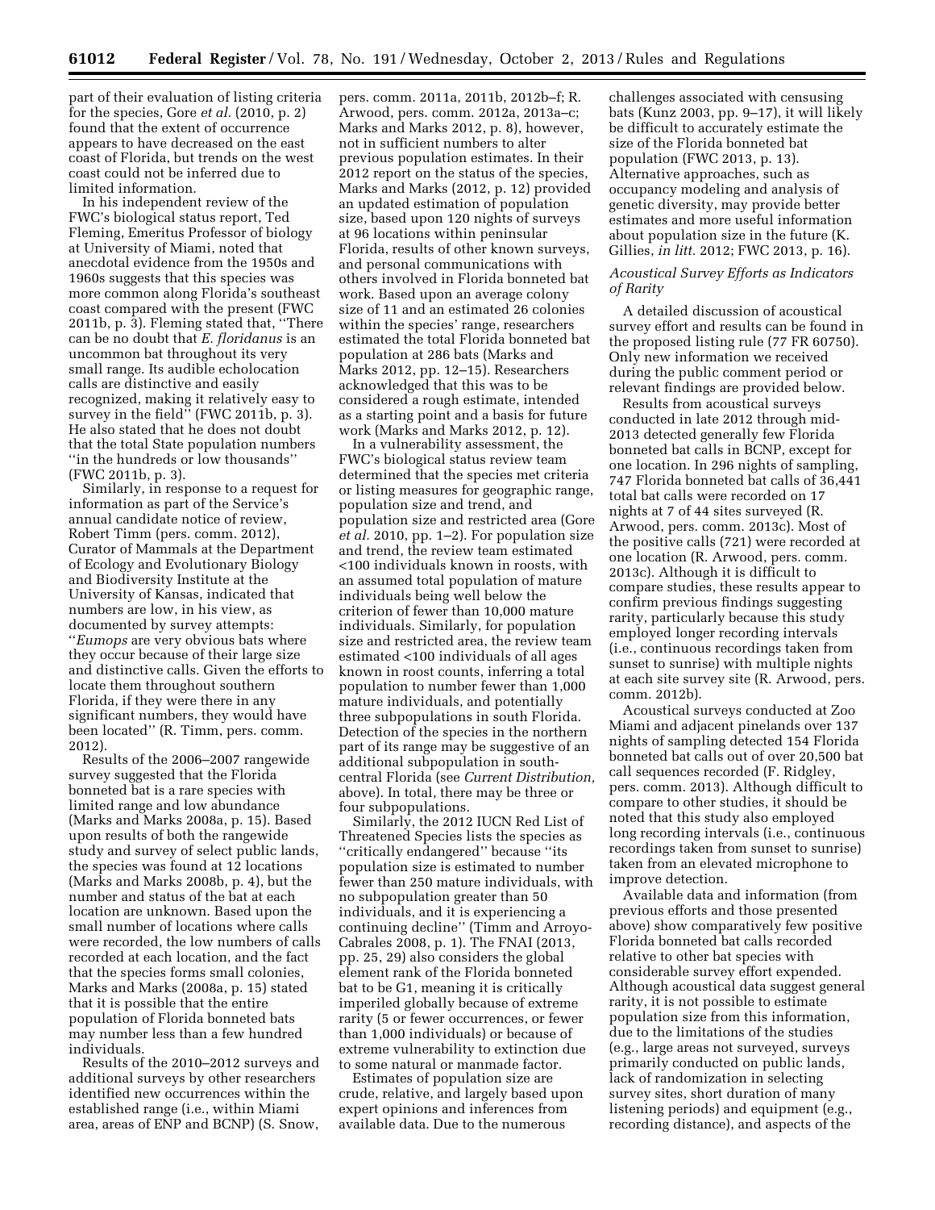part of their evaluation of listing criteria for the species, Gore *et al.* (2010, p. 2) found that the extent of occurrence appears to have decreased on the east coast of Florida, but trends on the west coast could not be inferred due to limited information.

In his independent review of the FWC's biological status report, Ted Fleming, Emeritus Professor of biology at University of Miami, noted that anecdotal evidence from the 1950s and 1960s suggests that this species was more common along Florida's southeast coast compared with the present (FWC 2011b, p. 3). Fleming stated that, ''There can be no doubt that *E. floridanus* is an uncommon bat throughout its very small range. Its audible echolocation calls are distinctive and easily recognized, making it relatively easy to survey in the field'' (FWC 2011b, p. 3). He also stated that he does not doubt that the total State population numbers ''in the hundreds or low thousands'' (FWC 2011b, p. 3).

Similarly, in response to a request for information as part of the Service's annual candidate notice of review, Robert Timm (pers. comm. 2012), Curator of Mammals at the Department of Ecology and Evolutionary Biology and Biodiversity Institute at the University of Kansas, indicated that numbers are low, in his view, as documented by survey attempts: ''*Eumops* are very obvious bats where they occur because of their large size and distinctive calls. Given the efforts to locate them throughout southern Florida, if they were there in any significant numbers, they would have been located'' (R. Timm, pers. comm. 2012).

Results of the 2006–2007 rangewide survey suggested that the Florida bonneted bat is a rare species with limited range and low abundance (Marks and Marks 2008a, p. 15). Based upon results of both the rangewide study and survey of select public lands, the species was found at 12 locations (Marks and Marks 2008b, p. 4), but the number and status of the bat at each location are unknown. Based upon the small number of locations where calls were recorded, the low numbers of calls recorded at each location, and the fact that the species forms small colonies, Marks and Marks (2008a, p. 15) stated that it is possible that the entire population of Florida bonneted bats may number less than a few hundred individuals.

Results of the 2010–2012 surveys and additional surveys by other researchers identified new occurrences within the established range (i.e., within Miami area, areas of ENP and BCNP) (S. Snow, pers. comm. 2011a, 2011b, 2012b–f; R. Arwood, pers. comm. 2012a, 2013a–c; Marks and Marks 2012, p. 8), however, not in sufficient numbers to alter previous population estimates. In their 2012 report on the status of the species, Marks and Marks (2012, p. 12) provided an updated estimation of population size, based upon 120 nights of surveys at 96 locations within peninsular Florida, results of other known surveys, and personal communications with others involved in Florida bonneted bat work. Based upon an average colony size of 11 and an estimated 26 colonies within the species' range, researchers estimated the total Florida bonneted bat population at 286 bats (Marks and Marks 2012, pp. 12–15). Researchers acknowledged that this was to be considered a rough estimate, intended as a starting point and a basis for future work (Marks and Marks 2012, p. 12).

In a vulnerability assessment, the FWC's biological status review team determined that the species met criteria or listing measures for geographic range, population size and trend, and population size and restricted area (Gore *et al.* 2010, pp. 1–2). For population size and trend, the review team estimated <100 individuals known in roosts, with an assumed total population of mature individuals being well below the criterion of fewer than 10,000 mature individuals. Similarly, for population size and restricted area, the review team estimated <100 individuals of all ages known in roost counts, inferring a total population to number fewer than 1,000 mature individuals, and potentially three subpopulations in south Florida. Detection of the species in the northern part of its range may be suggestive of an additional subpopulation in south-central Florida (see *Current Distribution,* above). In total, there may be three or four subpopulations.

Similarly, the 2012 IUCN Red List of Threatened Species lists the species as ''critically endangered'' because ''its population size is estimated to number fewer than 250 mature individuals, with no subpopulation greater than 50 individuals, and it is experiencing a continuing decline'' (Timm and Arroyo-Cabrales 2008, p. 1). The FNAI (2013, pp. 25, 29) also considers the global element rank of the Florida bonneted bat to be G1, meaning it is critically imperiled globally because of extreme rarity (5 or fewer occurrences, or fewer than 1,000 individuals) or because of extreme vulnerability to extinction due to some natural or manmade factor.

Estimates of population size are crude, relative, and largely based upon expert opinions and inferences from available data. Due to the numerous challenges associated with censusing bats (Kunz 2003, pp. 9–17), it will likely be difficult to accurately estimate the size of the Florida bonneted bat population (FWC 2013, p. 13). Alternative approaches, such as occupancy modeling and analysis of genetic diversity, may provide better estimates and more useful information about population size in the future (K. Gillies, *in litt.* 2012; FWC 2013, p. 16).

*Acoustical Survey Efforts as Indicators of Rarity*

A detailed discussion of acoustical survey effort and results can be found in the proposed listing rule (77 FR 60750). Only new information we received during the public comment period or relevant findings are provided below.

Results from acoustical surveys conducted in late 2012 through mid-2013 detected generally few Florida bonneted bat calls in BCNP, except for one location. In 296 nights of sampling, 747 Florida bonneted bat calls of 36,441 total bat calls were recorded on 17 nights at 7 of 44 sites surveyed (R. Arwood, pers. comm. 2013c). Most of the positive calls (721) were recorded at one location (R. Arwood, pers. comm. 2013c). Although it is difficult to compare studies, these results appear to confirm previous findings suggesting rarity, particularly because this study employed longer recording intervals (i.e., continuous recordings taken from sunset to sunrise) with multiple nights at each site survey site (R. Arwood, pers. comm. 2012b).

Acoustical surveys conducted at Zoo Miami and adjacent pinelands over 137 nights of sampling detected 154 Florida bonneted bat calls out of over 20,500 bat call sequences recorded (F. Ridgley, pers. comm. 2013). Although difficult to compare to other studies, it should be noted that this study also employed long recording intervals (i.e., continuous recordings taken from sunset to sunrise) taken from an elevated microphone to improve detection.

Available data and information (from previous efforts and those presented above) show comparatively few positive Florida bonneted bat calls recorded relative to other bat species with considerable survey effort expended. Although acoustical data suggest general rarity, it is not possible to estimate population size from this information, due to the limitations of the studies (e.g., large areas not surveyed, surveys primarily conducted on public lands, lack of randomization in selecting survey sites, short duration of many listening periods) and equipment (e.g., recording distance), and aspects of the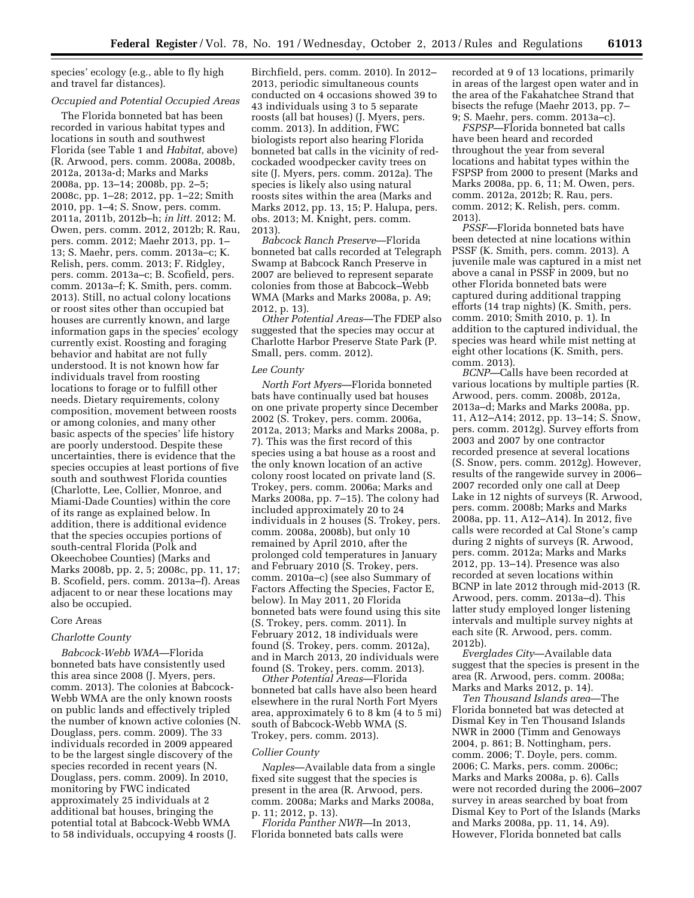species' ecology (e.g., able to fly high and travel far distances).

*Occupied and Potential Occupied Areas*

The Florida bonneted bat has been recorded in various habitat types and locations in south and southwest Florida (see Table 1 and *Habitat,* above) (R. Arwood, pers. comm. 2008a, 2008b, 2012a, 2013a-d; Marks and Marks 2008a, pp. 13–14; 2008b, pp. 2–5; 2008c, pp. 1–28; 2012, pp. 1–22; Smith 2010, pp. 1–4; S. Snow, pers. comm. 2011a, 2011b, 2012b–h; *in litt.* 2012; M. Owen, pers. comm. 2012, 2012b; R. Rau, pers. comm. 2012; Maehr 2013, pp. 1–13; S. Maehr, pers. comm. 2013a–c; K. Relish, pers. comm. 2013; F. Ridgley, pers. comm. 2013a–c; B. Scofield, pers. comm. 2013a–f; K. Smith, pers. comm. 2013). Still, no actual colony locations or roost sites other than occupied bat houses are currently known, and large information gaps in the species' ecology currently exist. Roosting and foraging behavior and habitat are not fully understood. It is not known how far individuals travel from roosting locations to forage or to fulfill other needs. Dietary requirements, colony composition, movement between roosts or among colonies, and many other basic aspects of the species' life history are poorly understood. Despite these uncertainties, there is evidence that the species occupies at least portions of five south and southwest Florida counties (Charlotte, Lee, Collier, Monroe, and Miami-Dade Counties) within the core of its range as explained below. In addition, there is additional evidence that the species occupies portions of south-central Florida (Polk and Okeechobee Counties) (Marks and Marks 2008b, pp. 2, 5; 2008c, pp. 11, 17; B. Scofield, pers. comm. 2013a–f). Areas adjacent to or near these locations may also be occupied.

Core Areas

*Charlotte County*

*Babcock-Webb WMA*—Florida bonneted bats have consistently used this area since 2008 (J. Myers, pers. comm. 2013). The colonies at Babcock-Webb WMA are the only known roosts on public lands and effectively tripled the number of known active colonies (N. Douglass, pers. comm. 2009). The 33 individuals recorded in 2009 appeared to be the largest single discovery of the species recorded in recent years (N. Douglass, pers. comm. 2009). In 2010, monitoring by FWC indicated approximately 25 individuals at 2 additional bat houses, bringing the potential total at Babcock-Webb WMA to 58 individuals, occupying 4 roosts (J. Birchfield, pers. comm. 2010). In 2012–2013, periodic simultaneous counts conducted on 4 occasions showed 39 to 43 individuals using 3 to 5 separate roosts (all bat houses) (J. Myers, pers. comm. 2013). In addition, FWC biologists report also hearing Florida bonneted bat calls in the vicinity of red-cockaded woodpecker cavity trees on site (J. Myers, pers. comm. 2012a). The species is likely also using natural roosts sites within the area (Marks and Marks 2012, pp. 13, 15; P. Halupa, pers. obs. 2013; M. Knight, pers. comm. 2013).

*Babcock Ranch Preserve*—Florida bonneted bat calls recorded at Telegraph Swamp at Babcock Ranch Preserve in 2007 are believed to represent separate colonies from those at Babcock–Webb WMA (Marks and Marks 2008a, p. A9; 2012, p. 13).

*Other Potential Areas*—The FDEP also suggested that the species may occur at Charlotte Harbor Preserve State Park (P. Small, pers. comm. 2012).

*Lee County*

*North Fort Myers*—Florida bonneted bats have continually used bat houses on one private property since December 2002 (S. Trokey, pers. comm. 2006a, 2012a, 2013; Marks and Marks 2008a, p. 7). This was the first record of this species using a bat house as a roost and the only known location of an active colony roost located on private land (S. Trokey, pers. comm. 2006a; Marks and Marks 2008a, pp. 7–15). The colony had included approximately 20 to 24 individuals in 2 houses (S. Trokey, pers. comm. 2008a, 2008b), but only 10 remained by April 2010, after the prolonged cold temperatures in January and February 2010 (S. Trokey, pers. comm. 2010a–c) (see also Summary of Factors Affecting the Species, Factor E, below). In May 2011, 20 Florida bonneted bats were found using this site (S. Trokey, pers. comm. 2011). In February 2012, 18 individuals were found (S. Trokey, pers. comm. 2012a), and in March 2013, 20 individuals were found (S. Trokey, pers. comm. 2013).

*Other Potential Areas*—Florida bonneted bat calls have also been heard elsewhere in the rural North Fort Myers area, approximately 6 to 8 km (4 to 5 mi) south of Babcock-Webb WMA (S. Trokey, pers. comm. 2013).

*Collier County*

*Naples*—Available data from a single fixed site suggest that the species is present in the area (R. Arwood, pers. comm. 2008a; Marks and Marks 2008a, p. 11; 2012, p. 13).

*Florida Panther NWR*—In 2013, Florida bonneted bats calls were recorded at 9 of 13 locations, primarily in areas of the largest open water and in the area of the Fakahatchee Strand that bisects the refuge (Maehr 2013, pp. 7–9; S. Maehr, pers. comm. 2013a–c).

*FSPSP*—Florida bonneted bat calls have been heard and recorded throughout the year from several locations and habitat types within the FSPSP from 2000 to present (Marks and Marks 2008a, pp. 6, 11; M. Owen, pers. comm. 2012a, 2012b; R. Rau, pers. comm. 2012; K. Relish, pers. comm. 2013).

*PSSF*—Florida bonneted bats have been detected at nine locations within PSSF (K. Smith, pers. comm. 2013). A juvenile male was captured in a mist net above a canal in PSSF in 2009, but no other Florida bonneted bats were captured during additional trapping efforts (14 trap nights) (K. Smith, pers. comm. 2010; Smith 2010, p. 1). In addition to the captured individual, the species was heard while mist netting at eight other locations (K. Smith, pers. comm. 2013).

*BCNP*—Calls have been recorded at various locations by multiple parties (R. Arwood, pers. comm. 2008b, 2012a, 2013a–d; Marks and Marks 2008a, pp. 11, A12–A14; 2012, pp. 13–14; S. Snow, pers. comm. 2012g). Survey efforts from 2003 and 2007 by one contractor recorded presence at several locations (S. Snow, pers. comm. 2012g). However, results of the rangewide survey in 2006–2007 recorded only one call at Deep Lake in 12 nights of surveys (R. Arwood, pers. comm. 2008b; Marks and Marks 2008a, pp. 11, A12–A14). In 2012, five calls were recorded at Cal Stone's camp during 2 nights of surveys (R. Arwood, pers. comm. 2012a; Marks and Marks 2012, pp. 13–14). Presence was also recorded at seven locations within BCNP in late 2012 through mid-2013 (R. Arwood, pers. comm. 2013a–d). This latter study employed longer listening intervals and multiple survey nights at each site (R. Arwood, pers. comm. 2012b).

*Everglades City*—Available data suggest that the species is present in the area (R. Arwood, pers. comm. 2008a; Marks and Marks 2012, p. 14).

*Ten Thousand Islands area*—The Florida bonneted bat was detected at Dismal Key in Ten Thousand Islands NWR in 2000 (Timm and Genoways 2004, p. 861; B. Nottingham, pers. comm. 2006; T. Doyle, pers. comm. 2006; C. Marks, pers. comm. 2006c; Marks and Marks 2008a, p. 6). Calls were not recorded during the 2006–2007 survey in areas searched by boat from Dismal Key to Port of the Islands (Marks and Marks 2008a, pp. 11, 14, A9). However, Florida bonneted bat calls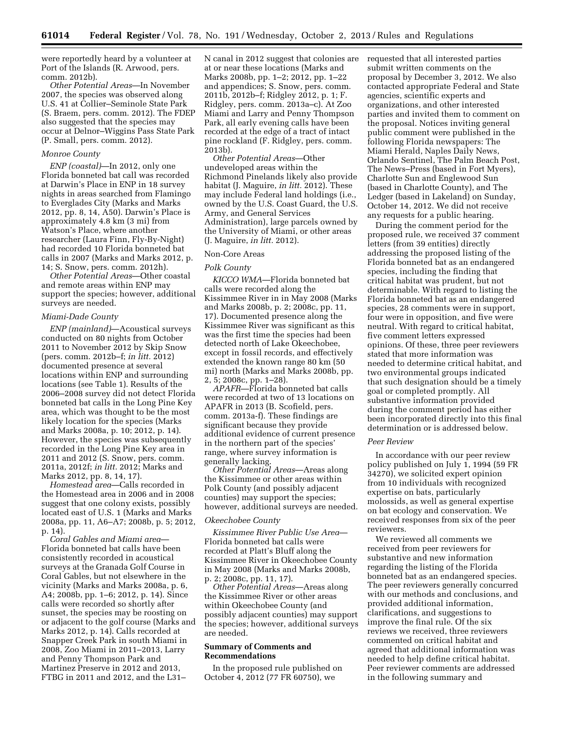were reportedly heard by a volunteer at Port of the Islands (R. Arwood, pers. comm. 2012b).

*Other Potential Areas*—In November 2007, the species was observed along U.S. 41 at Collier–Seminole State Park (S. Braem, pers. comm. 2012). The FDEP also suggested that the species may occur at Delnor–Wiggins Pass State Park (P. Small, pers. comm. 2012).

### *Monroe County*

*ENP (coastal)*—In 2012, only one Florida bonneted bat call was recorded at Darwin's Place in ENP in 18 survey nights in areas searched from Flamingo to Everglades City (Marks and Marks 2012, pp. 8, 14, A50). Darwin's Place is approximately 4.8 km (3 mi) from Watson's Place, where another researcher (Laura Finn, Fly-By-Night) had recorded 10 Florida bonneted bat calls in 2007 (Marks and Marks 2012, p. 14; S. Snow, pers. comm. 2012h).

*Other Potential Areas*—Other coastal and remote areas within ENP may support the species; however, additional surveys are needed.

### *Miami-Dade County*

*ENP (mainland)*—Acoustical surveys conducted on 80 nights from October 2011 to November 2012 by Skip Snow (pers. comm. 2012b–f; *in litt.* 2012) documented presence at several locations within ENP and surrounding locations (see Table 1). Results of the 2006–2008 survey did not detect Florida bonneted bat calls in the Long Pine Key area, which was thought to be the most likely location for the species (Marks and Marks 2008a, p. 10; 2012, p. 14). However, the species was subsequently recorded in the Long Pine Key area in 2011 and 2012 (S. Snow, pers. comm. 2011a, 2012f; *in litt.* 2012; Marks and Marks 2012, pp. 8, 14, 17).

*Homestead area*—Calls recorded in the Homestead area in 2006 and in 2008 suggest that one colony exists, possibly located east of U.S. 1 (Marks and Marks 2008a, pp. 11, A6–A7; 2008b, p. 5; 2012, p. 14).

*Coral Gables and Miami area*—Florida bonneted bat calls have been consistently recorded in acoustical surveys at the Granada Golf Course in Coral Gables, but not elsewhere in the vicinity (Marks and Marks 2008a, p. 6, A4; 2008b, pp. 1–6; 2012, p. 14). Since calls were recorded so shortly after sunset, the species may be roosting on or adjacent to the golf course (Marks and Marks 2012, p. 14). Calls recorded at Snapper Creek Park in south Miami in 2008, Zoo Miami in 2011–2013, Larry and Penny Thompson Park and Martinez Preserve in 2012 and 2013, FTBG in 2011 and 2012, and the L31–N canal in 2012 suggest that colonies are at or near these locations (Marks and Marks 2008b, pp. 1–2; 2012, pp. 1–22 and appendices; S. Snow, pers. comm. 2011b, 2012b–f; Ridgley 2012, p. 1; F. Ridgley, pers. comm. 2013a–c). At Zoo Miami and Larry and Penny Thompson Park, all early evening calls have been recorded at the edge of a tract of intact pine rockland (F. Ridgley, pers. comm. 2013b).

*Other Potential Areas*—Other undeveloped areas within the Richmond Pinelands likely also provide habitat (J. Maguire, *in litt.* 2012). These may include Federal land holdings (i.e., owned by the U.S. Coast Guard, the U.S. Army, and General Services Administration), large parcels owned by the University of Miami, or other areas (J. Maguire, *in litt.* 2012).

### Non-Core Areas

### *Polk County*

*KICCO WMA*—Florida bonneted bat calls were recorded along the Kissimmee River in in May 2008 (Marks and Marks 2008b, p. 2; 2008c, pp. 11, 17). Documented presence along the Kissimmee River was significant as this was the first time the species had been detected north of Lake Okeechobee, except in fossil records, and effectively extended the known range 80 km (50 mi) north (Marks and Marks 2008b, pp. 2, 5; 2008c, pp. 1–28).

*APAFR*—Florida bonneted bat calls were recorded at two of 13 locations on APAFR in 2013 (B. Scofield, pers. comm. 2013a-f). These findings are significant because they provide additional evidence of current presence in the northern part of the species' range, where survey information is generally lacking.

*Other Potential Areas*—Areas along the Kissimmee or other areas within Polk County (and possibly adjacent counties) may support the species; however, additional surveys are needed.

### *Okeechobee County*

*Kissimmee River Public Use Area*—Florida bonneted bat calls were recorded at Platt's Bluff along the Kissimmee River in Okeechobee County in May 2008 (Marks and Marks 2008b, p. 2; 2008c, pp. 11, 17).

*Other Potential Areas*—Areas along the Kissimmee River or other areas within Okeechobee County (and possibly adjacent counties) may support the species; however, additional surveys are needed.

## Summary of Comments and Recommendations

In the proposed rule published on October 4, 2012 (77 FR 60750), we requested that all interested parties submit written comments on the proposal by December 3, 2012. We also contacted appropriate Federal and State agencies, scientific experts and organizations, and other interested parties and invited them to comment on the proposal. Notices inviting general public comment were published in the following Florida newspapers: The Miami Herald, Naples Daily News, Orlando Sentinel, The Palm Beach Post, The News–Press (based in Fort Myers), Charlotte Sun and Englewood Sun (based in Charlotte County), and The Ledger (based in Lakeland) on Sunday, October 14, 2012. We did not receive any requests for a public hearing.

During the comment period for the proposed rule, we received 37 comment letters (from 39 entities) directly addressing the proposed listing of the Florida bonneted bat as an endangered species, including the finding that critical habitat was prudent, but not determinable. With regard to listing the Florida bonneted bat as an endangered species, 28 comments were in support, four were in opposition, and five were neutral. With regard to critical habitat, five comment letters expressed opinions. Of these, three peer reviewers stated that more information was needed to determine critical habitat, and two environmental groups indicated that such designation should be a timely goal or completed promptly. All substantive information provided during the comment period has either been incorporated directly into this final determination or is addressed below.

### *Peer Review*

In accordance with our peer review policy published on July 1, 1994 (59 FR 34270), we solicited expert opinion from 10 individuals with recognized expertise on bats, particularly molossids, as well as general expertise on bat ecology and conservation. We received responses from six of the peer reviewers.

We reviewed all comments we received from peer reviewers for substantive and new information regarding the listing of the Florida bonneted bat as an endangered species. The peer reviewers generally concurred with our methods and conclusions, and provided additional information, clarifications, and suggestions to improve the final rule. Of the six reviews we received, three reviewers commented on critical habitat and agreed that additional information was needed to help define critical habitat. Peer reviewer comments are addressed in the following summary and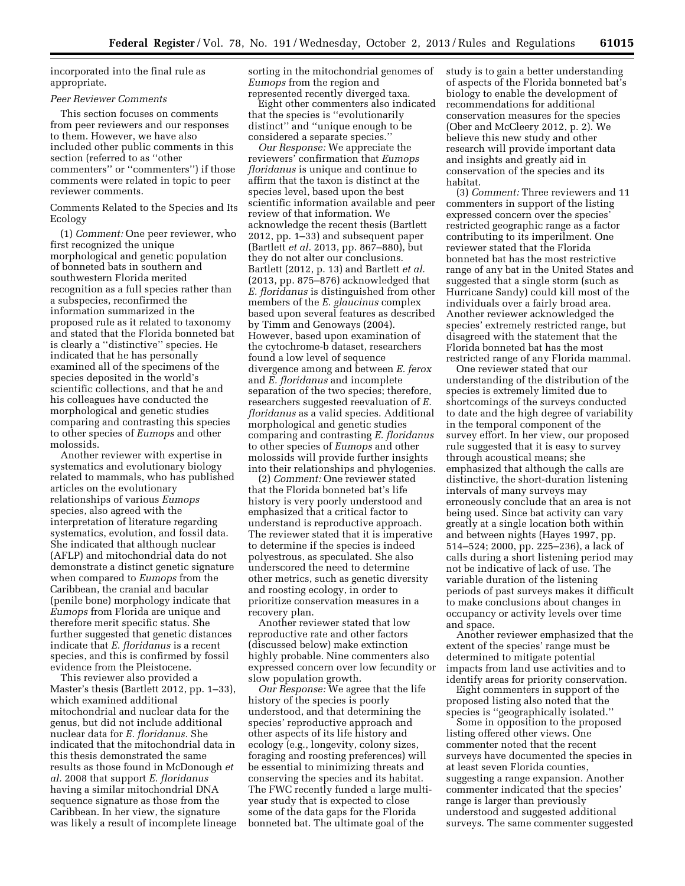incorporated into the final rule as appropriate.

### *Peer Reviewer Comments*

This section focuses on comments from peer reviewers and our responses to them. However, we have also included other public comments in this section (referred to as ''other commenters'' or ''commenters'') if those comments were related in topic to peer reviewer comments.

#### Comments Related to the Species and Its Ecology

(1) *Comment:* One peer reviewer, who first recognized the unique morphological and genetic population of bonneted bats in southern and southwestern Florida merited recognition as a full species rather than a subspecies, reconfirmed the information summarized in the proposed rule as it related to taxonomy and stated that the Florida bonneted bat is clearly a ''distinctive'' species. He indicated that he has personally examined all of the specimens of the species deposited in the world's scientific collections, and that he and his colleagues have conducted the morphological and genetic studies comparing and contrasting this species to other species of *Eumops* and other molossids.

Another reviewer with expertise in systematics and evolutionary biology related to mammals, who has published articles on the evolutionary relationships of various *Eumops* species, also agreed with the interpretation of literature regarding systematics, evolution, and fossil data. She indicated that although nuclear (AFLP) and mitochondrial data do not demonstrate a distinct genetic signature when compared to *Eumops* from the Caribbean, the cranial and bacular (penile bone) morphology indicate that *Eumops* from Florida are unique and therefore merit specific status. She further suggested that genetic distances indicate that *E. floridanus* is a recent species, and this is confirmed by fossil evidence from the Pleistocene.

This reviewer also provided a Master's thesis (Bartlett 2012, pp. 1–33), which examined additional mitochondrial and nuclear data for the genus, but did not include additional nuclear data for *E. floridanus.* She indicated that the mitochondrial data in this thesis demonstrated the same results as those found in McDonough *et al.* 2008 that support *E. floridanus* having a similar mitochondrial DNA sequence signature as those from the Caribbean. In her view, the signature was likely a result of incomplete lineage sorting in the mitochondrial genomes of *Eumops* from the region and represented recently diverged taxa.

Eight other commenters also indicated that the species is ''evolutionarily distinct'' and ''unique enough to be considered a separate species.''

*Our Response:* We appreciate the reviewers' confirmation that *Eumops floridanus* is unique and continue to affirm that the taxon is distinct at the species level, based upon the best scientific information available and peer review of that information. We acknowledge the recent thesis (Bartlett 2012, pp. 1–33) and subsequent paper (Bartlett *et al.* 2013, pp. 867–880), but they do not alter our conclusions. Bartlett (2012, p. 13) and Bartlett *et al.* (2013, pp. 875–876) acknowledged that *E. floridanus* is distinguished from other members of the *E. glaucinus* complex based upon several features as described by Timm and Genoways (2004). However, based upon examination of the cytochrome-b dataset, researchers found a low level of sequence divergence among and between *E. ferox* and *E. floridanus* and incomplete separation of the two species; therefore, researchers suggested reevaluation of *E. floridanus* as a valid species. Additional morphological and genetic studies comparing and contrasting *E. floridanus* to other species of *Eumops* and other molossids will provide further insights into their relationships and phylogenies.

(2) *Comment:* One reviewer stated that the Florida bonneted bat's life history is very poorly understood and emphasized that a critical factor to understand is reproductive approach. The reviewer stated that it is imperative to determine if the species is indeed polyestrous, as speculated. She also underscored the need to determine other metrics, such as genetic diversity and roosting ecology, in order to prioritize conservation measures in a recovery plan.

Another reviewer stated that low reproductive rate and other factors (discussed below) make extinction highly probable. Nine commenters also expressed concern over low fecundity or slow population growth.

*Our Response:* We agree that the life history of the species is poorly understood, and that determining the species' reproductive approach and other aspects of its life history and ecology (e.g., longevity, colony sizes, foraging and roosting preferences) will be essential to minimizing threats and conserving the species and its habitat. The FWC recently funded a large multi-year study that is expected to close some of the data gaps for the Florida bonneted bat. The ultimate goal of the study is to gain a better understanding of aspects of the Florida bonneted bat's biology to enable the development of recommendations for additional conservation measures for the species (Ober and McCleery 2012, p. 2). We believe this new study and other research will provide important data and insights and greatly aid in conservation of the species and its habitat.

(3) *Comment:* Three reviewers and 11 commenters in support of the listing expressed concern over the species' restricted geographic range as a factor contributing to its imperilment. One reviewer stated that the Florida bonneted bat has the most restrictive range of any bat in the United States and suggested that a single storm (such as Hurricane Sandy) could kill most of the individuals over a fairly broad area. Another reviewer acknowledged the species' extremely restricted range, but disagreed with the statement that the Florida bonneted bat has the most restricted range of any Florida mammal.

One reviewer stated that our understanding of the distribution of the species is extremely limited due to shortcomings of the surveys conducted to date and the high degree of variability in the temporal component of the survey effort. In her view, our proposed rule suggested that it is easy to survey through acoustical means; she emphasized that although the calls are distinctive, the short-duration listening intervals of many surveys may erroneously conclude that an area is not being used. Since bat activity can vary greatly at a single location both within and between nights (Hayes 1997, pp. 514–524; 2000, pp. 225–236), a lack of calls during a short listening period may not be indicative of lack of use. The variable duration of the listening periods of past surveys makes it difficult to make conclusions about changes in occupancy or activity levels over time and space.

Another reviewer emphasized that the extent of the species' range must be determined to mitigate potential impacts from land use activities and to identify areas for priority conservation.

Eight commenters in support of the proposed listing also noted that the species is ''geographically isolated.''

Some in opposition to the proposed listing offered other views. One commenter noted that the recent surveys have documented the species in at least seven Florida counties, suggesting a range expansion. Another commenter indicated that the species' range is larger than previously understood and suggested additional surveys. The same commenter suggested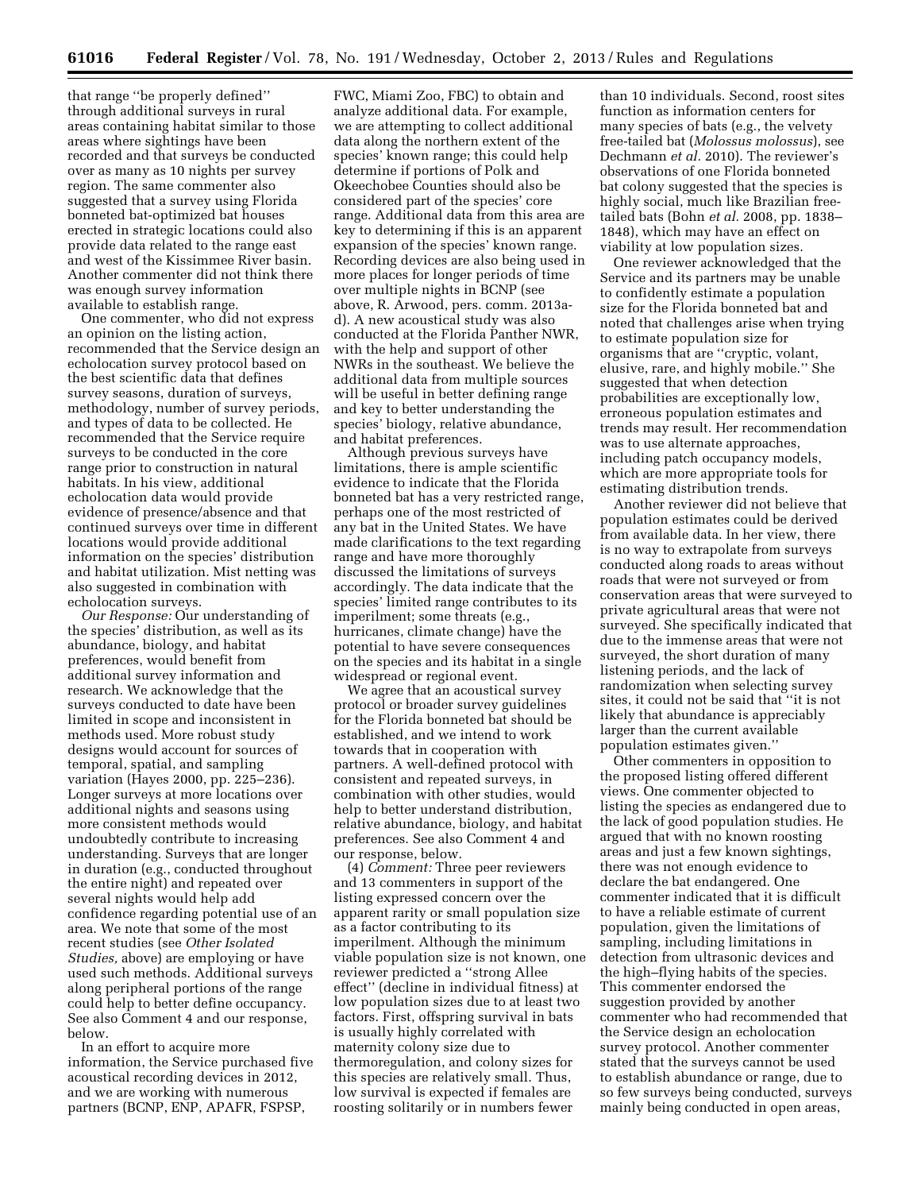that range "be properly defined" through additional surveys in rural areas containing habitat similar to those areas where sightings have been recorded and that surveys be conducted over as many as 10 nights per survey region. The same commenter also suggested that a survey using Florida bonneted bat-optimized bat houses erected in strategic locations could also provide data related to the range east and west of the Kissimmee River basin. Another commenter did not think there was enough survey information available to establish range.

One commenter, who did not express an opinion on the listing action, recommended that the Service design an echolocation survey protocol based on the best scientific data that defines survey seasons, duration of surveys, methodology, number of survey periods, and types of data to be collected. He recommended that the Service require surveys to be conducted in the core range prior to construction in natural habitats. In his view, additional echolocation data would provide evidence of presence/absence and that continued surveys over time in different locations would provide additional information on the species' distribution and habitat utilization. Mist netting was also suggested in combination with echolocation surveys.

*Our Response:* Our understanding of the species' distribution, as well as its abundance, biology, and habitat preferences, would benefit from additional survey information and research. We acknowledge that the surveys conducted to date have been limited in scope and inconsistent in methods used. More robust study designs would account for sources of temporal, spatial, and sampling variation (Hayes 2000, pp. 225–236). Longer surveys at more locations over additional nights and seasons using more consistent methods would undoubtedly contribute to increasing understanding. Surveys that are longer in duration (e.g., conducted throughout the entire night) and repeated over several nights would help add confidence regarding potential use of an area. We note that some of the most recent studies (see *Other Isolated Studies,* above) are employing or have used such methods. Additional surveys along peripheral portions of the range could help to better define occupancy. See also Comment 4 and our response, below.

In an effort to acquire more information, the Service purchased five acoustical recording devices in 2012, and we are working with numerous partners (BCNP, ENP, APAFR, FSPSP, FWC, Miami Zoo, FBC) to obtain and analyze additional data. For example, we are attempting to collect additional data along the northern extent of the species' known range; this could help determine if portions of Polk and Okeechobee Counties should also be considered part of the species' core range. Additional data from this area are key to determining if this is an apparent expansion of the species' known range. Recording devices are also being used in more places for longer periods of time over multiple nights in BCNP (see above, R. Arwood, pers. comm. 2013a-d). A new acoustical study was also conducted at the Florida Panther NWR, with the help and support of other NWRs in the southeast. We believe the additional data from multiple sources will be useful in better defining range and key to better understanding the species' biology, relative abundance, and habitat preferences.

Although previous surveys have limitations, there is ample scientific evidence to indicate that the Florida bonneted bat has a very restricted range, perhaps one of the most restricted of any bat in the United States. We have made clarifications to the text regarding range and have more thoroughly discussed the limitations of surveys accordingly. The data indicate that the species' limited range contributes to its imperilment; some threats (e.g., hurricanes, climate change) have the potential to have severe consequences on the species and its habitat in a single widespread or regional event.

We agree that an acoustical survey protocol or broader survey guidelines for the Florida bonneted bat should be established, and we intend to work towards that in cooperation with partners. A well-defined protocol with consistent and repeated surveys, in combination with other studies, would help to better understand distribution, relative abundance, biology, and habitat preferences. See also Comment 4 and our response, below.

(4) *Comment:* Three peer reviewers and 13 commenters in support of the listing expressed concern over the apparent rarity or small population size as a factor contributing to its imperilment. Although the minimum viable population size is not known, one reviewer predicted a "strong Allee effect" (decline in individual fitness) at low population sizes due to at least two factors. First, offspring survival in bats is usually highly correlated with maternity colony size due to thermoregulation, and colony sizes for this species are relatively small. Thus, low survival is expected if females are roosting solitarily or in numbers fewer than 10 individuals. Second, roost sites function as information centers for many species of bats (e.g., the velvety free-tailed bat (*Molossus molossus*), see Dechmann *et al.* 2010). The reviewer's observations of one Florida bonneted bat colony suggested that the species is highly social, much like Brazilian free-tailed bats (Bohn *et al.* 2008, pp. 1838–1848), which may have an effect on viability at low population sizes.

One reviewer acknowledged that the Service and its partners may be unable to confidently estimate a population size for the Florida bonneted bat and noted that challenges arise when trying to estimate population size for organisms that are "cryptic, volant, elusive, rare, and highly mobile." She suggested that when detection probabilities are exceptionally low, erroneous population estimates and trends may result. Her recommendation was to use alternate approaches, including patch occupancy models, which are more appropriate tools for estimating distribution trends.

Another reviewer did not believe that population estimates could be derived from available data. In her view, there is no way to extrapolate from surveys conducted along roads to areas without roads that were not surveyed or from conservation areas that were surveyed to private agricultural areas that were not surveyed. She specifically indicated that due to the immense areas that were not surveyed, the short duration of many listening periods, and the lack of randomization when selecting survey sites, it could not be said that "it is not likely that abundance is appreciably larger than the current available population estimates given."

Other commenters in opposition to the proposed listing offered different views. One commenter objected to listing the species as endangered due to the lack of good population studies. He argued that with no known roosting areas and just a few known sightings, there was not enough evidence to declare the bat endangered. One commenter indicated that it is difficult to have a reliable estimate of current population, given the limitations of sampling, including limitations in detection from ultrasonic devices and the high–flying habits of the species. This commenter endorsed the suggestion provided by another commenter who had recommended that the Service design an echolocation survey protocol. Another commenter stated that the surveys cannot be used to establish abundance or range, due to so few surveys being conducted, surveys mainly being conducted in open areas,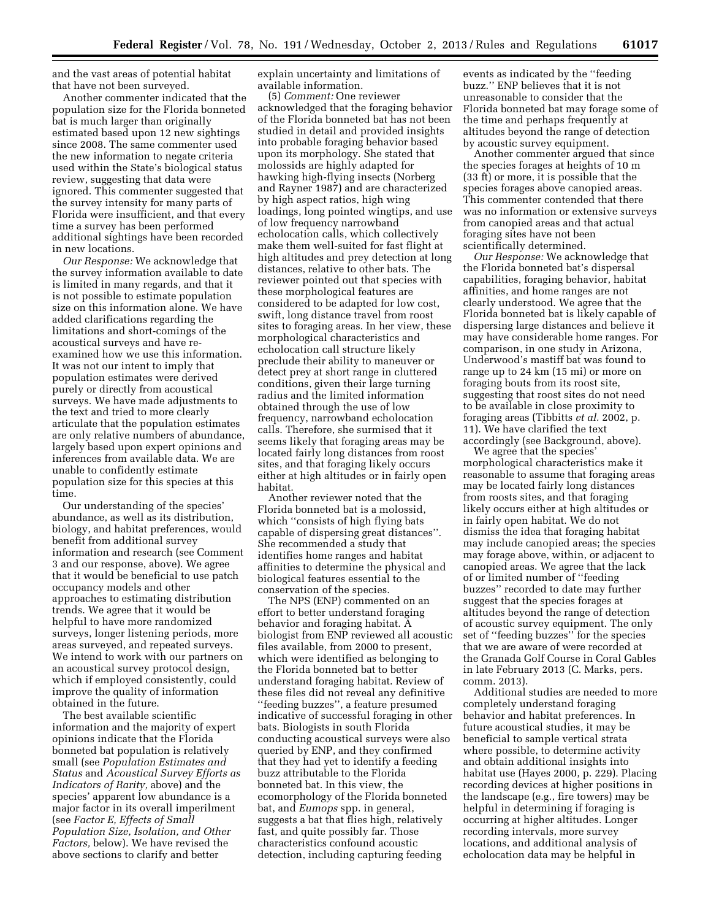and the vast areas of potential habitat that have not been surveyed.

Another commenter indicated that the population size for the Florida bonneted bat is much larger than originally estimated based upon 12 new sightings since 2008. The same commenter used the new information to negate criteria used within the State's biological status review, suggesting that data were ignored. This commenter suggested that the survey intensity for many parts of Florida were insufficient, and that every time a survey has been performed additional sightings have been recorded in new locations.

*Our Response:* We acknowledge that the survey information available to date is limited in many regards, and that it is not possible to estimate population size on this information alone. We have added clarifications regarding the limitations and short-comings of the acoustical surveys and have re-examined how we use this information. It was not our intent to imply that population estimates were derived purely or directly from acoustical surveys. We have made adjustments to the text and tried to more clearly articulate that the population estimates are only relative numbers of abundance, largely based upon expert opinions and inferences from available data. We are unable to confidently estimate population size for this species at this time.

Our understanding of the species' abundance, as well as its distribution, biology, and habitat preferences, would benefit from additional survey information and research (see Comment 3 and our response, above). We agree that it would be beneficial to use patch occupancy models and other approaches to estimating distribution trends. We agree that it would be helpful to have more randomized surveys, longer listening periods, more areas surveyed, and repeated surveys. We intend to work with our partners on an acoustical survey protocol design, which if employed consistently, could improve the quality of information obtained in the future.

The best available scientific information and the majority of expert opinions indicate that the Florida bonneted bat population is relatively small (see *Population Estimates and Status* and *Acoustical Survey Efforts as Indicators of Rarity,* above) and the species' apparent low abundance is a major factor in its overall imperilment (see *Factor E, Effects of Small Population Size, Isolation, and Other Factors,* below). We have revised the above sections to clarify and better explain uncertainty and limitations of available information.

(5) *Comment:* One reviewer acknowledged that the foraging behavior of the Florida bonneted bat has not been studied in detail and provided insights into probable foraging behavior based upon its morphology. She stated that molossids are highly adapted for hawking high-flying insects (Norberg and Rayner 1987) and are characterized by high aspect ratios, high wing loadings, long pointed wingtips, and use of low frequency narrowband echolocation calls, which collectively make them well-suited for fast flight at high altitudes and prey detection at long distances, relative to other bats. The reviewer pointed out that species with these morphological features are considered to be adapted for low cost, swift, long distance travel from roost sites to foraging areas. In her view, these morphological characteristics and echolocation call structure likely preclude their ability to maneuver or detect prey at short range in cluttered conditions, given their large turning radius and the limited information obtained through the use of low frequency, narrowband echolocation calls. Therefore, she surmised that it seems likely that foraging areas may be located fairly long distances from roost sites, and that foraging likely occurs either at high altitudes or in fairly open habitat.

Another reviewer noted that the Florida bonneted bat is a molossid, which ''consists of high flying bats capable of dispersing great distances''. She recommended a study that identifies home ranges and habitat affinities to determine the physical and biological features essential to the conservation of the species.

The NPS (ENP) commented on an effort to better understand foraging behavior and foraging habitat. A biologist from ENP reviewed all acoustic files available, from 2000 to present, which were identified as belonging to the Florida bonneted bat to better understand foraging habitat. Review of these files did not reveal any definitive ''feeding buzzes'', a feature presumed indicative of successful foraging in other bats. Biologists in south Florida conducting acoustical surveys were also queried by ENP, and they confirmed that they had yet to identify a feeding buzz attributable to the Florida bonneted bat. In this view, the ecomorphology of the Florida bonneted bat, and *Eumops* spp. in general, suggests a bat that flies high, relatively fast, and quite possibly far. Those characteristics confound acoustic detection, including capturing feeding events as indicated by the ''feeding buzz.'' ENP believes that it is not unreasonable to consider that the Florida bonneted bat may forage some of the time and perhaps frequently at altitudes beyond the range of detection by acoustic survey equipment.

Another commenter argued that since the species forages at heights of 10 m (33 ft) or more, it is possible that the species forages above canopied areas. This commenter contended that there was no information or extensive surveys from canopied areas and that actual foraging sites have not been scientifically determined.

*Our Response:* We acknowledge that the Florida bonneted bat's dispersal capabilities, foraging behavior, habitat affinities, and home ranges are not clearly understood. We agree that the Florida bonneted bat is likely capable of dispersing large distances and believe it may have considerable home ranges. For comparison, in one study in Arizona, Underwood's mastiff bat was found to range up to 24 km (15 mi) or more on foraging bouts from its roost site, suggesting that roost sites do not need to be available in close proximity to foraging areas (Tibbitts *et al.* 2002, p. 11). We have clarified the text accordingly (see Background, above).

We agree that the species' morphological characteristics make it reasonable to assume that foraging areas may be located fairly long distances from roosts sites, and that foraging likely occurs either at high altitudes or in fairly open habitat. We do not dismiss the idea that foraging habitat may include canopied areas; the species may forage above, within, or adjacent to canopied areas. We agree that the lack of or limited number of ''feeding buzzes'' recorded to date may further suggest that the species forages at altitudes beyond the range of detection of acoustic survey equipment. The only set of ''feeding buzzes'' for the species that we are aware of were recorded at the Granada Golf Course in Coral Gables in late February 2013 (C. Marks, pers. comm. 2013).

Additional studies are needed to more completely understand foraging behavior and habitat preferences. In future acoustical studies, it may be beneficial to sample vertical strata where possible, to determine activity and obtain additional insights into habitat use (Hayes 2000, p. 229). Placing recording devices at higher positions in the landscape (e.g., fire towers) may be helpful in determining if foraging is occurring at higher altitudes. Longer recording intervals, more survey locations, and additional analysis of echolocation data may be helpful in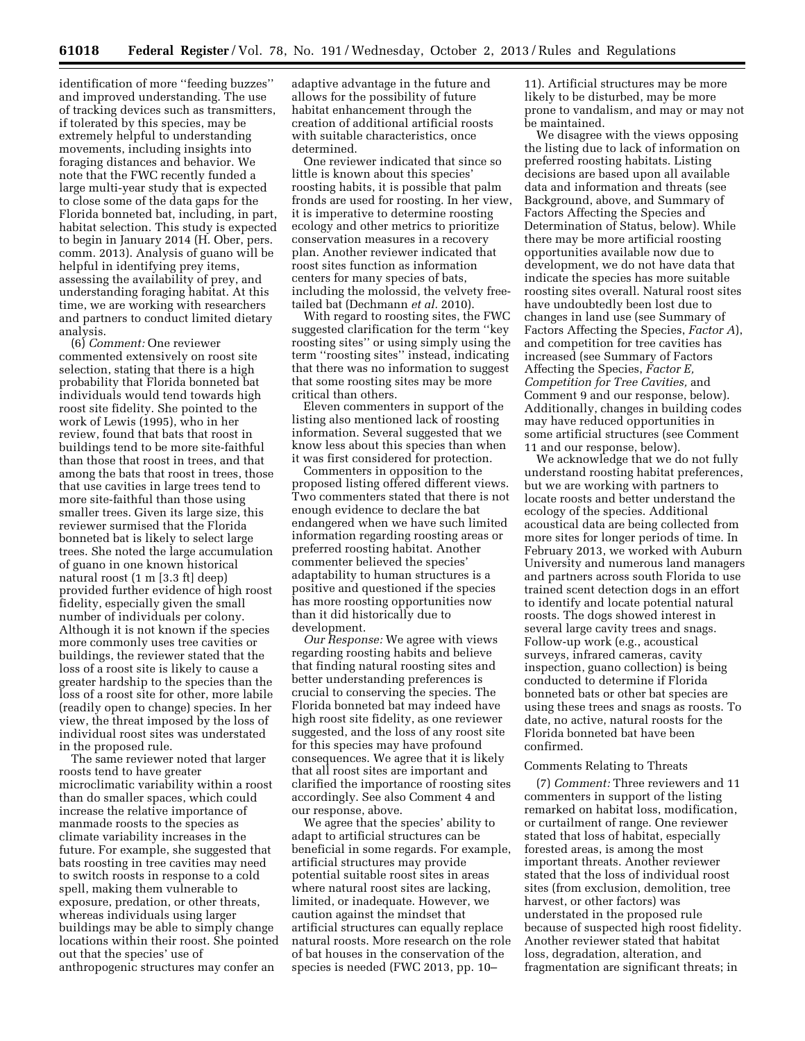identification of more ''feeding buzzes'' and improved understanding. The use of tracking devices such as transmitters, if tolerated by this species, may be extremely helpful to understanding movements, including insights into foraging distances and behavior. We note that the FWC recently funded a large multi-year study that is expected to close some of the data gaps for the Florida bonneted bat, including, in part, habitat selection. This study is expected to begin in January 2014 (H. Ober, pers. comm. 2013). Analysis of guano will be helpful in identifying prey items, assessing the availability of prey, and understanding foraging habitat. At this time, we are working with researchers and partners to conduct limited dietary analysis.

(6) *Comment:* One reviewer commented extensively on roost site selection, stating that there is a high probability that Florida bonneted bat individuals would tend towards high roost site fidelity. She pointed to the work of Lewis (1995), who in her review, found that bats that roost in buildings tend to be more site-faithful than those that roost in trees, and that among the bats that roost in trees, those that use cavities in large trees tend to more site-faithful than those using smaller trees. Given its large size, this reviewer surmised that the Florida bonneted bat is likely to select large trees. She noted the large accumulation of guano in one known historical natural roost (1 m [3.3 ft] deep) provided further evidence of high roost fidelity, especially given the small number of individuals per colony. Although it is not known if the species more commonly uses tree cavities or buildings, the reviewer stated that the loss of a roost site is likely to cause a greater hardship to the species than the loss of a roost site for other, more labile (readily open to change) species. In her view, the threat imposed by the loss of individual roost sites was understated in the proposed rule.

The same reviewer noted that larger roosts tend to have greater microclimatic variability within a roost than do smaller spaces, which could increase the relative importance of manmade roosts to the species as climate variability increases in the future. For example, she suggested that bats roosting in tree cavities may need to switch roosts in response to a cold spell, making them vulnerable to exposure, predation, or other threats, whereas individuals using larger buildings may be able to simply change locations within their roost. She pointed out that the species' use of anthropogenic structures may confer an adaptive advantage in the future and allows for the possibility of future habitat enhancement through the creation of additional artificial roosts with suitable characteristics, once determined.

One reviewer indicated that since so little is known about this species' roosting habits, it is possible that palm fronds are used for roosting. In her view, it is imperative to determine roosting ecology and other metrics to prioritize conservation measures in a recovery plan. Another reviewer indicated that roost sites function as information centers for many species of bats, including the molossid, the velvety free-tailed bat (Dechmann *et al.* 2010).

With regard to roosting sites, the FWC suggested clarification for the term ''key roosting sites'' or using simply using the term ''roosting sites'' instead, indicating that there was no information to suggest that some roosting sites may be more critical than others.

Eleven commenters in support of the listing also mentioned lack of roosting information. Several suggested that we know less about this species than when it was first considered for protection.

Commenters in opposition to the proposed listing offered different views. Two commenters stated that there is not enough evidence to declare the bat endangered when we have such limited information regarding roosting areas or preferred roosting habitat. Another commenter believed the species' adaptability to human structures is a positive and questioned if the species has more roosting opportunities now than it did historically due to development.

*Our Response:* We agree with views regarding roosting habits and believe that finding natural roosting sites and better understanding preferences is crucial to conserving the species. The Florida bonneted bat may indeed have high roost site fidelity, as one reviewer suggested, and the loss of any roost site for this species may have profound consequences. We agree that it is likely that all roost sites are important and clarified the importance of roosting sites accordingly. See also Comment 4 and our response, above.

We agree that the species' ability to adapt to artificial structures can be beneficial in some regards. For example, artificial structures may provide potential suitable roost sites in areas where natural roost sites are lacking, limited, or inadequate. However, we caution against the mindset that artificial structures can equally replace natural roosts. More research on the role of bat houses in the conservation of the species is needed (FWC 2013, pp. 10–11). Artificial structures may be more likely to be disturbed, may be more prone to vandalism, and may or may not be maintained.

We disagree with the views opposing the listing due to lack of information on preferred roosting habitats. Listing decisions are based upon all available data and information and threats (see Background, above, and Summary of Factors Affecting the Species and Determination of Status, below). While there may be more artificial roosting opportunities available now due to development, we do not have data that indicate the species has more suitable roosting sites overall. Natural roost sites have undoubtedly been lost due to changes in land use (see Summary of Factors Affecting the Species, *Factor A*), and competition for tree cavities has increased (see Summary of Factors Affecting the Species, *Factor E, Competition for Tree Cavities,* and Comment 9 and our response, below). Additionally, changes in building codes may have reduced opportunities in some artificial structures (see Comment 11 and our response, below).

We acknowledge that we do not fully understand roosting habitat preferences, but we are working with partners to locate roosts and better understand the ecology of the species. Additional acoustical data are being collected from more sites for longer periods of time. In February 2013, we worked with Auburn University and numerous land managers and partners across south Florida to use trained scent detection dogs in an effort to identify and locate potential natural roosts. The dogs showed interest in several large cavity trees and snags. Follow-up work (e.g., acoustical surveys, infrared cameras, cavity inspection, guano collection) is being conducted to determine if Florida bonneted bats or other bat species are using these trees and snags as roosts. To date, no active, natural roosts for the Florida bonneted bat have been confirmed.

Comments Relating to Threats

(7) *Comment:* Three reviewers and 11 commenters in support of the listing remarked on habitat loss, modification, or curtailment of range. One reviewer stated that loss of habitat, especially forested areas, is among the most important threats. Another reviewer stated that the loss of individual roost sites (from exclusion, demolition, tree harvest, or other factors) was understated in the proposed rule because of suspected high roost fidelity. Another reviewer stated that habitat loss, degradation, alteration, and fragmentation are significant threats; in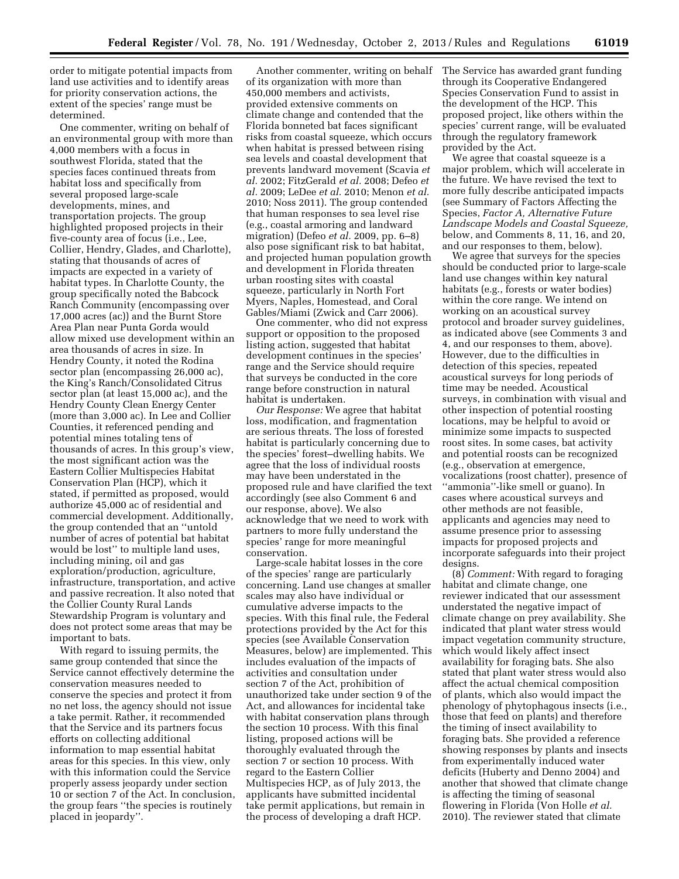order to mitigate potential impacts from land use activities and to identify areas for priority conservation actions, the extent of the species' range must be determined.

One commenter, writing on behalf of an environmental group with more than 4,000 members with a focus in southwest Florida, stated that the species faces continued threats from habitat loss and specifically from several proposed large-scale developments, mines, and transportation projects. The group highlighted proposed projects in their five-county area of focus (i.e., Lee, Collier, Hendry, Glades, and Charlotte), stating that thousands of acres of impacts are expected in a variety of habitat types. In Charlotte County, the group specifically noted the Babcock Ranch Community (encompassing over 17,000 acres (ac)) and the Burnt Store Area Plan near Punta Gorda would allow mixed use development within an area thousands of acres in size. In Hendry County, it noted the Rodina sector plan (encompassing 26,000 ac), the King's Ranch/Consolidated Citrus sector plan (at least 15,000 ac), and the Hendry County Clean Energy Center (more than 3,000 ac). In Lee and Collier Counties, it referenced pending and potential mines totaling tens of thousands of acres. In this group's view, the most significant action was the Eastern Collier Multispecies Habitat Conservation Plan (HCP), which it stated, if permitted as proposed, would authorize 45,000 ac of residential and commercial development. Additionally, the group contended that an ''untold number of acres of potential bat habitat would be lost'' to multiple land uses, including mining, oil and gas exploration/production, agriculture, infrastructure, transportation, and active and passive recreation. It also noted that the Collier County Rural Lands Stewardship Program is voluntary and does not protect some areas that may be important to bats.

With regard to issuing permits, the same group contended that since the Service cannot effectively determine the conservation measures needed to conserve the species and protect it from no net loss, the agency should not issue a take permit. Rather, it recommended that the Service and its partners focus efforts on collecting additional information to map essential habitat areas for this species. In this view, only with this information could the Service properly assess jeopardy under section 10 or section 7 of the Act. In conclusion, the group fears ''the species is routinely placed in jeopardy''.

Another commenter, writing on behalf of its organization with more than 450,000 members and activists, provided extensive comments on climate change and contended that the Florida bonneted bat faces significant risks from coastal squeeze, which occurs when habitat is pressed between rising sea levels and coastal development that prevents landward movement (Scavia *et al.* 2002; FitzGerald *et al.* 2008; Defeo *et al.* 2009; LeDee *et al.* 2010; Menon *et al.* 2010; Noss 2011). The group contended that human responses to sea level rise (e.g., coastal armoring and landward migration) (Defeo *et al.* 2009, pp. 6–8) also pose significant risk to bat habitat, and projected human population growth and development in Florida threaten urban roosting sites with coastal squeeze, particularly in North Fort Myers, Naples, Homestead, and Coral Gables/Miami (Zwick and Carr 2006).

One commenter, who did not express support or opposition to the proposed listing action, suggested that habitat development continues in the species' range and the Service should require that surveys be conducted in the core range before construction in natural habitat is undertaken.

*Our Response:* We agree that habitat loss, modification, and fragmentation are serious threats. The loss of forested habitat is particularly concerning due to the species' forest–dwelling habits. We agree that the loss of individual roosts may have been understated in the proposed rule and have clarified the text accordingly (see also Comment 6 and our response, above). We also acknowledge that we need to work with partners to more fully understand the species' range for more meaningful conservation.

Large-scale habitat losses in the core of the species' range are particularly concerning. Land use changes at smaller scales may also have individual or cumulative adverse impacts to the species. With this final rule, the Federal protections provided by the Act for this species (see Available Conservation Measures, below) are implemented. This includes evaluation of the impacts of activities and consultation under section 7 of the Act, prohibition of unauthorized take under section 9 of the Act, and allowances for incidental take with habitat conservation plans through the section 10 process. With this final listing, proposed actions will be thoroughly evaluated through the section 7 or section 10 process. With regard to the Eastern Collier Multispecies HCP, as of July 2013, the applicants have submitted incidental take permit applications, but remain in the process of developing a draft HCP. The Service has awarded grant funding through its Cooperative Endangered Species Conservation Fund to assist in the development of the HCP. This proposed project, like others within the species' current range, will be evaluated through the regulatory framework provided by the Act.

We agree that coastal squeeze is a major problem, which will accelerate in the future. We have revised the text to more fully describe anticipated impacts (see Summary of Factors Affecting the Species, *Factor A, Alternative Future Landscape Models and Coastal Squeeze,* below, and Comments 8, 11, 16, and 20, and our responses to them, below).

We agree that surveys for the species should be conducted prior to large-scale land use changes within key natural habitats (e.g., forests or water bodies) within the core range. We intend on working on an acoustical survey protocol and broader survey guidelines, as indicated above (see Comments 3 and 4, and our responses to them, above). However, due to the difficulties in detection of this species, repeated acoustical surveys for long periods of time may be needed. Acoustical surveys, in combination with visual and other inspection of potential roosting locations, may be helpful to avoid or minimize some impacts to suspected roost sites. In some cases, bat activity and potential roosts can be recognized (e.g., observation at emergence, vocalizations (roost chatter), presence of ''ammonia''-like smell or guano). In cases where acoustical surveys and other methods are not feasible, applicants and agencies may need to assume presence prior to assessing impacts for proposed projects and incorporate safeguards into their project designs.

(8) *Comment:* With regard to foraging habitat and climate change, one reviewer indicated that our assessment understated the negative impact of climate change on prey availability. She indicated that plant water stress would impact vegetation community structure, which would likely affect insect availability for foraging bats. She also stated that plant water stress would also affect the actual chemical composition of plants, which also would impact the phenology of phytophagous insects (i.e., those that feed on plants) and therefore the timing of insect availability to foraging bats. She provided a reference showing responses by plants and insects from experimentally induced water deficits (Huberty and Denno 2004) and another that showed that climate change is affecting the timing of seasonal flowering in Florida (Von Holle *et al.* 2010). The reviewer stated that climate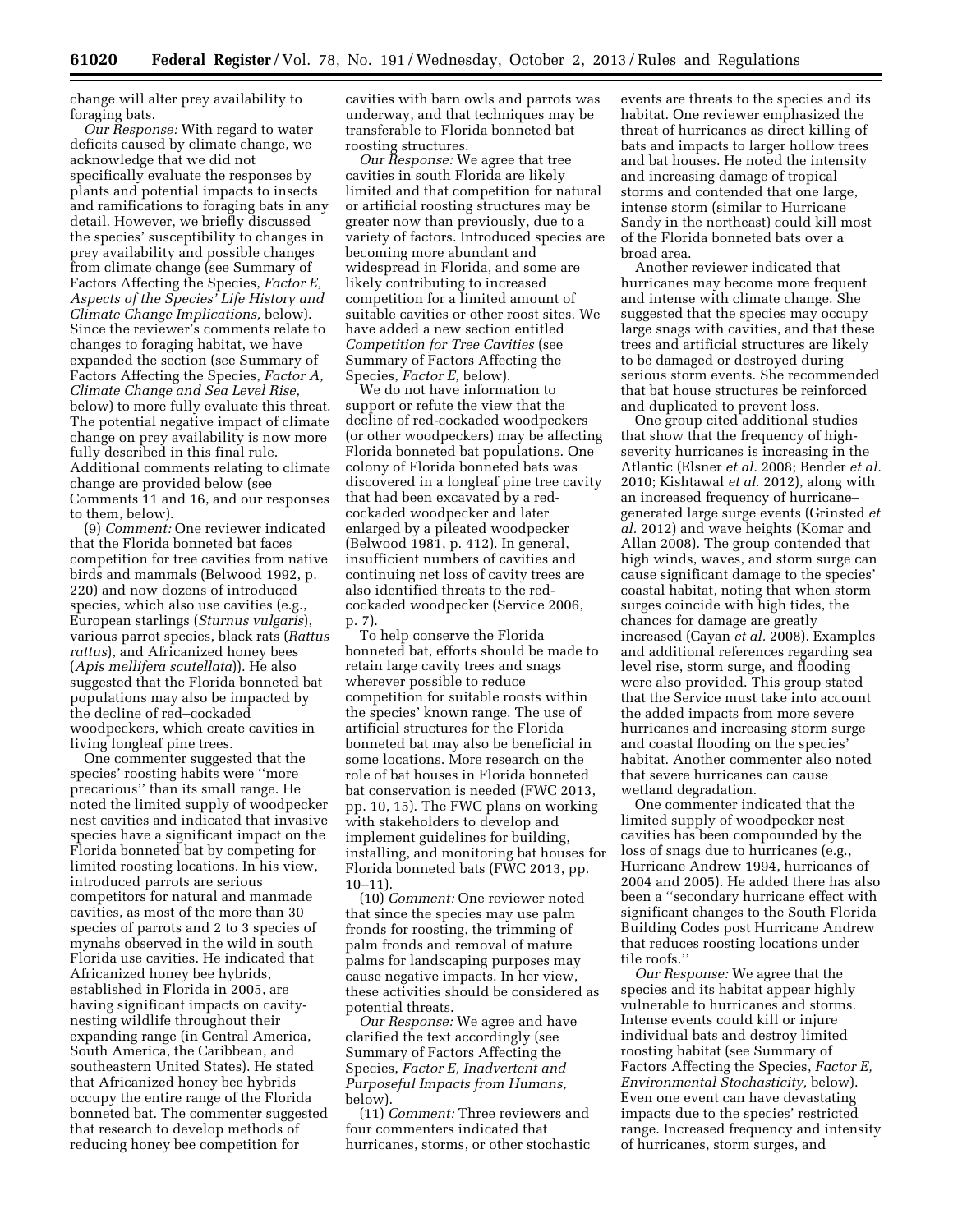change will alter prey availability to foraging bats.

*Our Response:* With regard to water deficits caused by climate change, we acknowledge that we did not specifically evaluate the responses by plants and potential impacts to insects and ramifications to foraging bats in any detail. However, we briefly discussed the species' susceptibility to changes in prey availability and possible changes from climate change (see Summary of Factors Affecting the Species, *Factor E, Aspects of the Species' Life History and Climate Change Implications,* below). Since the reviewer's comments relate to changes to foraging habitat, we have expanded the section (see Summary of Factors Affecting the Species, *Factor A, Climate Change and Sea Level Rise,* below) to more fully evaluate this threat. The potential negative impact of climate change on prey availability is now more fully described in this final rule. Additional comments relating to climate change are provided below (see Comments 11 and 16, and our responses to them, below).

(9) *Comment:* One reviewer indicated that the Florida bonneted bat faces competition for tree cavities from native birds and mammals (Belwood 1992, p. 220) and now dozens of introduced species, which also use cavities (e.g., European starlings (*Sturnus vulgaris*), various parrot species, black rats (*Rattus rattus*), and Africanized honey bees (*Apis mellifera scutellata*)). He also suggested that the Florida bonneted bat populations may also be impacted by the decline of red–cockaded woodpeckers, which create cavities in living longleaf pine trees.

One commenter suggested that the species' roosting habits were ''more precarious'' than its small range. He noted the limited supply of woodpecker nest cavities and indicated that invasive species have a significant impact on the Florida bonneted bat by competing for limited roosting locations. In his view, introduced parrots are serious competitors for natural and manmade cavities, as most of the more than 30 species of parrots and 2 to 3 species of mynahs observed in the wild in south Florida use cavities. He indicated that Africanized honey bee hybrids, established in Florida in 2005, are having significant impacts on cavity-nesting wildlife throughout their expanding range (in Central America, South America, the Caribbean, and southeastern United States). He stated that Africanized honey bee hybrids occupy the entire range of the Florida bonneted bat. The commenter suggested that research to develop methods of reducing honey bee competition for cavities with barn owls and parrots was underway, and that techniques may be transferable to Florida bonneted bat roosting structures.

*Our Response:* We agree that tree cavities in south Florida are likely limited and that competition for natural or artificial roosting structures may be greater now than previously, due to a variety of factors. Introduced species are becoming more abundant and widespread in Florida, and some are likely contributing to increased competition for a limited amount of suitable cavities or other roost sites. We have added a new section entitled *Competition for Tree Cavities* (see Summary of Factors Affecting the Species, *Factor E,* below).

We do not have information to support or refute the view that the decline of red-cockaded woodpeckers (or other woodpeckers) may be affecting Florida bonneted bat populations. One colony of Florida bonneted bats was discovered in a longleaf pine tree cavity that had been excavated by a red-cockaded woodpecker and later enlarged by a pileated woodpecker (Belwood 1981, p. 412). In general, insufficient numbers of cavities and continuing net loss of cavity trees are also identified threats to the red-cockaded woodpecker (Service 2006, p. 7).

To help conserve the Florida bonneted bat, efforts should be made to retain large cavity trees and snags wherever possible to reduce competition for suitable roosts within the species' known range. The use of artificial structures for the Florida bonneted bat may also be beneficial in some locations. More research on the role of bat houses in Florida bonneted bat conservation is needed (FWC 2013, pp. 10, 15). The FWC plans on working with stakeholders to develop and implement guidelines for building, installing, and monitoring bat houses for Florida bonneted bats (FWC 2013, pp. 10–11).

(10) *Comment:* One reviewer noted that since the species may use palm fronds for roosting, the trimming of palm fronds and removal of mature palms for landscaping purposes may cause negative impacts. In her view, these activities should be considered as potential threats.

*Our Response:* We agree and have clarified the text accordingly (see Summary of Factors Affecting the Species, *Factor E, Inadvertent and Purposeful Impacts from Humans,* below).

(11) *Comment:* Three reviewers and four commenters indicated that hurricanes, storms, or other stochastic events are threats to the species and its habitat. One reviewer emphasized the threat of hurricanes as direct killing of bats and impacts to larger hollow trees and bat houses. He noted the intensity and increasing damage of tropical storms and contended that one large, intense storm (similar to Hurricane Sandy in the northeast) could kill most of the Florida bonneted bats over a broad area.

Another reviewer indicated that hurricanes may become more frequent and intense with climate change. She suggested that the species may occupy large snags with cavities, and that these trees and artificial structures are likely to be damaged or destroyed during serious storm events. She recommended that bat house structures be reinforced and duplicated to prevent loss.

One group cited additional studies that show that the frequency of high-severity hurricanes is increasing in the Atlantic (Elsner *et al.* 2008; Bender *et al.* 2010; Kishtawal *et al.* 2012), along with an increased frequency of hurricane–generated large surge events (Grinsted *et al.* 2012) and wave heights (Komar and Allan 2008). The group contended that high winds, waves, and storm surge can cause significant damage to the species' coastal habitat, noting that when storm surges coincide with high tides, the chances for damage are greatly increased (Cayan *et al.* 2008). Examples and additional references regarding sea level rise, storm surge, and flooding were also provided. This group stated that the Service must take into account the added impacts from more severe hurricanes and increasing storm surge and coastal flooding on the species' habitat. Another commenter also noted that severe hurricanes can cause wetland degradation.

One commenter indicated that the limited supply of woodpecker nest cavities has been compounded by the loss of snags due to hurricanes (e.g., Hurricane Andrew 1994, hurricanes of 2004 and 2005). He added there has also been a ''secondary hurricane effect with significant changes to the South Florida Building Codes post Hurricane Andrew that reduces roosting locations under tile roofs.''

*Our Response:* We agree that the species and its habitat appear highly vulnerable to hurricanes and storms. Intense events could kill or injure individual bats and destroy limited roosting habitat (see Summary of Factors Affecting the Species, *Factor E, Environmental Stochasticity,* below). Even one event can have devastating impacts due to the species' restricted range. Increased frequency and intensity of hurricanes, storm surges, and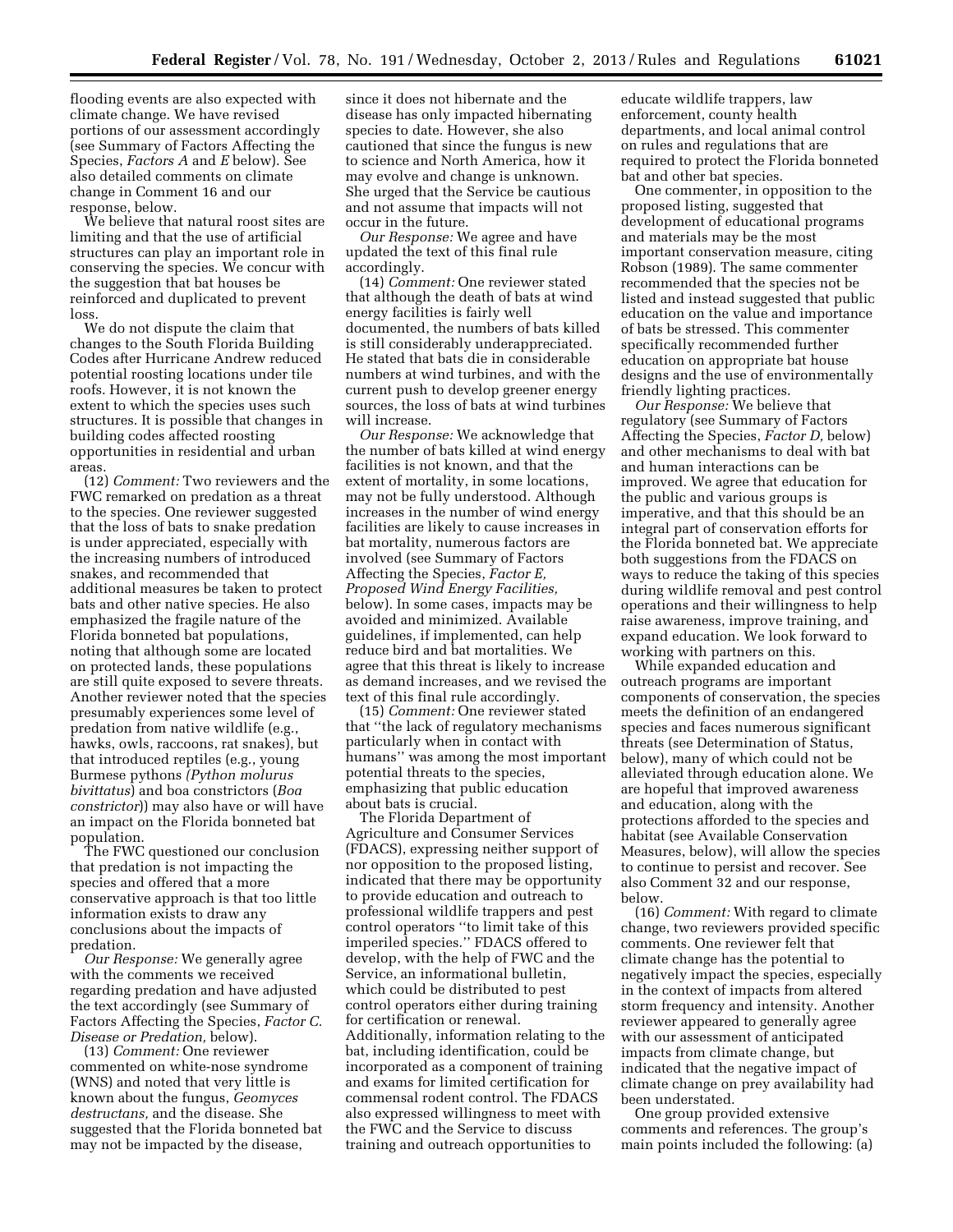flooding events are also expected with climate change. We have revised portions of our assessment accordingly (see Summary of Factors Affecting the Species, *Factors A* and *E* below). See also detailed comments on climate change in Comment 16 and our response, below.

We believe that natural roost sites are limiting and that the use of artificial structures can play an important role in conserving the species. We concur with the suggestion that bat houses be reinforced and duplicated to prevent loss.

We do not dispute the claim that changes to the South Florida Building Codes after Hurricane Andrew reduced potential roosting locations under tile roofs. However, it is not known the extent to which the species uses such structures. It is possible that changes in building codes affected roosting opportunities in residential and urban areas.

(12) *Comment:* Two reviewers and the FWC remarked on predation as a threat to the species. One reviewer suggested that the loss of bats to snake predation is under appreciated, especially with the increasing numbers of introduced snakes, and recommended that additional measures be taken to protect bats and other native species. He also emphasized the fragile nature of the Florida bonneted bat populations, noting that although some are located on protected lands, these populations are still quite exposed to severe threats. Another reviewer noted that the species presumably experiences some level of predation from native wildlife (e.g., hawks, owls, raccoons, rat snakes), but that introduced reptiles (e.g., young Burmese pythons (*Python molurus bivittatus*) and boa constrictors (*Boa constrictor*)) may also have or will have an impact on the Florida bonneted bat population.

The FWC questioned our conclusion that predation is not impacting the species and offered that a more conservative approach is that too little information exists to draw any conclusions about the impacts of predation.

*Our Response:* We generally agree with the comments we received regarding predation and have adjusted the text accordingly (see Summary of Factors Affecting the Species, *Factor C. Disease or Predation,* below).

(13) *Comment:* One reviewer commented on white-nose syndrome (WNS) and noted that very little is known about the fungus, *Geomyces destructans,* and the disease. She suggested that the Florida bonneted bat may not be impacted by the disease, since it does not hibernate and the disease has only impacted hibernating species to date. However, she also cautioned that since the fungus is new to science and North America, how it may evolve and change is unknown. She urged that the Service be cautious and not assume that impacts will not occur in the future.

*Our Response:* We agree and have updated the text of this final rule accordingly.

(14) *Comment:* One reviewer stated that although the death of bats at wind energy facilities is fairly well documented, the numbers of bats killed is still considerably underappreciated. He stated that bats die in considerable numbers at wind turbines, and with the current push to develop greener energy sources, the loss of bats at wind turbines will increase.

*Our Response:* We acknowledge that the number of bats killed at wind energy facilities is not known, and that the extent of mortality, in some locations, may not be fully understood. Although increases in the number of wind energy facilities are likely to cause increases in bat mortality, numerous factors are involved (see Summary of Factors Affecting the Species, *Factor E, Proposed Wind Energy Facilities,* below). In some cases, impacts may be avoided and minimized. Available guidelines, if implemented, can help reduce bird and bat mortalities. We agree that this threat is likely to increase as demand increases, and we revised the text of this final rule accordingly.

(15) *Comment:* One reviewer stated that "the lack of regulatory mechanisms particularly when in contact with humans" was among the most important potential threats to the species, emphasizing that public education about bats is crucial.

The Florida Department of Agriculture and Consumer Services (FDACS), expressing neither support of nor opposition to the proposed listing, indicated that there may be opportunity to provide education and outreach to professional wildlife trappers and pest control operators "to limit take of this imperiled species." FDACS offered to develop, with the help of FWC and the Service, an informational bulletin, which could be distributed to pest control operators either during training for certification or renewal. Additionally, information relating to the bat, including identification, could be incorporated as a component of training and exams for limited certification for commensal rodent control. The FDACS also expressed willingness to meet with the FWC and the Service to discuss training and outreach opportunities to educate wildlife trappers, law enforcement, county health departments, and local animal control on rules and regulations that are required to protect the Florida bonneted bat and other bat species.

One commenter, in opposition to the proposed listing, suggested that development of educational programs and materials may be the most important conservation measure, citing Robson (1989). The same commenter recommended that the species not be listed and instead suggested that public education on the value and importance of bats be stressed. This commenter specifically recommended further education on appropriate bat house designs and the use of environmentally friendly lighting practices.

*Our Response:* We believe that regulatory (see Summary of Factors Affecting the Species, *Factor D,* below) and other mechanisms to deal with bat and human interactions can be improved. We agree that education for the public and various groups is imperative, and that this should be an integral part of conservation efforts for the Florida bonneted bat. We appreciate both suggestions from the FDACS on ways to reduce the taking of this species during wildlife removal and pest control operations and their willingness to help raise awareness, improve training, and expand education. We look forward to working with partners on this.

While expanded education and outreach programs are important components of conservation, the species meets the definition of an endangered species and faces numerous significant threats (see Determination of Status, below), many of which could not be alleviated through education alone. We are hopeful that improved awareness and education, along with the protections afforded to the species and habitat (see Available Conservation Measures, below), will allow the species to continue to persist and recover. See also Comment 32 and our response, below.

(16) *Comment:* With regard to climate change, two reviewers provided specific comments. One reviewer felt that climate change has the potential to negatively impact the species, especially in the context of impacts from altered storm frequency and intensity. Another reviewer appeared to generally agree with our assessment of anticipated impacts from climate change, but indicated that the negative impact of climate change on prey availability had been understated.

One group provided extensive comments and references. The group's main points included the following: (a)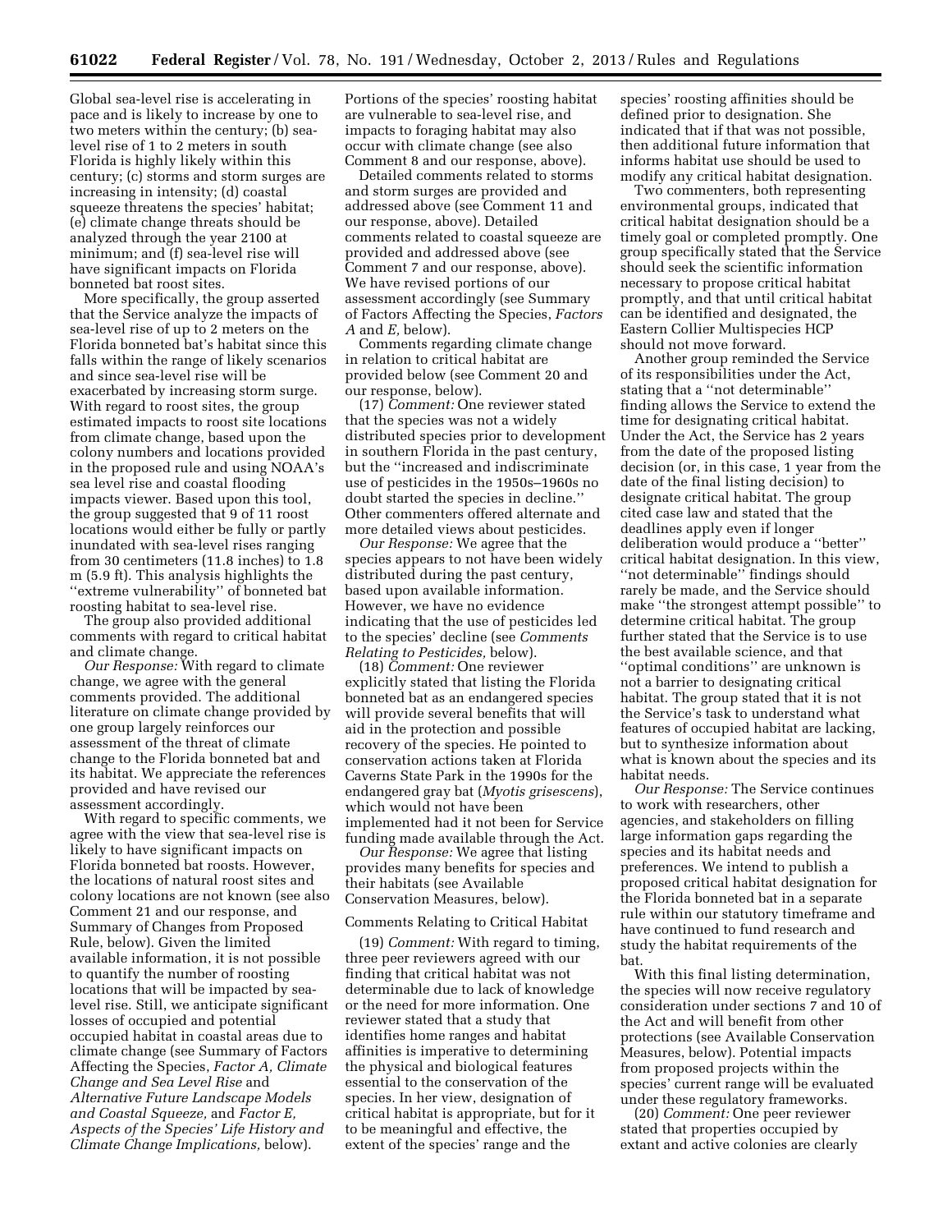Global sea-level rise is accelerating in pace and is likely to increase by one to two meters within the century; (b) sea-level rise of 1 to 2 meters in south Florida is highly likely within this century; (c) storms and storm surges are increasing in intensity; (d) coastal squeeze threatens the species' habitat; (e) climate change threats should be analyzed through the year 2100 at minimum; and (f) sea-level rise will have significant impacts on Florida bonneted bat roost sites.

More specifically, the group asserted that the Service analyze the impacts of sea-level rise of up to 2 meters on the Florida bonneted bat's habitat since this falls within the range of likely scenarios and since sea-level rise will be exacerbated by increasing storm surge. With regard to roost sites, the group estimated impacts to roost site locations from climate change, based upon the colony numbers and locations provided in the proposed rule and using NOAA's sea level rise and coastal flooding impacts viewer. Based upon this tool, the group suggested that 9 of 11 roost locations would either be fully or partly inundated with sea-level rises ranging from 30 centimeters (11.8 inches) to 1.8 m (5.9 ft). This analysis highlights the "extreme vulnerability" of bonneted bat roosting habitat to sea-level rise.

The group also provided additional comments with regard to critical habitat and climate change.

*Our Response:* With regard to climate change, we agree with the general comments provided. The additional literature on climate change provided by one group largely reinforces our assessment of the threat of climate change to the Florida bonneted bat and its habitat. We appreciate the references provided and have revised our assessment accordingly.

With regard to specific comments, we agree with the view that sea-level rise is likely to have significant impacts on Florida bonneted bat roosts. However, the locations of natural roost sites and colony locations are not known (see also Comment 21 and our response, and Summary of Changes from Proposed Rule, below). Given the limited available information, it is not possible to quantify the number of roosting locations that will be impacted by sea-level rise. Still, we anticipate significant losses of occupied and potential occupied habitat in coastal areas due to climate change (see Summary of Factors Affecting the Species, *Factor A, Climate Change and Sea Level Rise* and *Alternative Future Landscape Models and Coastal Squeeze,* and *Factor E, Aspects of the Species' Life History and Climate Change Implications,* below). Portions of the species' roosting habitat are vulnerable to sea-level rise, and impacts to foraging habitat may also occur with climate change (see also Comment 8 and our response, above).

Detailed comments related to storms and storm surges are provided and addressed above (see Comment 11 and our response, above). Detailed comments related to coastal squeeze are provided and addressed above (see Comment 7 and our response, above). We have revised portions of our assessment accordingly (see Summary of Factors Affecting the Species, *Factors A* and *E,* below).

Comments regarding climate change in relation to critical habitat are provided below (see Comment 20 and our response, below).

(17) *Comment:* One reviewer stated that the species was not a widely distributed species prior to development in southern Florida in the past century, but the "increased and indiscriminate use of pesticides in the 1950s–1960s no doubt started the species in decline." Other commenters offered alternate and more detailed views about pesticides.

*Our Response:* We agree that the species appears to not have been widely distributed during the past century, based upon available information. However, we have no evidence indicating that the use of pesticides led to the species' decline (see *Comments Relating to Pesticides,* below).

(18) *Comment:* One reviewer explicitly stated that listing the Florida bonneted bat as an endangered species will provide several benefits that will aid in the protection and possible recovery of the species. He pointed to conservation actions taken at Florida Caverns State Park in the 1990s for the endangered gray bat (*Myotis grisescens*), which would not have been implemented had it not been for Service funding made available through the Act.

*Our Response:* We agree that listing provides many benefits for species and their habitats (see Available Conservation Measures, below).

Comments Relating to Critical Habitat

(19) *Comment:* With regard to timing, three peer reviewers agreed with our finding that critical habitat was not determinable due to lack of knowledge or the need for more information. One reviewer stated that a study that identifies home ranges and habitat affinities is imperative to determining the physical and biological features essential to the conservation of the species. In her view, designation of critical habitat is appropriate, but for it to be meaningful and effective, the extent of the species' range and the species' roosting affinities should be defined prior to designation. She indicated that if that was not possible, then additional future information that informs habitat use should be used to modify any critical habitat designation.

Two commenters, both representing environmental groups, indicated that critical habitat designation should be a timely goal or completed promptly. One group specifically stated that the Service should seek the scientific information necessary to propose critical habitat promptly, and that until critical habitat can be identified and designated, the Eastern Collier Multispecies HCP should not move forward.

Another group reminded the Service of its responsibilities under the Act, stating that a "not determinable" finding allows the Service to extend the time for designating critical habitat. Under the Act, the Service has 2 years from the date of the proposed listing decision (or, in this case, 1 year from the date of the final listing decision) to designate critical habitat. The group cited case law and stated that the deadlines apply even if longer deliberation would produce a "better" critical habitat designation. In this view, "not determinable" findings should rarely be made, and the Service should make "the strongest attempt possible" to determine critical habitat. The group further stated that the Service is to use the best available science, and that "optimal conditions" are unknown is not a barrier to designating critical habitat. The group stated that it is not the Service's task to understand what features of occupied habitat are lacking, but to synthesize information about what is known about the species and its habitat needs.

*Our Response:* The Service continues to work with researchers, other agencies, and stakeholders on filling large information gaps regarding the species and its habitat needs and preferences. We intend to publish a proposed critical habitat designation for the Florida bonneted bat in a separate rule within our statutory timeframe and have continued to fund research and study the habitat requirements of the bat.

With this final listing determination, the species will now receive regulatory consideration under sections 7 and 10 of the Act and will benefit from other protections (see Available Conservation Measures, below). Potential impacts from proposed projects within the species' current range will be evaluated under these regulatory frameworks.

(20) *Comment:* One peer reviewer stated that properties occupied by extant and active colonies are clearly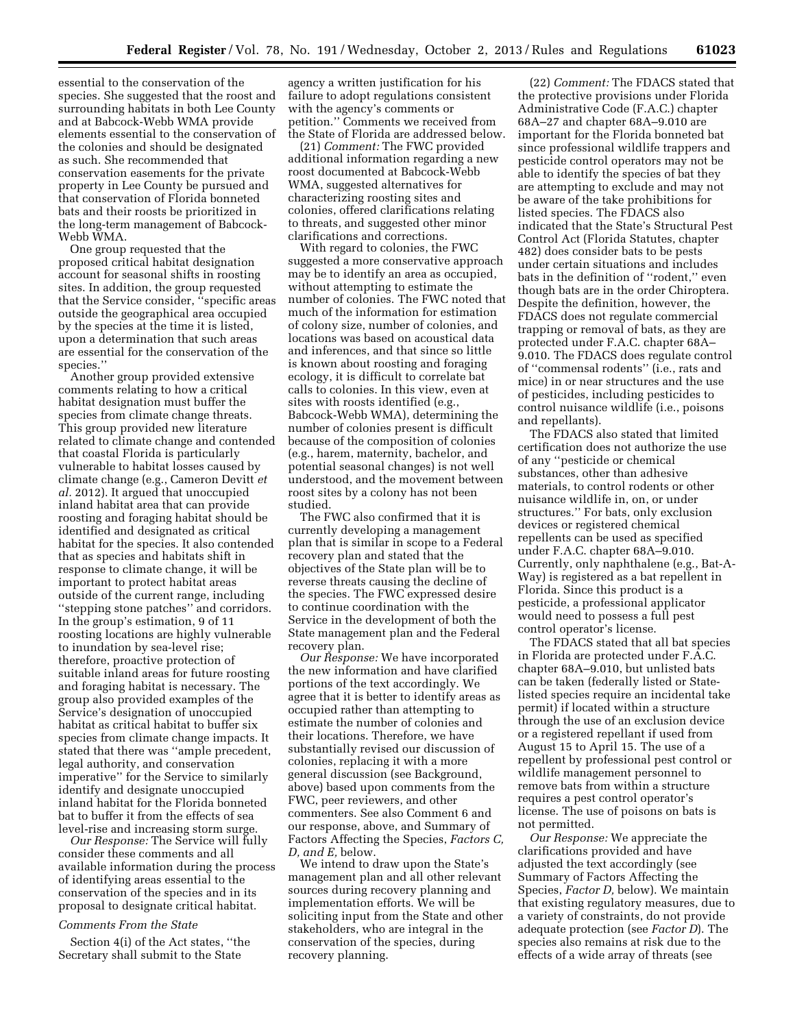essential to the conservation of the species. She suggested that the roost and surrounding habitats in both Lee County and at Babcock-Webb WMA provide elements essential to the conservation of the colonies and should be designated as such. She recommended that conservation easements for the private property in Lee County be pursued and that conservation of Florida bonneted bats and their roosts be prioritized in the long-term management of Babcock-Webb WMA.

One group requested that the proposed critical habitat designation account for seasonal shifts in roosting sites. In addition, the group requested that the Service consider, ''specific areas outside the geographical area occupied by the species at the time it is listed, upon a determination that such areas are essential for the conservation of the species.''

Another group provided extensive comments relating to how a critical habitat designation must buffer the species from climate change threats. This group provided new literature related to climate change and contended that coastal Florida is particularly vulnerable to habitat losses caused by climate change (e.g., Cameron Devitt *et al.* 2012). It argued that unoccupied inland habitat area that can provide roosting and foraging habitat should be identified and designated as critical habitat for the species. It also contended that as species and habitats shift in response to climate change, it will be important to protect habitat areas outside of the current range, including ''stepping stone patches'' and corridors. In the group's estimation, 9 of 11 roosting locations are highly vulnerable to inundation by sea-level rise; therefore, proactive protection of suitable inland areas for future roosting and foraging habitat is necessary. The group also provided examples of the Service's designation of unoccupied habitat as critical habitat to buffer six species from climate change impacts. It stated that there was ''ample precedent, legal authority, and conservation imperative'' for the Service to similarly identify and designate unoccupied inland habitat for the Florida bonneted bat to buffer it from the effects of sea level-rise and increasing storm surge.

*Our Response:* The Service will fully consider these comments and all available information during the process of identifying areas essential to the conservation of the species and in its proposal to designate critical habitat.

*Comments From the State*

Section 4(i) of the Act states, ''the Secretary shall submit to the State agency a written justification for his failure to adopt regulations consistent with the agency's comments or petition.'' Comments we received from the State of Florida are addressed below.

(21) *Comment:* The FWC provided additional information regarding a new roost documented at Babcock-Webb WMA, suggested alternatives for characterizing roosting sites and colonies, offered clarifications relating to threats, and suggested other minor clarifications and corrections.

With regard to colonies, the FWC suggested a more conservative approach may be to identify an area as occupied, without attempting to estimate the number of colonies. The FWC noted that much of the information for estimation of colony size, number of colonies, and locations was based on acoustical data and inferences, and that since so little is known about roosting and foraging ecology, it is difficult to correlate bat calls to colonies. In this view, even at sites with roosts identified (e.g., Babcock-Webb WMA), determining the number of colonies present is difficult because of the composition of colonies (e.g., harem, maternity, bachelor, and potential seasonal changes) is not well understood, and the movement between roost sites by a colony has not been studied.

The FWC also confirmed that it is currently developing a management plan that is similar in scope to a Federal recovery plan and stated that the objectives of the State plan will be to reverse threats causing the decline of the species. The FWC expressed desire to continue coordination with the Service in the development of both the State management plan and the Federal recovery plan.

*Our Response:* We have incorporated the new information and have clarified portions of the text accordingly. We agree that it is better to identify areas as occupied rather than attempting to estimate the number of colonies and their locations. Therefore, we have substantially revised our discussion of colonies, replacing it with a more general discussion (see Background, above) based upon comments from the FWC, peer reviewers, and other commenters. See also Comment 6 and our response, above, and Summary of Factors Affecting the Species, *Factors C, D, and E,* below.

We intend to draw upon the State's management plan and all other relevant sources during recovery planning and implementation efforts. We will be soliciting input from the State and other stakeholders, who are integral in the conservation of the species, during recovery planning.

(22) *Comment:* The FDACS stated that the protective provisions under Florida Administrative Code (F.A.C.) chapter 68A–27 and chapter 68A–9.010 are important for the Florida bonneted bat since professional wildlife trappers and pesticide control operators may not be able to identify the species of bat they are attempting to exclude and may not be aware of the take prohibitions for listed species. The FDACS also indicated that the State's Structural Pest Control Act (Florida Statutes, chapter 482) does consider bats to be pests under certain situations and includes bats in the definition of ''rodent,'' even though bats are in the order Chiroptera. Despite the definition, however, the FDACS does not regulate commercial trapping or removal of bats, as they are protected under F.A.C. chapter 68A–9.010. The FDACS does regulate control of ''commensal rodents'' (i.e., rats and mice) in or near structures and the use of pesticides, including pesticides to control nuisance wildlife (i.e., poisons and repellants).

The FDACS also stated that limited certification does not authorize the use of any ''pesticide or chemical substances, other than adhesive materials, to control rodents or other nuisance wildlife in, on, or under structures.'' For bats, only exclusion devices or registered chemical repellents can be used as specified under F.A.C. chapter 68A–9.010. Currently, only naphthalene (e.g., Bat-A-Way) is registered as a bat repellent in Florida. Since this product is a pesticide, a professional applicator would need to possess a full pest control operator's license.

The FDACS stated that all bat species in Florida are protected under F.A.C. chapter 68A–9.010, but unlisted bats can be taken (federally listed or State-listed species require an incidental take permit) if located within a structure through the use of an exclusion device or a registered repellant if used from August 15 to April 15. The use of a repellent by professional pest control or wildlife management personnel to remove bats from within a structure requires a pest control operator's license. The use of poisons on bats is not permitted.

*Our Response:* We appreciate the clarifications provided and have adjusted the text accordingly (see Summary of Factors Affecting the Species, *Factor D,* below). We maintain that existing regulatory measures, due to a variety of constraints, do not provide adequate protection (see *Factor D*). The species also remains at risk due to the effects of a wide array of threats (see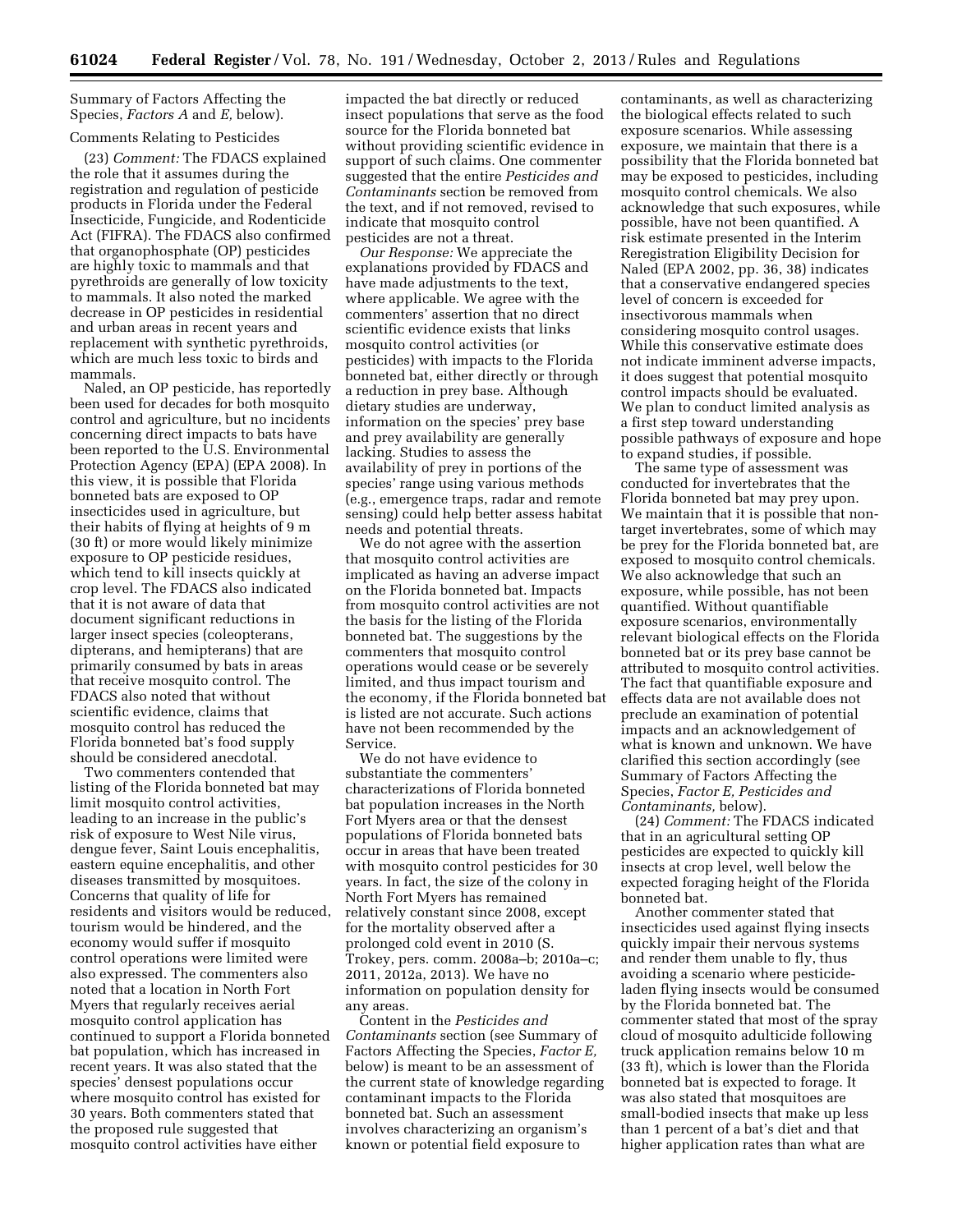Summary of Factors Affecting the Species, *Factors A* and *E,* below).

Comments Relating to Pesticides

(23) *Comment:* The FDACS explained the role that it assumes during the registration and regulation of pesticide products in Florida under the Federal Insecticide, Fungicide, and Rodenticide Act (FIFRA). The FDACS also confirmed that organophosphate (OP) pesticides are highly toxic to mammals and that pyrethroids are generally of low toxicity to mammals. It also noted the marked decrease in OP pesticides in residential and urban areas in recent years and replacement with synthetic pyrethroids, which are much less toxic to birds and mammals.

Naled, an OP pesticide, has reportedly been used for decades for both mosquito control and agriculture, but no incidents concerning direct impacts to bats have been reported to the U.S. Environmental Protection Agency (EPA) (EPA 2008). In this view, it is possible that Florida bonneted bats are exposed to OP insecticides used in agriculture, but their habits of flying at heights of 9 m (30 ft) or more would likely minimize exposure to OP pesticide residues, which tend to kill insects quickly at crop level. The FDACS also indicated that it is not aware of data that document significant reductions in larger insect species (coleopterans, dipterans, and hemipterans) that are primarily consumed by bats in areas that receive mosquito control. The FDACS also noted that without scientific evidence, claims that mosquito control has reduced the Florida bonneted bat's food supply should be considered anecdotal.

Two commenters contended that listing of the Florida bonneted bat may limit mosquito control activities, leading to an increase in the public's risk of exposure to West Nile virus, dengue fever, Saint Louis encephalitis, eastern equine encephalitis, and other diseases transmitted by mosquitoes. Concerns that quality of life for residents and visitors would be reduced, tourism would be hindered, and the economy would suffer if mosquito control operations were limited were also expressed. The commenters also noted that a location in North Fort Myers that regularly receives aerial mosquito control application has continued to support a Florida bonneted bat population, which has increased in recent years. It was also stated that the species' densest populations occur where mosquito control has existed for 30 years. Both commenters stated that the proposed rule suggested that mosquito control activities have either impacted the bat directly or reduced insect populations that serve as the food source for the Florida bonneted bat without providing scientific evidence in support of such claims. One commenter suggested that the entire *Pesticides and Contaminants* section be removed from the text, and if not removed, revised to indicate that mosquito control pesticides are not a threat.

*Our Response:* We appreciate the explanations provided by FDACS and have made adjustments to the text, where applicable. We agree with the commenters' assertion that no direct scientific evidence exists that links mosquito control activities (or pesticides) with impacts to the Florida bonneted bat, either directly or through a reduction in prey base. Although dietary studies are underway, information on the species' prey base and prey availability are generally lacking. Studies to assess the availability of prey in portions of the species' range using various methods (e.g., emergence traps, radar and remote sensing) could help better assess habitat needs and potential threats.

We do not agree with the assertion that mosquito control activities are implicated as having an adverse impact on the Florida bonneted bat. Impacts from mosquito control activities are not the basis for the listing of the Florida bonneted bat. The suggestions by the commenters that mosquito control operations would cease or be severely limited, and thus impact tourism and the economy, if the Florida bonneted bat is listed are not accurate. Such actions have not been recommended by the Service.

We do not have evidence to substantiate the commenters' characterizations of Florida bonneted bat population increases in the North Fort Myers area or that the densest populations of Florida bonneted bats occur in areas that have been treated with mosquito control pesticides for 30 years. In fact, the size of the colony in North Fort Myers has remained relatively constant since 2008, except for the mortality observed after a prolonged cold event in 2010 (S. Trokey, pers. comm. 2008a–b; 2010a–c; 2011, 2012a, 2013). We have no information on population density for any areas.

Content in the *Pesticides and Contaminants* section (see Summary of Factors Affecting the Species, *Factor E,* below) is meant to be an assessment of the current state of knowledge regarding contaminant impacts to the Florida bonneted bat. Such an assessment involves characterizing an organism's known or potential field exposure to contaminants, as well as characterizing the biological effects related to such exposure scenarios. While assessing exposure, we maintain that there is a possibility that the Florida bonneted bat may be exposed to pesticides, including mosquito control chemicals. We also acknowledge that such exposures, while possible, have not been quantified. A risk estimate presented in the Interim Reregistration Eligibility Decision for Naled (EPA 2002, pp. 36, 38) indicates that a conservative endangered species level of concern is exceeded for insectivorous mammals when considering mosquito control usages. While this conservative estimate does not indicate imminent adverse impacts, it does suggest that potential mosquito control impacts should be evaluated. We plan to conduct limited analysis as a first step toward understanding possible pathways of exposure and hope to expand studies, if possible.

The same type of assessment was conducted for invertebrates that the Florida bonneted bat may prey upon. We maintain that it is possible that non-target invertebrates, some of which may be prey for the Florida bonneted bat, are exposed to mosquito control chemicals. We also acknowledge that such an exposure, while possible, has not been quantified. Without quantifiable exposure scenarios, environmentally relevant biological effects on the Florida bonneted bat or its prey base cannot be attributed to mosquito control activities. The fact that quantifiable exposure and effects data are not available does not preclude an examination of potential impacts and an acknowledgement of what is known and unknown. We have clarified this section accordingly (see Summary of Factors Affecting the Species, *Factor E, Pesticides and Contaminants,* below).

(24) *Comment:* The FDACS indicated that in an agricultural setting OP pesticides are expected to quickly kill insects at crop level, well below the expected foraging height of the Florida bonneted bat.

Another commenter stated that insecticides used against flying insects quickly impair their nervous systems and render them unable to fly, thus avoiding a scenario where pesticide-laden flying insects would be consumed by the Florida bonneted bat. The commenter stated that most of the spray cloud of mosquito adulticide following truck application remains below 10 m (33 ft), which is lower than the Florida bonneted bat is expected to forage. It was also stated that mosquitoes are small-bodied insects that make up less than 1 percent of a bat's diet and that higher application rates than what are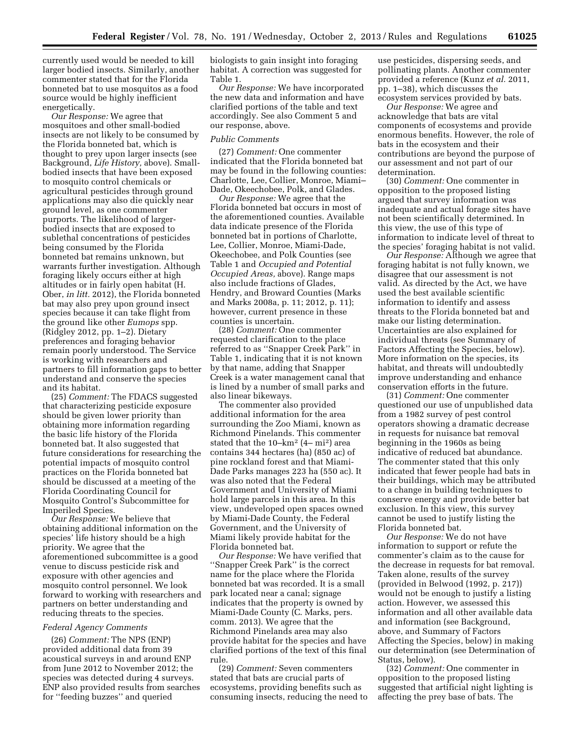currently used would be needed to kill larger bodied insects. Similarly, another commenter stated that for the Florida bonneted bat to use mosquitos as a food source would be highly inefficient energetically.

*Our Response:* We agree that mosquitoes and other small-bodied insects are not likely to be consumed by the Florida bonneted bat, which is thought to prey upon larger insects (see Background, *Life History,* above). Small-bodied insects that have been exposed to mosquito control chemicals or agricultural pesticides through ground applications may also die quickly near ground level, as one commenter purports. The likelihood of larger-bodied insects that are exposed to sublethal concentrations of pesticides being consumed by the Florida bonneted bat remains unknown, but warrants further investigation. Although foraging likely occurs either at high altitudes or in fairly open habitat (H. Ober, *in litt.* 2012), the Florida bonneted bat may also prey upon ground insect species because it can take flight from the ground like other *Eumops* spp. (Ridgley 2012, pp. 1–2). Dietary preferences and foraging behavior remain poorly understood. The Service is working with researchers and partners to fill information gaps to better understand and conserve the species and its habitat.

(25) *Comment:* The FDACS suggested that characterizing pesticide exposure should be given lower priority than obtaining more information regarding the basic life history of the Florida bonneted bat. It also suggested that future considerations for researching the potential impacts of mosquito control practices on the Florida bonneted bat should be discussed at a meeting of the Florida Coordinating Council for Mosquito Control's Subcommittee for Imperiled Species.

*Our Response:* We believe that obtaining additional information on the species' life history should be a high priority. We agree that the aforementioned subcommittee is a good venue to discuss pesticide risk and exposure with other agencies and mosquito control personnel. We look forward to working with researchers and partners on better understanding and reducing threats to the species.

*Federal Agency Comments*

(26) *Comment:* The NPS (ENP) provided additional data from 39 acoustical surveys in and around ENP from June 2012 to November 2012; the species was detected during 4 surveys. ENP also provided results from searches for ''feeding buzzes'' and queried biologists to gain insight into foraging habitat. A correction was suggested for Table 1.

*Our Response:* We have incorporated the new data and information and have clarified portions of the table and text accordingly. See also Comment 5 and our response, above.

*Public Comments*

(27) *Comment:* One commenter indicated that the Florida bonneted bat may be found in the following counties: Charlotte, Lee, Collier, Monroe, Miami–Dade, Okeechobee, Polk, and Glades.

*Our Response:* We agree that the Florida bonneted bat occurs in most of the aforementioned counties. Available data indicate presence of the Florida bonneted bat in portions of Charlotte, Lee, Collier, Monroe, Miami-Dade, Okeechobee, and Polk Counties (see Table 1 and *Occupied and Potential Occupied Areas,* above). Range maps also include fractions of Glades, Hendry, and Broward Counties (Marks and Marks 2008a, p. 11; 2012, p. 11); however, current presence in these counties is uncertain.

(28) *Comment:* One commenter requested clarification to the place referred to as ''Snapper Creek Park'' in Table 1, indicating that it is not known by that name, adding that Snapper Creek is a water management canal that is lined by a number of small parks and also linear bikeways.

The commenter also provided additional information for the area surrounding the Zoo Miami, known as Richmond Pinelands. This commenter stated that the 10–km$^2$ (4– mi$^2$) area contains 344 hectares (ha) (850 ac) of pine rockland forest and that Miami-Dade Parks manages 223 ha (550 ac). It was also noted that the Federal Government and University of Miami hold large parcels in this area. In this view, undeveloped open spaces owned by Miami-Dade County, the Federal Government, and the University of Miami likely provide habitat for the Florida bonneted bat.

*Our Response:* We have verified that ''Snapper Creek Park'' is the correct name for the place where the Florida bonneted bat was recorded. It is a small park located near a canal; signage indicates that the property is owned by Miami-Dade County (C. Marks, pers. comm. 2013). We agree that the Richmond Pinelands area may also provide habitat for the species and have clarified portions of the text of this final rule.

(29) *Comment:* Seven commenters stated that bats are crucial parts of ecosystems, providing benefits such as consuming insects, reducing the need to use pesticides, dispersing seeds, and pollinating plants. Another commenter provided a reference (Kunz *et al.* 2011, pp. 1–38), which discusses the ecosystem services provided by bats.

*Our Response:* We agree and acknowledge that bats are vital components of ecosystems and provide enormous benefits. However, the role of bats in the ecosystem and their contributions are beyond the purpose of our assessment and not part of our determination.

(30) *Comment:* One commenter in opposition to the proposed listing argued that survey information was inadequate and actual forage sites have not been scientifically determined. In this view, the use of this type of information to indicate level of threat to the species' foraging habitat is not valid.

*Our Response:* Although we agree that foraging habitat is not fully known, we disagree that our assessment is not valid. As directed by the Act, we have used the best available scientific information to identify and assess threats to the Florida bonneted bat and make our listing determination. Uncertainties are also explained for individual threats (see Summary of Factors Affecting the Species, below). More information on the species, its habitat, and threats will undoubtedly improve understanding and enhance conservation efforts in the future.

(31) *Comment:* One commenter questioned our use of unpublished data from a 1982 survey of pest control operators showing a dramatic decrease in requests for nuisance bat removal beginning in the 1960s as being indicative of reduced bat abundance. The commenter stated that this only indicated that fewer people had bats in their buildings, which may be attributed to a change in building techniques to conserve energy and provide better bat exclusion. In this view, this survey cannot be used to justify listing the Florida bonneted bat.

*Our Response:* We do not have information to support or refute the commenter's claim as to the cause for the decrease in requests for bat removal. Taken alone, results of the survey (provided in Belwood (1992, p. 217)) would not be enough to justify a listing action. However, we assessed this information and all other available data and information (see Background, above, and Summary of Factors Affecting the Species, below) in making our determination (see Determination of Status, below).

(32) *Comment:* One commenter in opposition to the proposed listing suggested that artificial night lighting is affecting the prey base of bats. The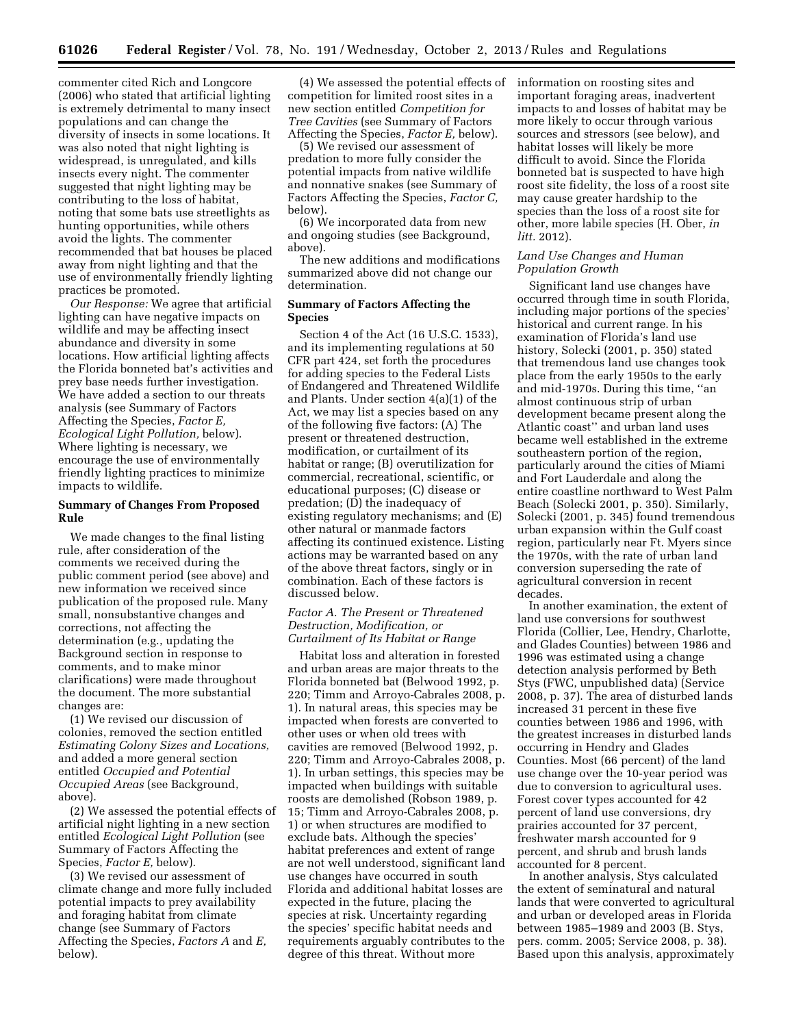commenter cited Rich and Longcore (2006) who stated that artificial lighting is extremely detrimental to many insect populations and can change the diversity of insects in some locations. It was also noted that night lighting is widespread, is unregulated, and kills insects every night. The commenter suggested that night lighting may be contributing to the loss of habitat, noting that some bats use streetlights as hunting opportunities, while others avoid the lights. The commenter recommended that bat houses be placed away from night lighting and that the use of environmentally friendly lighting practices be promoted.

*Our Response:* We agree that artificial lighting can have negative impacts on wildlife and may be affecting insect abundance and diversity in some locations. How artificial lighting affects the Florida bonneted bat's activities and prey base needs further investigation. We have added a section to our threats analysis (see Summary of Factors Affecting the Species, *Factor E, Ecological Light Pollution,* below). Where lighting is necessary, we encourage the use of environmentally friendly lighting practices to minimize impacts to wildlife.

**Summary of Changes From Proposed Rule**

We made changes to the final listing rule, after consideration of the comments we received during the public comment period (see above) and new information we received since publication of the proposed rule. Many small, nonsubstantive changes and corrections, not affecting the determination (e.g., updating the Background section in response to comments, and to make minor clarifications) were made throughout the document. The more substantial changes are:

(1) We revised our discussion of colonies, removed the section entitled *Estimating Colony Sizes and Locations,* and added a more general section entitled *Occupied and Potential Occupied Areas* (see Background, above).

(2) We assessed the potential effects of artificial night lighting in a new section entitled *Ecological Light Pollution* (see Summary of Factors Affecting the Species, *Factor E,* below).

(3) We revised our assessment of climate change and more fully included potential impacts to prey availability and foraging habitat from climate change (see Summary of Factors Affecting the Species, *Factors A* and *E,* below).

(4) We assessed the potential effects of competition for limited roost sites in a new section entitled *Competition for Tree Cavities* (see Summary of Factors Affecting the Species, *Factor E,* below).

(5) We revised our assessment of predation to more fully consider the potential impacts from native wildlife and nonnative snakes (see Summary of Factors Affecting the Species, *Factor C,* below).

(6) We incorporated data from new and ongoing studies (see Background, above).

The new additions and modifications summarized above did not change our determination.

**Summary of Factors Affecting the Species**

Section 4 of the Act (16 U.S.C. 1533), and its implementing regulations at 50 CFR part 424, set forth the procedures for adding species to the Federal Lists of Endangered and Threatened Wildlife and Plants. Under section 4(a)(1) of the Act, we may list a species based on any of the following five factors: (A) The present or threatened destruction, modification, or curtailment of its habitat or range; (B) overutilization for commercial, recreational, scientific, or educational purposes; (C) disease or predation; (D) the inadequacy of existing regulatory mechanisms; and (E) other natural or manmade factors affecting its continued existence. Listing actions may be warranted based on any of the above threat factors, singly or in combination. Each of these factors is discussed below.

*Factor A. The Present or Threatened Destruction, Modification, or Curtailment of Its Habitat or Range*

Habitat loss and alteration in forested and urban areas are major threats to the Florida bonneted bat (Belwood 1992, p. 220; Timm and Arroyo-Cabrales 2008, p. 1). In natural areas, this species may be impacted when forests are converted to other uses or when old trees with cavities are removed (Belwood 1992, p. 220; Timm and Arroyo-Cabrales 2008, p. 1). In urban settings, this species may be impacted when buildings with suitable roosts are demolished (Robson 1989, p. 15; Timm and Arroyo-Cabrales 2008, p. 1) or when structures are modified to exclude bats. Although the species' habitat preferences and extent of range are not well understood, significant land use changes have occurred in south Florida and additional habitat losses are expected in the future, placing the species at risk. Uncertainty regarding the species' specific habitat needs and requirements arguably contributes to the degree of this threat. Without more information on roosting sites and important foraging areas, inadvertent impacts to and losses of habitat may be more likely to occur through various sources and stressors (see below), and habitat losses will likely be more difficult to avoid. Since the Florida bonneted bat is suspected to have high roost site fidelity, the loss of a roost site may cause greater hardship to the species than the loss of a roost site for other, more labile species (H. Ober, *in litt.* 2012).

*Land Use Changes and Human Population Growth*

Significant land use changes have occurred through time in south Florida, including major portions of the species' historical and current range. In his examination of Florida's land use history, Solecki (2001, p. 350) stated that tremendous land use changes took place from the early 1950s to the early and mid-1970s. During this time, ''an almost continuous strip of urban development became present along the Atlantic coast'' and urban land uses became well established in the extreme southeastern portion of the region, particularly around the cities of Miami and Fort Lauderdale and along the entire coastline northward to West Palm Beach (Solecki 2001, p. 350). Similarly, Solecki (2001, p. 345) found tremendous urban expansion within the Gulf coast region, particularly near Ft. Myers since the 1970s, with the rate of urban land conversion superseding the rate of agricultural conversion in recent decades.

In another examination, the extent of land use conversions for southwest Florida (Collier, Lee, Hendry, Charlotte, and Glades Counties) between 1986 and 1996 was estimated using a change detection analysis performed by Beth Stys (FWC, unpublished data) (Service 2008, p. 37). The area of disturbed lands increased 31 percent in these five counties between 1986 and 1996, with the greatest increases in disturbed lands occurring in Hendry and Glades Counties. Most (66 percent) of the land use change over the 10-year period was due to conversion to agricultural uses. Forest cover types accounted for 42 percent of land use conversions, dry prairies accounted for 37 percent, freshwater marsh accounted for 9 percent, and shrub and brush lands accounted for 8 percent.

In another analysis, Stys calculated the extent of seminatural and natural lands that were converted to agricultural and urban or developed areas in Florida between 1985–1989 and 2003 (B. Stys, pers. comm. 2005; Service 2008, p. 38). Based upon this analysis, approximately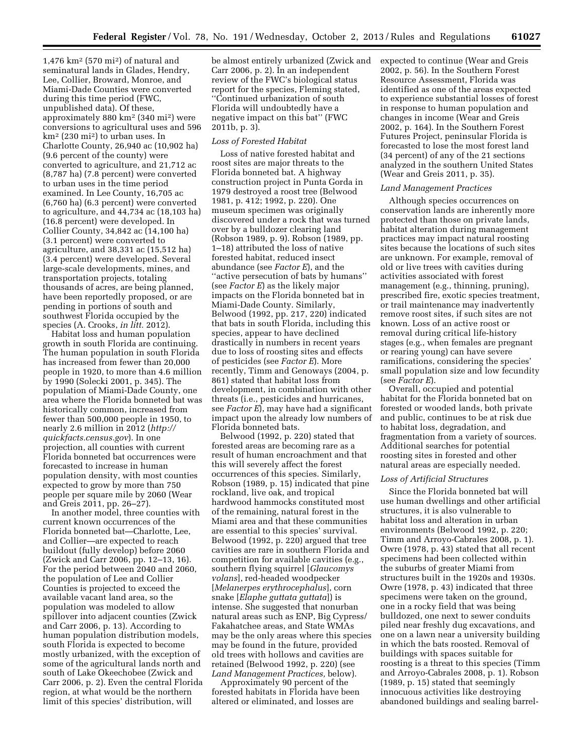1,476 km$^2$ (570 mi$^2$) of natural and seminatural lands in Glades, Hendry, Lee, Collier, Broward, Monroe, and Miami-Dade Counties were converted during this time period (FWC, unpublished data). Of these, approximately 880 km$^2$ (340 mi$^2$) were conversions to agricultural uses and 596 km$^2$ (230 mi$^2$) to urban uses. In Charlotte County, 26,940 ac (10,902 ha) (9.6 percent of the county) were converted to agriculture, and 21,712 ac (8,787 ha) (7.8 percent) were converted to urban uses in the time period examined. In Lee County, 16,705 ac (6,760 ha) (6.3 percent) were converted to agriculture, and 44,734 ac (18,103 ha) (16.8 percent) were developed. In Collier County, 34,842 ac (14,100 ha) (3.1 percent) were converted to agriculture, and 38,331 ac (15,512 ha) (3.4 percent) were developed. Several large-scale developments, mines, and transportation projects, totaling thousands of acres, are being planned, have been reportedly proposed, or are pending in portions of south and southwest Florida occupied by the species (A. Crooks, *in litt.* 2012).

Habitat loss and human population growth in south Florida are continuing. The human population in south Florida has increased from fewer than 20,000 people in 1920, to more than 4.6 million by 1990 (Solecki 2001, p. 345). The population of Miami-Dade County, one area where the Florida bonneted bat was historically common, increased from fewer than 500,000 people in 1950, to nearly 2.6 million in 2012 (*http://quickfacts.census.gov*). In one projection, all counties with current Florida bonneted bat occurrences were forecasted to increase in human population density, with most counties expected to grow by more than 750 people per square mile by 2060 (Wear and Greis 2011, pp. 26–27).

In another model, three counties with current known occurrences of the Florida bonneted bat—Charlotte, Lee, and Collier—are expected to reach buildout (fully develop) before 2060 (Zwick and Carr 2006, pp. 12–13, 16). For the period between 2040 and 2060, the population of Lee and Collier Counties is projected to exceed the available vacant land area, so the population was modeled to allow spillover into adjacent counties (Zwick and Carr 2006, p. 13). According to human population distribution models, south Florida is expected to become mostly urbanized, with the exception of some of the agricultural lands north and south of Lake Okeechobee (Zwick and Carr 2006, p. 2). Even the central Florida region, at what would be the northern limit of this species' distribution, will be almost entirely urbanized (Zwick and Carr 2006, p. 2). In an independent review of the FWC's biological status report for the species, Fleming stated, "Continued urbanization of south Florida will undoubtedly have a negative impact on this bat" (FWC 2011b, p. 3).

*Loss of Forested Habitat*

Loss of native forested habitat and roost sites are major threats to the Florida bonneted bat. A highway construction project in Punta Gorda in 1979 destroyed a roost tree (Belwood 1981, p. 412; 1992, p. 220). One museum specimen was originally discovered under a rock that was turned over by a bulldozer clearing land (Robson 1989, p. 9). Robson (1989, pp. 1–18) attributed the loss of native forested habitat, reduced insect abundance (see *Factor E*), and the "active persecution of bats by humans" (see *Factor E*) as the likely major impacts on the Florida bonneted bat in Miami-Dade County. Similarly, Belwood (1992, pp. 217, 220) indicated that bats in south Florida, including this species, appear to have declined drastically in numbers in recent years due to loss of roosting sites and effects of pesticides (see *Factor E*). More recently, Timm and Genoways (2004, p. 861) stated that habitat loss from development, in combination with other threats (i.e., pesticides and hurricanes, see *Factor E*), may have had a significant impact upon the already low numbers of Florida bonneted bats.

Belwood (1992, p. 220) stated that forested areas are becoming rare as a result of human encroachment and that this will severely affect the forest occurrences of this species. Similarly, Robson (1989, p. 15) indicated that pine rockland, live oak, and tropical hardwood hammocks constituted most of the remaining, natural forest in the Miami area and that these communities are essential to this species' survival. Belwood (1992, p. 220) argued that tree cavities are rare in southern Florida and competition for available cavities (e.g., southern flying squirrel [*Glaucomys volans*], red-headed woodpecker [*Melanerpes erythrocephalus*], corn snake [*Elaphe guttata guttata*]) is intense. She suggested that nonurban natural areas such as ENP, Big Cypress/Fakahatchee areas, and State WMAs may be the only areas where this species may be found in the future, provided old trees with hollows and cavities are retained (Belwood 1992, p. 220) (see *Land Management Practices,* below).

Approximately 90 percent of the forested habitats in Florida have been altered or eliminated, and losses are expected to continue (Wear and Greis 2002, p. 56). In the Southern Forest Resource Assessment, Florida was identified as one of the areas expected to experience substantial losses of forest in response to human population and changes in income (Wear and Greis 2002, p. 164). In the Southern Forest Futures Project, peninsular Florida is forecasted to lose the most forest land (34 percent) of any of the 21 sections analyzed in the southern United States (Wear and Greis 2011, p. 35).

*Land Management Practices*

Although species occurrences on conservation lands are inherently more protected than those on private lands, habitat alteration during management practices may impact natural roosting sites because the locations of such sites are unknown. For example, removal of old or live trees with cavities during activities associated with forest management (e.g., thinning, pruning), prescribed fire, exotic species treatment, or trail maintenance may inadvertently remove roost sites, if such sites are not known. Loss of an active roost or removal during critical life-history stages (e.g., when females are pregnant or rearing young) can have severe ramifications, considering the species' small population size and low fecundity (see *Factor E*).

Overall, occupied and potential habitat for the Florida bonneted bat on forested or wooded lands, both private and public, continues to be at risk due to habitat loss, degradation, and fragmentation from a variety of sources. Additional searches for potential roosting sites in forested and other natural areas are especially needed.

*Loss of Artificial Structures*

Since the Florida bonneted bat will use human dwellings and other artificial structures, it is also vulnerable to habitat loss and alteration in urban environments (Belwood 1992, p. 220; Timm and Arroyo-Cabrales 2008, p. 1). Owre (1978, p. 43) stated that all recent specimens had been collected within the suburbs of greater Miami from structures built in the 1920s and 1930s. Owre (1978, p. 43) indicated that three specimens were taken on the ground, one in a rocky field that was being bulldozed, one next to sewer conduits piled near freshly dug excavations, and one on a lawn near a university building in which the bats roosted. Removal of buildings with spaces suitable for roosting is a threat to this species (Timm and Arroyo-Cabrales 2008, p. 1). Robson (1989, p. 15) stated that seemingly innocuous activities like destroying abandoned buildings and sealing barrel-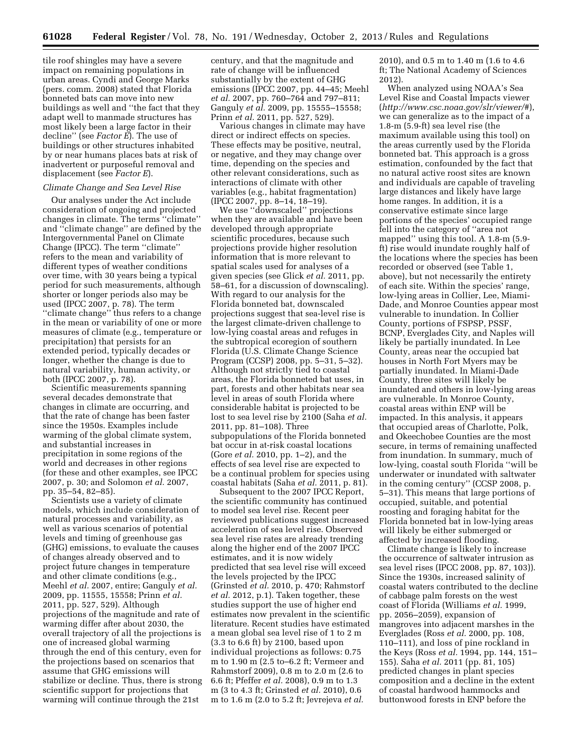tile roof shingles may have a severe impact on remaining populations in urban areas. Cyndi and George Marks (pers. comm. 2008) stated that Florida bonneted bats can move into new buildings as well and ''the fact that they adapt well to manmade structures has most likely been a large factor in their decline'' (see *Factor E*). The use of buildings or other structures inhabited by or near humans places bats at risk of inadvertent or purposeful removal and displacement (see *Factor E*).

*Climate Change and Sea Level Rise*

Our analyses under the Act include consideration of ongoing and projected changes in climate. The terms ''climate'' and ''climate change'' are defined by the Intergovernmental Panel on Climate Change (IPCC). The term ''climate'' refers to the mean and variability of different types of weather conditions over time, with 30 years being a typical period for such measurements, although shorter or longer periods also may be used (IPCC 2007, p. 78). The term ''climate change'' thus refers to a change in the mean or variability of one or more measures of climate (e.g., temperature or precipitation) that persists for an extended period, typically decades or longer, whether the change is due to natural variability, human activity, or both (IPCC 2007, p. 78).

Scientific measurements spanning several decades demonstrate that changes in climate are occurring, and that the rate of change has been faster since the 1950s. Examples include warming of the global climate system, and substantial increases in precipitation in some regions of the world and decreases in other regions (for these and other examples, see IPCC 2007, p. 30; and Solomon *et al.* 2007, pp. 35–54, 82–85).

Scientists use a variety of climate models, which include consideration of natural processes and variability, as well as various scenarios of potential levels and timing of greenhouse gas (GHG) emissions, to evaluate the causes of changes already observed and to project future changes in temperature and other climate conditions (e.g., Meehl *et al.* 2007, entire; Ganguly *et al.* 2009, pp. 11555, 15558; Prinn *et al.* 2011, pp. 527, 529). Although projections of the magnitude and rate of warming differ after about 2030, the overall trajectory of all the projections is one of increased global warming through the end of this century, even for the projections based on scenarios that assume that GHG emissions will stabilize or decline. Thus, there is strong scientific support for projections that warming will continue through the 21st century, and that the magnitude and rate of change will be influenced substantially by the extent of GHG emissions (IPCC 2007, pp. 44–45; Meehl *et al.* 2007, pp. 760–764 and 797–811; Ganguly *et al.* 2009, pp. 15555–15558; Prinn *et al.* 2011, pp. 527, 529).

Various changes in climate may have direct or indirect effects on species. These effects may be positive, neutral, or negative, and they may change over time, depending on the species and other relevant considerations, such as interactions of climate with other variables (e.g., habitat fragmentation) (IPCC 2007, pp. 8–14, 18–19).

We use ''downscaled'' projections when they are available and have been developed through appropriate scientific procedures, because such projections provide higher resolution information that is more relevant to spatial scales used for analyses of a given species (see Glick *et al.* 2011, pp. 58–61, for a discussion of downscaling). With regard to our analysis for the Florida bonneted bat, downscaled projections suggest that sea-level rise is the largest climate-driven challenge to low-lying coastal areas and refuges in the subtropical ecoregion of southern Florida (U.S. Climate Change Science Program (CCSP) 2008, pp. 5–31, 5–32). Although not strictly tied to coastal areas, the Florida bonneted bat uses, in part, forests and other habitats near sea level in areas of south Florida where considerable habitat is projected to be lost to sea level rise by 2100 (Saha *et al.* 2011, pp. 81–108). Three subpopulations of the Florida bonneted bat occur in at-risk coastal locations (Gore *et al.* 2010, pp. 1–2), and the effects of sea level rise are expected to be a continual problem for species using coastal habitats (Saha *et al.* 2011, p. 81).

Subsequent to the 2007 IPCC Report, the scientific community has continued to model sea level rise. Recent peer reviewed publications suggest increased acceleration of sea level rise. Observed sea level rise rates are already trending along the higher end of the 2007 IPCC estimates, and it is now widely predicted that sea level rise will exceed the levels projected by the IPCC (Grinsted *et al.* 2010, p. 470; Rahmstorf *et al.* 2012, p.1). Taken together, these studies support the use of higher end estimates now prevalent in the scientific literature. Recent studies have estimated a mean global sea level rise of 1 to 2 m (3.3 to 6.6 ft) by 2100, based upon individual projections as follows: 0.75 m to 1.90 m (2.5 to–6.2 ft; Vermeer and Rahmstorf 2009), 0.8 m to 2.0 m (2.6 to 6.6 ft; Pfeffer *et al.* 2008), 0.9 m to 1.3 m (3 to 4.3 ft; Grinsted *et al.* 2010), 0.6 m to 1.6 m (2.0 to 5.2 ft; Jevrejeva *et al.* 2010), and 0.5 m to 1.40 m (1.6 to 4.6 ft; The National Academy of Sciences 2012).

When analyzed using NOAA's Sea Level Rise and Coastal Impacts viewer (*http://www.csc.noaa.gov/slr/viewer/#*), we can generalize as to the impact of a 1.8-m (5.9-ft) sea level rise (the maximum available using this tool) on the areas currently used by the Florida bonneted bat. This approach is a gross estimation, confounded by the fact that no natural active roost sites are known and individuals are capable of traveling large distances and likely have large home ranges. In addition, it is a conservative estimate since large portions of the species' occupied range fell into the category of ''area not mapped'' using this tool. A 1.8-m (5.9-ft) rise would inundate roughly half of the locations where the species has been recorded or observed (see Table 1, above), but not necessarily the entirety of each site. Within the species' range, low-lying areas in Collier, Lee, Miami-Dade, and Monroe Counties appear most vulnerable to inundation. In Collier County, portions of FSPSP, PSSF, BCNP, Everglades City, and Naples will likely be partially inundated. In Lee County, areas near the occupied bat houses in North Fort Myers may be partially inundated. In Miami-Dade County, three sites will likely be inundated and others in low-lying areas are vulnerable. In Monroe County, coastal areas within ENP will be impacted. In this analysis, it appears that occupied areas of Charlotte, Polk, and Okeechobee Counties are the most secure, in terms of remaining unaffected from inundation. In summary, much of low-lying, coastal south Florida ''will be underwater or inundated with saltwater in the coming century'' (CCSP 2008, p. 5–31). This means that large portions of occupied, suitable, and potential roosting and foraging habitat for the Florida bonneted bat in low-lying areas will likely be either submerged or affected by increased flooding.

Climate change is likely to increase the occurrence of saltwater intrusion as sea level rises (IPCC 2008, pp. 87, 103)). Since the 1930s, increased salinity of coastal waters contributed to the decline of cabbage palm forests on the west coast of Florida (Williams *et al.* 1999, pp. 2056–2059), expansion of mangroves into adjacent marshes in the Everglades (Ross *et al.* 2000, pp. 108, 110–111), and loss of pine rockland in the Keys (Ross *et al.* 1994, pp. 144, 151–155). Saha *et al.* 2011 (pp. 81, 105) predicted changes in plant species composition and a decline in the extent of coastal hardwood hammocks and buttonwood forests in ENP before the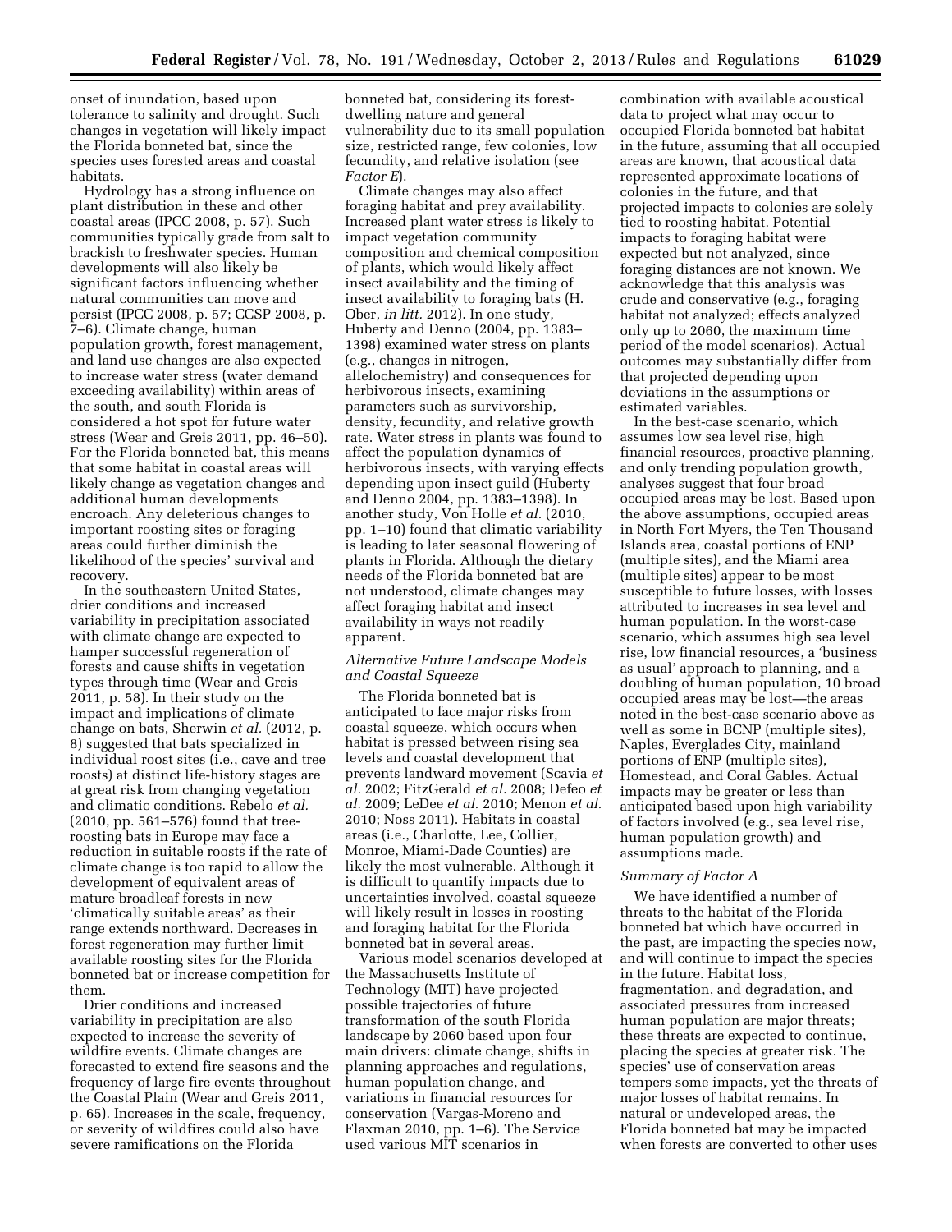onset of inundation, based upon tolerance to salinity and drought. Such changes in vegetation will likely impact the Florida bonneted bat, since the species uses forested areas and coastal habitats.

Hydrology has a strong influence on plant distribution in these and other coastal areas (IPCC 2008, p. 57). Such communities typically grade from salt to brackish to freshwater species. Human developments will also likely be significant factors influencing whether natural communities can move and persist (IPCC 2008, p. 57; CCSP 2008, p. 7–6). Climate change, human population growth, forest management, and land use changes are also expected to increase water stress (water demand exceeding availability) within areas of the south, and south Florida is considered a hot spot for future water stress (Wear and Greis 2011, pp. 46–50). For the Florida bonneted bat, this means that some habitat in coastal areas will likely change as vegetation changes and additional human developments encroach. Any deleterious changes to important roosting sites or foraging areas could further diminish the likelihood of the species' survival and recovery.

In the southeastern United States, drier conditions and increased variability in precipitation associated with climate change are expected to hamper successful regeneration of forests and cause shifts in vegetation types through time (Wear and Greis 2011, p. 58). In their study on the impact and implications of climate change on bats, Sherwin *et al.* (2012, p. 8) suggested that bats specialized in individual roost sites (i.e., cave and tree roosts) at distinct life-history stages are at great risk from changing vegetation and climatic conditions. Rebelo *et al.* (2010, pp. 561–576) found that tree-roosting bats in Europe may face a reduction in suitable roosts if the rate of climate change is too rapid to allow the development of equivalent areas of mature broadleaf forests in new 'climatically suitable areas' as their range extends northward. Decreases in forest regeneration may further limit available roosting sites for the Florida bonneted bat or increase competition for them.

Drier conditions and increased variability in precipitation are also expected to increase the severity of wildfire events. Climate changes are forecasted to extend fire seasons and the frequency of large fire events throughout the Coastal Plain (Wear and Greis 2011, p. 65). Increases in the scale, frequency, or severity of wildfires could also have severe ramifications on the Florida bonneted bat, considering its forest-dwelling nature and general vulnerability due to its small population size, restricted range, few colonies, low fecundity, and relative isolation (see *Factor E*).

Climate changes may also affect foraging habitat and prey availability. Increased plant water stress is likely to impact vegetation community composition and chemical composition of plants, which would likely affect insect availability and the timing of insect availability to foraging bats (H. Ober, *in litt.* 2012). In one study, Huberty and Denno (2004, pp. 1383–1398) examined water stress on plants (e.g., changes in nitrogen, allelochemistry) and consequences for herbivorous insects, examining parameters such as survivorship, density, fecundity, and relative growth rate. Water stress in plants was found to affect the population dynamics of herbivorous insects, with varying effects depending upon insect guild (Huberty and Denno 2004, pp. 1383–1398). In another study, Von Holle *et al.* (2010, pp. 1–10) found that climatic variability is leading to later seasonal flowering of plants in Florida. Although the dietary needs of the Florida bonneted bat are not understood, climate changes may affect foraging habitat and insect availability in ways not readily apparent.

*Alternative Future Landscape Models and Coastal Squeeze*

The Florida bonneted bat is anticipated to face major risks from coastal squeeze, which occurs when habitat is pressed between rising sea levels and coastal development that prevents landward movement (Scavia *et al.* 2002; FitzGerald *et al.* 2008; Defeo *et al.* 2009; LeDee *et al.* 2010; Menon *et al.* 2010; Noss 2011). Habitats in coastal areas (i.e., Charlotte, Lee, Collier, Monroe, Miami-Dade Counties) are likely the most vulnerable. Although it is difficult to quantify impacts due to uncertainties involved, coastal squeeze will likely result in losses in roosting and foraging habitat for the Florida bonneted bat in several areas.

Various model scenarios developed at the Massachusetts Institute of Technology (MIT) have projected possible trajectories of future transformation of the south Florida landscape by 2060 based upon four main drivers: climate change, shifts in planning approaches and regulations, human population change, and variations in financial resources for conservation (Vargas-Moreno and Flaxman 2010, pp. 1–6). The Service used various MIT scenarios in combination with available acoustical data to project what may occur to occupied Florida bonneted bat habitat in the future, assuming that all occupied areas are known, that acoustical data represented approximate locations of colonies in the future, and that projected impacts to colonies are solely tied to roosting habitat. Potential impacts to foraging habitat were expected but not analyzed, since foraging distances are not known. We acknowledge that this analysis was crude and conservative (e.g., foraging habitat not analyzed; effects analyzed only up to 2060, the maximum time period of the model scenarios). Actual outcomes may substantially differ from that projected depending upon deviations in the assumptions or estimated variables.

In the best-case scenario, which assumes low sea level rise, high financial resources, proactive planning, and only trending population growth, analyses suggest that four broad occupied areas may be lost. Based upon the above assumptions, occupied areas in North Fort Myers, the Ten Thousand Islands area, coastal portions of ENP (multiple sites), and the Miami area (multiple sites) appear to be most susceptible to future losses, with losses attributed to increases in sea level and human population. In the worst-case scenario, which assumes high sea level rise, low financial resources, a 'business as usual' approach to planning, and a doubling of human population, 10 broad occupied areas may be lost—the areas noted in the best-case scenario above as well as some in BCNP (multiple sites), Naples, Everglades City, mainland portions of ENP (multiple sites), Homestead, and Coral Gables. Actual impacts may be greater or less than anticipated based upon high variability of factors involved (e.g., sea level rise, human population growth) and assumptions made.

*Summary of Factor A*

We have identified a number of threats to the habitat of the Florida bonneted bat which have occurred in the past, are impacting the species now, and will continue to impact the species in the future. Habitat loss, fragmentation, and degradation, and associated pressures from increased human population are major threats; these threats are expected to continue, placing the species at greater risk. The species' use of conservation areas tempers some impacts, yet the threats of major losses of habitat remains. In natural or undeveloped areas, the Florida bonneted bat may be impacted when forests are converted to other uses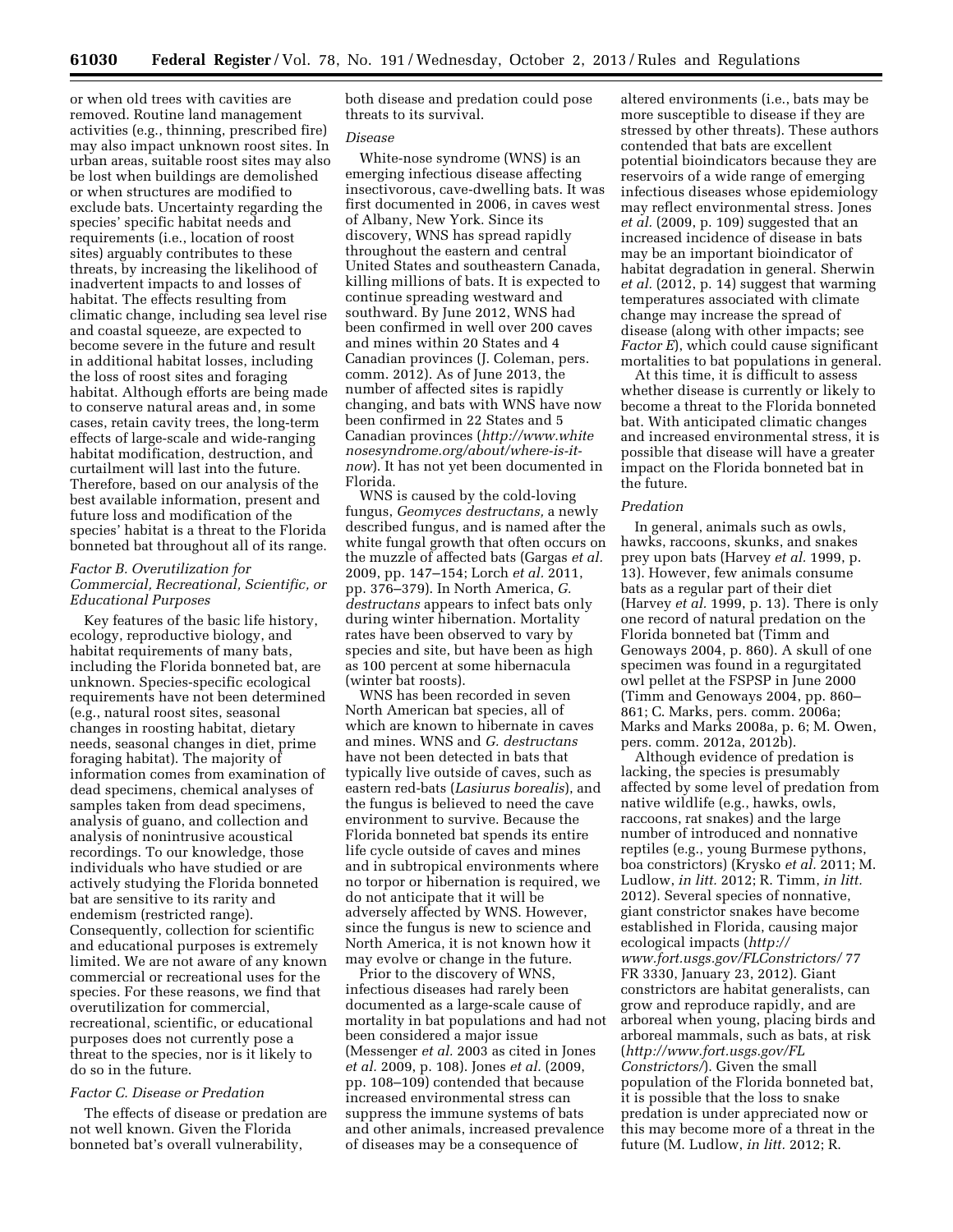or when old trees with cavities are removed. Routine land management activities (e.g., thinning, prescribed fire) may also impact unknown roost sites. In urban areas, suitable roost sites may also be lost when buildings are demolished or when structures are modified to exclude bats. Uncertainty regarding the species' specific habitat needs and requirements (i.e., location of roost sites) arguably contributes to these threats, by increasing the likelihood of inadvertent impacts to and losses of habitat. The effects resulting from climatic change, including sea level rise and coastal squeeze, are expected to become severe in the future and result in additional habitat losses, including the loss of roost sites and foraging habitat. Although efforts are being made to conserve natural areas and, in some cases, retain cavity trees, the long-term effects of large-scale and wide-ranging habitat modification, destruction, and curtailment will last into the future. Therefore, based on our analysis of the best available information, present and future loss and modification of the species' habitat is a threat to the Florida bonneted bat throughout all of its range.

*Factor B. Overutilization for Commercial, Recreational, Scientific, or Educational Purposes*

Key features of the basic life history, ecology, reproductive biology, and habitat requirements of many bats, including the Florida bonneted bat, are unknown. Species-specific ecological requirements have not been determined (e.g., natural roost sites, seasonal changes in roosting habitat, dietary needs, seasonal changes in diet, prime foraging habitat). The majority of information comes from examination of dead specimens, chemical analyses of samples taken from dead specimens, analysis of guano, and collection and analysis of nonintrusive acoustical recordings. To our knowledge, those individuals who have studied or are actively studying the Florida bonneted bat are sensitive to its rarity and endemism (restricted range). Consequently, collection for scientific and educational purposes is extremely limited. We are not aware of any known commercial or recreational uses for the species. For these reasons, we find that overutilization for commercial, recreational, scientific, or educational purposes does not currently pose a threat to the species, nor is it likely to do so in the future.

*Factor C. Disease or Predation*

The effects of disease or predation are not well known. Given the Florida bonneted bat's overall vulnerability, both disease and predation could pose threats to its survival.

*Disease*

White-nose syndrome (WNS) is an emerging infectious disease affecting insectivorous, cave-dwelling bats. It was first documented in 2006, in caves west of Albany, New York. Since its discovery, WNS has spread rapidly throughout the eastern and central United States and southeastern Canada, killing millions of bats. It is expected to continue spreading westward and southward. By June 2012, WNS had been confirmed in well over 200 caves and mines within 20 States and 4 Canadian provinces (J. Coleman, pers. comm. 2012). As of June 2013, the number of affected sites is rapidly changing, and bats with WNS have now been confirmed in 22 States and 5 Canadian provinces (*http://www.whitenosesyndrome.org/about/where-is-it-now*). It has not yet been documented in Florida.

WNS is caused by the cold-loving fungus, *Geomyces destructans,* a newly described fungus, and is named after the white fungal growth that often occurs on the muzzle of affected bats (Gargas *et al.* 2009, pp. 147–154; Lorch *et al.* 2011, pp. 376–379). In North America, *G. destructans* appears to infect bats only during winter hibernation. Mortality rates have been observed to vary by species and site, but have been as high as 100 percent at some hibernacula (winter bat roosts).

WNS has been recorded in seven North American bat species, all of which are known to hibernate in caves and mines. WNS and *G. destructans* have not been detected in bats that typically live outside of caves, such as eastern red-bats (*Lasiurus borealis*), and the fungus is believed to need the cave environment to survive. Because the Florida bonneted bat spends its entire life cycle outside of caves and mines and in subtropical environments where no torpor or hibernation is required, we do not anticipate that it will be adversely affected by WNS. However, since the fungus is new to science and North America, it is not known how it may evolve or change in the future.

Prior to the discovery of WNS, infectious diseases had rarely been documented as a large-scale cause of mortality in bat populations and had not been considered a major issue (Messenger *et al.* 2003 as cited in Jones *et al.* 2009, p. 108). Jones *et al.* (2009, pp. 108–109) contended that because increased environmental stress can suppress the immune systems of bats and other animals, increased prevalence of diseases may be a consequence of altered environments (i.e., bats may be more susceptible to disease if they are stressed by other threats). These authors contended that bats are excellent potential bioindicators because they are reservoirs of a wide range of emerging infectious diseases whose epidemiology may reflect environmental stress. Jones *et al.* (2009, p. 109) suggested that an increased incidence of disease in bats may be an important bioindicator of habitat degradation in general. Sherwin *et al.* (2012, p. 14) suggest that warming temperatures associated with climate change may increase the spread of disease (along with other impacts; see *Factor E*), which could cause significant mortalities to bat populations in general.

At this time, it is difficult to assess whether disease is currently or likely to become a threat to the Florida bonneted bat. With anticipated climatic changes and increased environmental stress, it is possible that disease will have a greater impact on the Florida bonneted bat in the future.

*Predation*

In general, animals such as owls, hawks, raccoons, skunks, and snakes prey upon bats (Harvey *et al.* 1999, p. 13). However, few animals consume bats as a regular part of their diet (Harvey *et al.* 1999, p. 13). There is only one record of natural predation on the Florida bonneted bat (Timm and Genoways 2004, p. 860). A skull of one specimen was found in a regurgitated owl pellet at the FSPSP in June 2000 (Timm and Genoways 2004, pp. 860–861; C. Marks, pers. comm. 2006a; Marks and Marks 2008a, p. 6; M. Owen, pers. comm. 2012a, 2012b).

Although evidence of predation is lacking, the species is presumably affected by some level of predation from native wildlife (e.g., hawks, owls, raccoons, rat snakes) and the large number of introduced and nonnative reptiles (e.g., young Burmese pythons, boa constrictors) (Krysko *et al.* 2011; M. Ludlow, *in litt.* 2012; R. Timm, *in litt.* 2012). Several species of nonnative, giant constrictor snakes have become established in Florida, causing major ecological impacts (*http://www.fort.usgs.gov/FLConstrictors/* 77 FR 3330, January 23, 2012). Giant constrictors are habitat generalists, can grow and reproduce rapidly, and are arboreal when young, placing birds and arboreal mammals, such as bats, at risk (*http://www.fort.usgs.gov/FLConstrictors/*). Given the small population of the Florida bonneted bat, it is possible that the loss to snake predation is under appreciated now or this may become more of a threat in the future (M. Ludlow, *in litt.* 2012; R.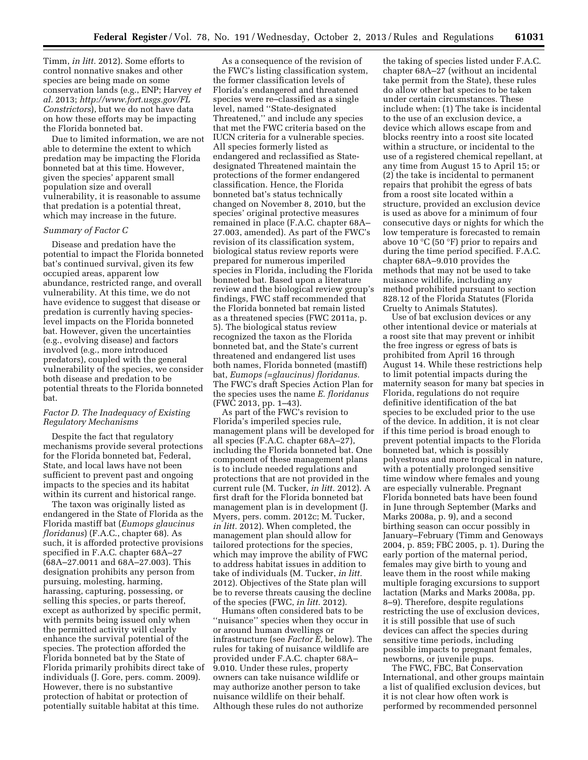Timm, *in litt.* 2012). Some efforts to control nonnative snakes and other species are being made on some conservation lands (e.g., ENP; Harvey *et al.* 2013; *http://www.fort.usgs.gov/FL Constrictors*), but we do not have data on how these efforts may be impacting the Florida bonneted bat.

Due to limited information, we are not able to determine the extent to which predation may be impacting the Florida bonneted bat at this time. However, given the species' apparent small population size and overall vulnerability, it is reasonable to assume that predation is a potential threat, which may increase in the future.

*Summary of Factor C*

Disease and predation have the potential to impact the Florida bonneted bat's continued survival, given its few occupied areas, apparent low abundance, restricted range, and overall vulnerability. At this time, we do not have evidence to suggest that disease or predation is currently having species-level impacts on the Florida bonneted bat. However, given the uncertainties (e.g., evolving disease) and factors involved (e.g., more introduced predators), coupled with the general vulnerability of the species, we consider both disease and predation to be potential threats to the Florida bonneted bat.

*Factor D. The Inadequacy of Existing Regulatory Mechanisms*

Despite the fact that regulatory mechanisms provide several protections for the Florida bonneted bat, Federal, State, and local laws have not been sufficient to prevent past and ongoing impacts to the species and its habitat within its current and historical range.

The taxon was originally listed as endangered in the State of Florida as the Florida mastiff bat (*Eumops glaucinus floridanus*) (F.A.C., chapter 68). As such, it is afforded protective provisions specified in F.A.C. chapter 68A–27 (68A–27.0011 and 68A–27.003). This designation prohibits any person from pursuing, molesting, harming, harassing, capturing, possessing, or selling this species, or parts thereof, except as authorized by specific permit, with permits being issued only when the permitted activity will clearly enhance the survival potential of the species. The protection afforded the Florida bonneted bat by the State of Florida primarily prohibits direct take of individuals (J. Gore, pers. comm. 2009). However, there is no substantive protection of habitat or protection of potentially suitable habitat at this time.

As a consequence of the revision of the FWC's listing classification system, the former classification levels of Florida's endangered and threatened species were re–classified as a single level, named ''State-designated Threatened,'' and include any species that met the FWC criteria based on the IUCN criteria for a vulnerable species. All species formerly listed as endangered and reclassified as State-designated Threatened maintain the protections of the former endangered classification. Hence, the Florida bonneted bat's status technically changed on November 8, 2010, but the species' original protective measures remained in place (F.A.C. chapter 68A–27.003, amended). As part of the FWC's revision of its classification system, biological status review reports were prepared for numerous imperiled species in Florida, including the Florida bonneted bat. Based upon a literature review and the biological review group's findings, FWC staff recommended that the Florida bonneted bat remain listed as a threatened species (FWC 2011a, p. 5). The biological status review recognized the taxon as the Florida bonneted bat, and the State's current threatened and endangered list uses both names, Florida bonneted (mastiff) bat, *Eumops (=glaucinus) floridanus.* The FWC's draft Species Action Plan for the species uses the name *E. floridanus* (FWC 2013, pp. 1–43).

As part of the FWC's revision to Florida's imperiled species rule, management plans will be developed for all species (F.A.C. chapter 68A–27), including the Florida bonneted bat. One component of these management plans is to include needed regulations and protections that are not provided in the current rule (M. Tucker, *in litt.* 2012). A first draft for the Florida bonneted bat management plan is in development (J. Myers, pers. comm. 2012c; M. Tucker, *in litt.* 2012). When completed, the management plan should allow for tailored protections for the species, which may improve the ability of FWC to address habitat issues in addition to take of individuals (M. Tucker, *in litt.* 2012). Objectives of the State plan will be to reverse threats causing the decline of the species (FWC, *in litt.* 2012).

Humans often considered bats to be ''nuisance'' species when they occur in or around human dwellings or infrastructure (see *Factor E,* below). The rules for taking of nuisance wildlife are provided under F.A.C. chapter 68A–9.010. Under these rules, property owners can take nuisance wildlife or may authorize another person to take nuisance wildlife on their behalf. Although these rules do not authorize the taking of species listed under F.A.C. chapter 68A–27 (without an incidental take permit from the State), these rules do allow other bat species to be taken under certain circumstances. These include when: (1) The take is incidental to the use of an exclusion device, a device which allows escape from and blocks reentry into a roost site located within a structure, or incidental to the use of a registered chemical repellant, at any time from August 15 to April 15; or (2) the take is incidental to permanent repairs that prohibit the egress of bats from a roost site located within a structure, provided an exclusion device is used as above for a minimum of four consecutive days or nights for which the low temperature is forecasted to remain above 10 °C (50 °F) prior to repairs and during the time period specified. F.A.C. chapter 68A–9.010 provides the methods that may not be used to take nuisance wildlife, including any method prohibited pursuant to section 828.12 of the Florida Statutes (Florida Cruelty to Animals Statutes).

Use of bat exclusion devices or any other intentional device or materials at a roost site that may prevent or inhibit the free ingress or egress of bats is prohibited from April 16 through August 14. While these restrictions help to limit potential impacts during the maternity season for many bat species in Florida, regulations do not require definitive identification of the bat species to be excluded prior to the use of the device. In addition, it is not clear if this time period is broad enough to prevent potential impacts to the Florida bonneted bat, which is possibly polyestrous and more tropical in nature, with a potentially prolonged sensitive time window where females and young are especially vulnerable. Pregnant Florida bonneted bats have been found in June through September (Marks and Marks 2008a, p. 9), and a second birthing season can occur possibly in January–February (Timm and Genoways 2004, p. 859; FBC 2005, p. 1). During the early portion of the maternal period, females may give birth to young and leave them in the roost while making multiple foraging excursions to support lactation (Marks and Marks 2008a, pp. 8–9). Therefore, despite regulations restricting the use of exclusion devices, it is still possible that use of such devices can affect the species during sensitive time periods, including possible impacts to pregnant females, newborns, or juvenile pups.

The FWC, FBC, Bat Conservation International, and other groups maintain a list of qualified exclusion devices, but it is not clear how often work is performed by recommended personnel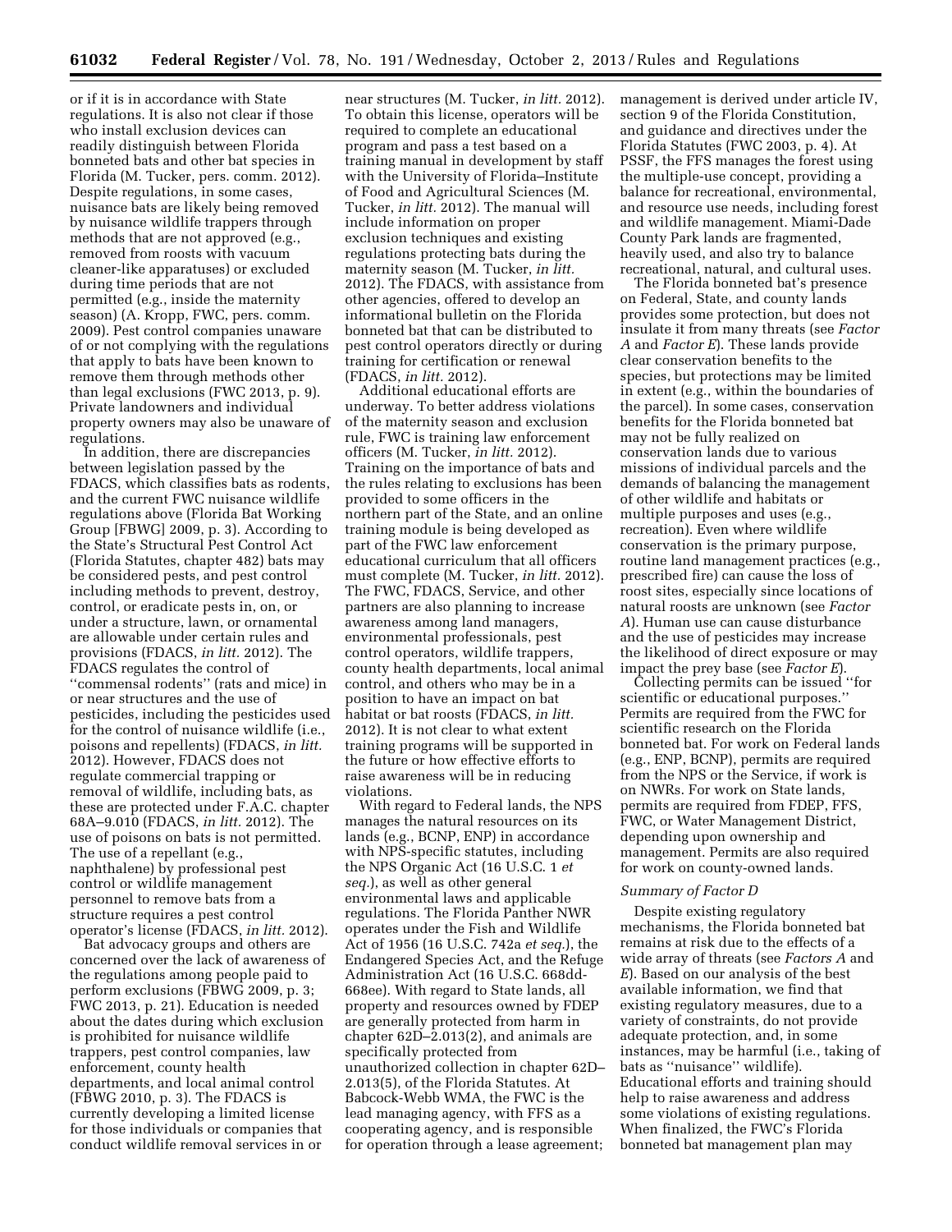or if it is in accordance with State regulations. It is also not clear if those who install exclusion devices can readily distinguish between Florida bonneted bats and other bat species in Florida (M. Tucker, pers. comm. 2012). Despite regulations, in some cases, nuisance bats are likely being removed by nuisance wildlife trappers through methods that are not approved (e.g., removed from roosts with vacuum cleaner-like apparatuses) or excluded during time periods that are not permitted (e.g., inside the maternity season) (A. Kropp, FWC, pers. comm. 2009). Pest control companies unaware of or not complying with the regulations that apply to bats have been known to remove them through methods other than legal exclusions (FWC 2013, p. 9). Private landowners and individual property owners may also be unaware of regulations.

In addition, there are discrepancies between legislation passed by the FDACS, which classifies bats as rodents, and the current FWC nuisance wildlife regulations above (Florida Bat Working Group [FBWG] 2009, p. 3). According to the State's Structural Pest Control Act (Florida Statutes, chapter 482) bats may be considered pests, and pest control including methods to prevent, destroy, control, or eradicate pests in, on, or under a structure, lawn, or ornamental are allowable under certain rules and provisions (FDACS, *in litt.* 2012). The FDACS regulates the control of ''commensal rodents'' (rats and mice) in or near structures and the use of pesticides, including the pesticides used for the control of nuisance wildlife (i.e., poisons and repellents) (FDACS, *in litt.* 2012). However, FDACS does not regulate commercial trapping or removal of wildlife, including bats, as these are protected under F.A.C. chapter 68A–9.010 (FDACS, *in litt.* 2012). The use of poisons on bats is not permitted. The use of a repellant (e.g., naphthalene) by professional pest control or wildlife management personnel to remove bats from a structure requires a pest control operator's license (FDACS, *in litt.* 2012).

Bat advocacy groups and others are concerned over the lack of awareness of the regulations among people paid to perform exclusions (FBWG 2009, p. 3; FWC 2013, p. 21). Education is needed about the dates during which exclusion is prohibited for nuisance wildlife trappers, pest control companies, law enforcement, county health departments, and local animal control (FBWG 2010, p. 3). The FDACS is currently developing a limited license for those individuals or companies that conduct wildlife removal services in or near structures (M. Tucker, *in litt.* 2012). To obtain this license, operators will be required to complete an educational program and pass a test based on a training manual in development by staff with the University of Florida–Institute of Food and Agricultural Sciences (M. Tucker, *in litt.* 2012). The manual will include information on proper exclusion techniques and existing regulations protecting bats during the maternity season (M. Tucker, *in litt.* 2012). The FDACS, with assistance from other agencies, offered to develop an informational bulletin on the Florida bonneted bat that can be distributed to pest control operators directly or during training for certification or renewal (FDACS, *in litt.* 2012).

Additional educational efforts are underway. To better address violations of the maternity season and exclusion rule, FWC is training law enforcement officers (M. Tucker, *in litt.* 2012). Training on the importance of bats and the rules relating to exclusions has been provided to some officers in the northern part of the State, and an online training module is being developed as part of the FWC law enforcement educational curriculum that all officers must complete (M. Tucker, *in litt.* 2012). The FWC, FDACS, Service, and other partners are also planning to increase awareness among land managers, environmental professionals, pest control operators, wildlife trappers, county health departments, local animal control, and others who may be in a position to have an impact on bat habitat or bat roosts (FDACS, *in litt.* 2012). It is not clear to what extent training programs will be supported in the future or how effective efforts to raise awareness will be in reducing violations.

With regard to Federal lands, the NPS manages the natural resources on its lands (e.g., BCNP, ENP) in accordance with NPS-specific statutes, including the NPS Organic Act (16 U.S.C. 1 *et seq.*), as well as other general environmental laws and applicable regulations. The Florida Panther NWR operates under the Fish and Wildlife Act of 1956 (16 U.S.C. 742a *et seq.*), the Endangered Species Act, and the Refuge Administration Act (16 U.S.C. 668dd-668ee). With regard to State lands, all property and resources owned by FDEP are generally protected from harm in chapter 62D–2.013(2), and animals are specifically protected from unauthorized collection in chapter 62D–2.013(5), of the Florida Statutes. At Babcock-Webb WMA, the FWC is the lead managing agency, with FFS as a cooperating agency, and is responsible for operation through a lease agreement; management is derived under article IV, section 9 of the Florida Constitution, and guidance and directives under the Florida Statutes (FWC 2003, p. 4). At PSSF, the FFS manages the forest using the multiple-use concept, providing a balance for recreational, environmental, and resource use needs, including forest and wildlife management. Miami-Dade County Park lands are fragmented, heavily used, and also try to balance recreational, natural, and cultural uses.

The Florida bonneted bat's presence on Federal, State, and county lands provides some protection, but does not insulate it from many threats (see *Factor A* and *Factor E*). These lands provide clear conservation benefits to the species, but protections may be limited in extent (e.g., within the boundaries of the parcel). In some cases, conservation benefits for the Florida bonneted bat may not be fully realized on conservation lands due to various missions of individual parcels and the demands of balancing the management of other wildlife and habitats or multiple purposes and uses (e.g., recreation). Even where wildlife conservation is the primary purpose, routine land management practices (e.g., prescribed fire) can cause the loss of roost sites, especially since locations of natural roosts are unknown (see *Factor A*). Human use can cause disturbance and the use of pesticides may increase the likelihood of direct exposure or may impact the prey base (see *Factor E*).

Collecting permits can be issued ''for scientific or educational purposes.'' Permits are required from the FWC for scientific research on the Florida bonneted bat. For work on Federal lands (e.g., ENP, BCNP), permits are required from the NPS or the Service, if work is on NWRs. For work on State lands, permits are required from FDEP, FFS, FWC, or Water Management District, depending upon ownership and management. Permits are also required for work on county-owned lands.

*Summary of Factor D*

Despite existing regulatory mechanisms, the Florida bonneted bat remains at risk due to the effects of a wide array of threats (see *Factors A* and *E*). Based on our analysis of the best available information, we find that existing regulatory measures, due to a variety of constraints, do not provide adequate protection, and, in some instances, may be harmful (i.e., taking of bats as ''nuisance'' wildlife). Educational efforts and training should help to raise awareness and address some violations of existing regulations. When finalized, the FWC's Florida bonneted bat management plan may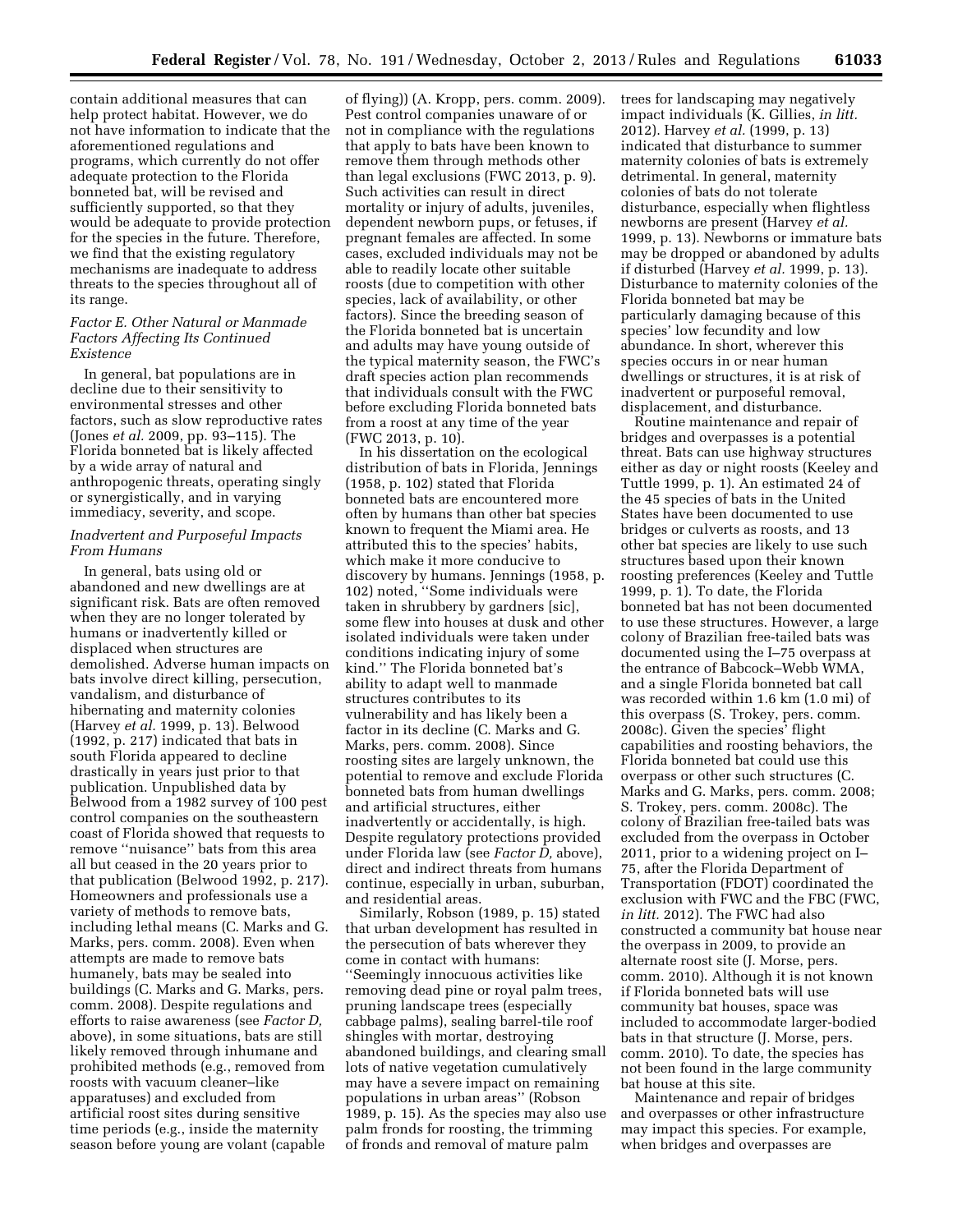contain additional measures that can help protect habitat. However, we do not have information to indicate that the aforementioned regulations and programs, which currently do not offer adequate protection to the Florida bonneted bat, will be revised and sufficiently supported, so that they would be adequate to provide protection for the species in the future. Therefore, we find that the existing regulatory mechanisms are inadequate to address threats to the species throughout all of its range.

### *Factor E. Other Natural or Manmade Factors Affecting Its Continued Existence*

In general, bat populations are in decline due to their sensitivity to environmental stresses and other factors, such as slow reproductive rates (Jones *et al.* 2009, pp. 93–115). The Florida bonneted bat is likely affected by a wide array of natural and anthropogenic threats, operating singly or synergistically, and in varying immediacy, severity, and scope.

### *Inadvertent and Purposeful Impacts From Humans*

In general, bats using old or abandoned and new dwellings are at significant risk. Bats are often removed when they are no longer tolerated by humans or inadvertently killed or displaced when structures are demolished. Adverse human impacts on bats involve direct killing, persecution, vandalism, and disturbance of hibernating and maternity colonies (Harvey *et al.* 1999, p. 13). Belwood (1992, p. 217) indicated that bats in south Florida appeared to decline drastically in years just prior to that publication. Unpublished data by Belwood from a 1982 survey of 100 pest control companies on the southeastern coast of Florida showed that requests to remove ''nuisance'' bats from this area all but ceased in the 20 years prior to that publication (Belwood 1992, p. 217). Homeowners and professionals use a variety of methods to remove bats, including lethal means (C. Marks and G. Marks, pers. comm. 2008). Even when attempts are made to remove bats humanely, bats may be sealed into buildings (C. Marks and G. Marks, pers. comm. 2008). Despite regulations and efforts to raise awareness (see *Factor D,* above), in some situations, bats are still likely removed through inhumane and prohibited methods (e.g., removed from roosts with vacuum cleaner–like apparatuses) and excluded from artificial roost sites during sensitive time periods (e.g., inside the maternity season before young are volant (capable of flying)) (A. Kropp, pers. comm. 2009). Pest control companies unaware of or not in compliance with the regulations that apply to bats have been known to remove them through methods other than legal exclusions (FWC 2013, p. 9). Such activities can result in direct mortality or injury of adults, juveniles, dependent newborn pups, or fetuses, if pregnant females are affected. In some cases, excluded individuals may not be able to readily locate other suitable roosts (due to competition with other species, lack of availability, or other factors). Since the breeding season of the Florida bonneted bat is uncertain and adults may have young outside of the typical maternity season, the FWC's draft species action plan recommends that individuals consult with the FWC before excluding Florida bonneted bats from a roost at any time of the year (FWC 2013, p. 10).

In his dissertation on the ecological distribution of bats in Florida, Jennings (1958, p. 102) stated that Florida bonneted bats are encountered more often by humans than other bat species known to frequent the Miami area. He attributed this to the species' habits, which make it more conducive to discovery by humans. Jennings (1958, p. 102) noted, ''Some individuals were taken in shrubbery by gardners [sic], some flew into houses at dusk and other isolated individuals were taken under conditions indicating injury of some kind.'' The Florida bonneted bat's ability to adapt well to manmade structures contributes to its vulnerability and has likely been a factor in its decline (C. Marks and G. Marks, pers. comm. 2008). Since roosting sites are largely unknown, the potential to remove and exclude Florida bonneted bats from human dwellings and artificial structures, either inadvertently or accidentally, is high. Despite regulatory protections provided under Florida law (see *Factor D,* above), direct and indirect threats from humans continue, especially in urban, suburban, and residential areas.

Similarly, Robson (1989, p. 15) stated that urban development has resulted in the persecution of bats wherever they come in contact with humans: ''Seemingly innocuous activities like removing dead pine or royal palm trees, pruning landscape trees (especially cabbage palms), sealing barrel-tile roof shingles with mortar, destroying abandoned buildings, and clearing small lots of native vegetation cumulatively may have a severe impact on remaining populations in urban areas'' (Robson 1989, p. 15). As the species may also use palm fronds for roosting, the trimming of fronds and removal of mature palm trees for landscaping may negatively impact individuals (K. Gillies, *in litt.* 2012). Harvey *et al.* (1999, p. 13) indicated that disturbance to summer maternity colonies of bats is extremely detrimental. In general, maternity colonies of bats do not tolerate disturbance, especially when flightless newborns are present (Harvey *et al.* 1999, p. 13). Newborns or immature bats may be dropped or abandoned by adults if disturbed (Harvey *et al.* 1999, p. 13). Disturbance to maternity colonies of the Florida bonneted bat may be particularly damaging because of this species' low fecundity and low abundance. In short, wherever this species occurs in or near human dwellings or structures, it is at risk of inadvertent or purposeful removal, displacement, and disturbance.

Routine maintenance and repair of bridges and overpasses is a potential threat. Bats can use highway structures either as day or night roosts (Keeley and Tuttle 1999, p. 1). An estimated 24 of the 45 species of bats in the United States have been documented to use bridges or culverts as roosts, and 13 other bat species are likely to use such structures based upon their known roosting preferences (Keeley and Tuttle 1999, p. 1). To date, the Florida bonneted bat has not been documented to use these structures. However, a large colony of Brazilian free-tailed bats was documented using the I–75 overpass at the entrance of Babcock–Webb WMA, and a single Florida bonneted bat call was recorded within 1.6 km (1.0 mi) of this overpass (S. Trokey, pers. comm. 2008c). Given the species' flight capabilities and roosting behaviors, the Florida bonneted bat could use this overpass or other such structures (C. Marks and G. Marks, pers. comm. 2008; S. Trokey, pers. comm. 2008c). The colony of Brazilian free-tailed bats was excluded from the overpass in October 2011, prior to a widening project on I–75, after the Florida Department of Transportation (FDOT) coordinated the exclusion with FWC and the FBC (FWC, *in litt.* 2012). The FWC had also constructed a community bat house near the overpass in 2009, to provide an alternate roost site (J. Morse, pers. comm. 2010). Although it is not known if Florida bonneted bats will use community bat houses, space was included to accommodate larger-bodied bats in that structure (J. Morse, pers. comm. 2010). To date, the species has not been found in the large community bat house at this site.

Maintenance and repair of bridges and overpasses or other infrastructure may impact this species. For example, when bridges and overpasses are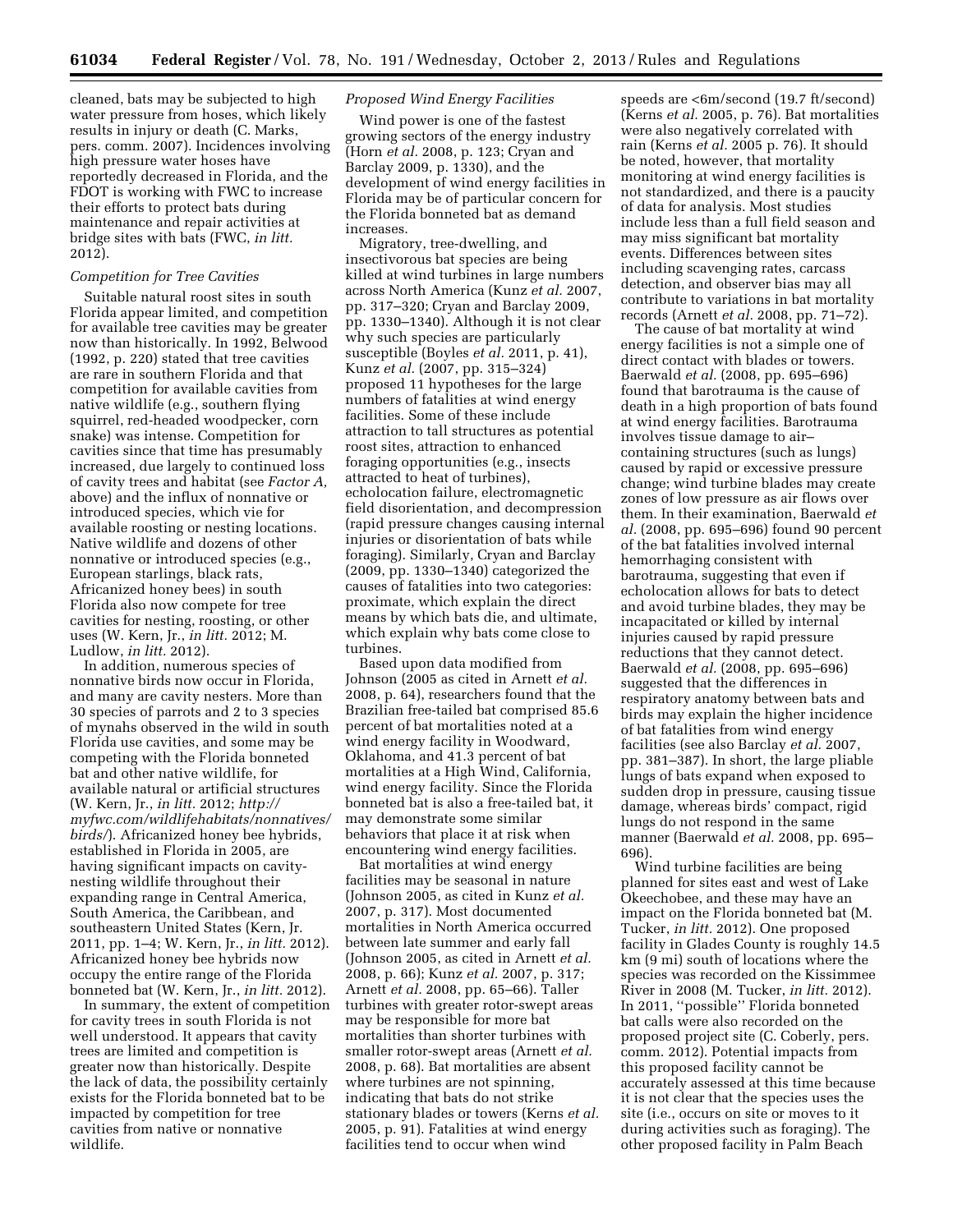cleaned, bats may be subjected to high water pressure from hoses, which likely results in injury or death (C. Marks, pers. comm. 2007). Incidences involving high pressure water hoses have reportedly decreased in Florida, and the FDOT is working with FWC to increase their efforts to protect bats during maintenance and repair activities at bridge sites with bats (FWC, *in litt.* 2012).

*Competition for Tree Cavities*

Suitable natural roost sites in south Florida appear limited, and competition for available tree cavities may be greater now than historically. In 1992, Belwood (1992, p. 220) stated that tree cavities are rare in southern Florida and that competition for available cavities from native wildlife (e.g., southern flying squirrel, red-headed woodpecker, corn snake) was intense. Competition for cavities since that time has presumably increased, due largely to continued loss of cavity trees and habitat (see *Factor A,* above) and the influx of nonnative or introduced species, which vie for available roosting or nesting locations. Native wildlife and dozens of other nonnative or introduced species (e.g., European starlings, black rats, Africanized honey bees) in south Florida also now compete for tree cavities for nesting, roosting, or other uses (W. Kern, Jr., *in litt.* 2012; M. Ludlow, *in litt.* 2012).

In addition, numerous species of nonnative birds now occur in Florida, and many are cavity nesters. More than 30 species of parrots and 2 to 3 species of mynahs observed in the wild in south Florida use cavities, and some may be competing with the Florida bonneted bat and other native wildlife, for available natural or artificial structures (W. Kern, Jr., *in litt.* 2012; *http://myfwc.com/wildlifehabitats/nonnatives/birds/*). Africanized honey bee hybrids, established in Florida in 2005, are having significant impacts on cavity-nesting wildlife throughout their expanding range in Central America, South America, the Caribbean, and southeastern United States (Kern, Jr. 2011, pp. 1–4; W. Kern, Jr., *in litt.* 2012). Africanized honey bee hybrids now occupy the entire range of the Florida bonneted bat (W. Kern, Jr., *in litt.* 2012).

In summary, the extent of competition for cavity trees in south Florida is not well understood. It appears that cavity trees are limited and competition is greater now than historically. Despite the lack of data, the possibility certainly exists for the Florida bonneted bat to be impacted by competition for tree cavities from native or nonnative wildlife.

*Proposed Wind Energy Facilities*

Wind power is one of the fastest growing sectors of the energy industry (Horn *et al.* 2008, p. 123; Cryan and Barclay 2009, p. 1330), and the development of wind energy facilities in Florida may be of particular concern for the Florida bonneted bat as demand increases.

Migratory, tree-dwelling, and insectivorous bat species are being killed at wind turbines in large numbers across North America (Kunz *et al.* 2007, pp. 317–320; Cryan and Barclay 2009, pp. 1330–1340). Although it is not clear why such species are particularly susceptible (Boyles *et al.* 2011, p. 41), Kunz *et al.* (2007, pp. 315–324) proposed 11 hypotheses for the large numbers of fatalities at wind energy facilities. Some of these include attraction to tall structures as potential roost sites, attraction to enhanced foraging opportunities (e.g., insects attracted to heat of turbines), echolocation failure, electromagnetic field disorientation, and decompression (rapid pressure changes causing internal injuries or disorientation of bats while foraging). Similarly, Cryan and Barclay (2009, pp. 1330–1340) categorized the causes of fatalities into two categories: proximate, which explain the direct means by which bats die, and ultimate, which explain why bats come close to turbines.

Based upon data modified from Johnson (2005 as cited in Arnett *et al.* 2008, p. 64), researchers found that the Brazilian free-tailed bat comprised 85.6 percent of bat mortalities noted at a wind energy facility in Woodward, Oklahoma, and 41.3 percent of bat mortalities at a High Wind, California, wind energy facility. Since the Florida bonneted bat is also a free-tailed bat, it may demonstrate some similar behaviors that place it at risk when encountering wind energy facilities.

Bat mortalities at wind energy facilities may be seasonal in nature (Johnson 2005, as cited in Kunz *et al.* 2007, p. 317). Most documented mortalities in North America occurred between late summer and early fall (Johnson 2005, as cited in Arnett *et al.* 2008, p. 66); Kunz *et al.* 2007, p. 317; Arnett *et al.* 2008, pp. 65–66). Taller turbines with greater rotor-swept areas may be responsible for more bat mortalities than shorter turbines with smaller rotor-swept areas (Arnett *et al.* 2008, p. 68). Bat mortalities are absent where turbines are not spinning, indicating that bats do not strike stationary blades or towers (Kerns *et al.* 2005, p. 91). Fatalities at wind energy facilities tend to occur when wind speeds are <6m/second (19.7 ft/second) (Kerns *et al.* 2005, p. 76). Bat mortalities were also negatively correlated with rain (Kerns *et al.* 2005 p. 76). It should be noted, however, that mortality monitoring at wind energy facilities is not standardized, and there is a paucity of data for analysis. Most studies include less than a full field season and may miss significant bat mortality events. Differences between sites including scavenging rates, carcass detection, and observer bias may all contribute to variations in bat mortality records (Arnett *et al.* 2008, pp. 71–72).

The cause of bat mortality at wind energy facilities is not a simple one of direct contact with blades or towers. Baerwald *et al.* (2008, pp. 695–696) found that barotrauma is the cause of death in a high proportion of bats found at wind energy facilities. Barotrauma involves tissue damage to air–containing structures (such as lungs) caused by rapid or excessive pressure change; wind turbine blades may create zones of low pressure as air flows over them. In their examination, Baerwald *et al.* (2008, pp. 695–696) found 90 percent of the bat fatalities involved internal hemorrhaging consistent with barotrauma, suggesting that even if echolocation allows for bats to detect and avoid turbine blades, they may be incapacitated or killed by internal injuries caused by rapid pressure reductions that they cannot detect. Baerwald *et al.* (2008, pp. 695–696) suggested that the differences in respiratory anatomy between bats and birds may explain the higher incidence of bat fatalities from wind energy facilities (see also Barclay *et al.* 2007, pp. 381–387). In short, the large pliable lungs of bats expand when exposed to sudden drop in pressure, causing tissue damage, whereas birds' compact, rigid lungs do not respond in the same manner (Baerwald *et al.* 2008, pp. 695–696).

Wind turbine facilities are being planned for sites east and west of Lake Okeechobee, and these may have an impact on the Florida bonneted bat (M. Tucker, *in litt.* 2012). One proposed facility in Glades County is roughly 14.5 km (9 mi) south of locations where the species was recorded on the Kissimmee River in 2008 (M. Tucker, *in litt.* 2012). In 2011, ''possible'' Florida bonneted bat calls were also recorded on the proposed project site (C. Coberly, pers. comm. 2012). Potential impacts from this proposed facility cannot be accurately assessed at this time because it is not clear that the species uses the site (i.e., occurs on site or moves to it during activities such as foraging). The other proposed facility in Palm Beach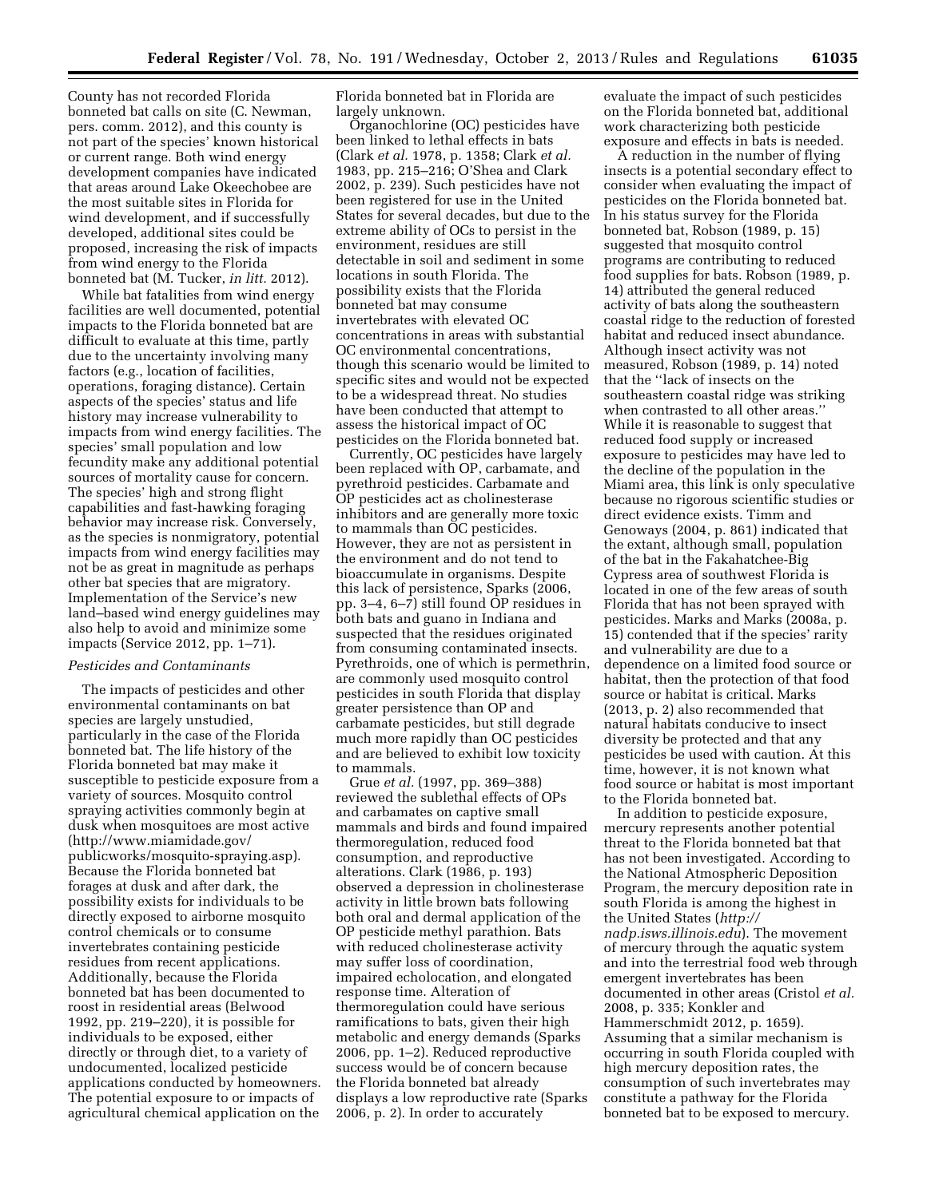County has not recorded Florida bonneted bat calls on site (C. Newman, pers. comm. 2012), and this county is not part of the species' known historical or current range. Both wind energy development companies have indicated that areas around Lake Okeechobee are the most suitable sites in Florida for wind development, and if successfully developed, additional sites could be proposed, increasing the risk of impacts from wind energy to the Florida bonneted bat (M. Tucker, *in litt.* 2012).

While bat fatalities from wind energy facilities are well documented, potential impacts to the Florida bonneted bat are difficult to evaluate at this time, partly due to the uncertainty involving many factors (e.g., location of facilities, operations, foraging distance). Certain aspects of the species' status and life history may increase vulnerability to impacts from wind energy facilities. The species' small population and low fecundity make any additional potential sources of mortality cause for concern. The species' high and strong flight capabilities and fast-hawking foraging behavior may increase risk. Conversely, as the species is nonmigratory, potential impacts from wind energy facilities may not be as great in magnitude as perhaps other bat species that are migratory. Implementation of the Service's new land–based wind energy guidelines may also help to avoid and minimize some impacts (Service 2012, pp. 1–71).

*Pesticides and Contaminants*

The impacts of pesticides and other environmental contaminants on bat species are largely unstudied, particularly in the case of the Florida bonneted bat. The life history of the Florida bonneted bat may make it susceptible to pesticide exposure from a variety of sources. Mosquito control spraying activities commonly begin at dusk when mosquitoes are most active (http://www.miamidade.gov/publicworks/mosquito-spraying.asp). Because the Florida bonneted bat forages at dusk and after dark, the possibility exists for individuals to be directly exposed to airborne mosquito control chemicals or to consume invertebrates containing pesticide residues from recent applications. Additionally, because the Florida bonneted bat has been documented to roost in residential areas (Belwood 1992, pp. 219–220), it is possible for individuals to be exposed, either directly or through diet, to a variety of undocumented, localized pesticide applications conducted by homeowners. The potential exposure to or impacts of agricultural chemical application on the Florida bonneted bat in Florida are largely unknown.

Organochlorine (OC) pesticides have been linked to lethal effects in bats (Clark *et al.* 1978, p. 1358; Clark *et al.* 1983, pp. 215–216; O'Shea and Clark 2002, p. 239). Such pesticides have not been registered for use in the United States for several decades, but due to the extreme ability of OCs to persist in the environment, residues are still detectable in soil and sediment in some locations in south Florida. The possibility exists that the Florida bonneted bat may consume invertebrates with elevated OC concentrations in areas with substantial OC environmental concentrations, though this scenario would be limited to specific sites and would not be expected to be a widespread threat. No studies have been conducted that attempt to assess the historical impact of OC pesticides on the Florida bonneted bat.

Currently, OC pesticides have largely been replaced with OP, carbamate, and pyrethroid pesticides. Carbamate and OP pesticides act as cholinesterase inhibitors and are generally more toxic to mammals than OC pesticides. However, they are not as persistent in the environment and do not tend to bioaccumulate in organisms. Despite this lack of persistence, Sparks (2006, pp. 3–4, 6–7) still found OP residues in both bats and guano in Indiana and suspected that the residues originated from consuming contaminated insects. Pyrethroids, one of which is permethrin, are commonly used mosquito control pesticides in south Florida that display greater persistence than OP and carbamate pesticides, but still degrade much more rapidly than OC pesticides and are believed to exhibit low toxicity to mammals.

Grue *et al.* (1997, pp. 369–388) reviewed the sublethal effects of OPs and carbamates on captive small mammals and birds and found impaired thermoregulation, reduced food consumption, and reproductive alterations. Clark (1986, p. 193) observed a depression in cholinesterase activity in little brown bats following both oral and dermal application of the OP pesticide methyl parathion. Bats with reduced cholinesterase activity may suffer loss of coordination, impaired echolocation, and elongated response time. Alteration of thermoregulation could have serious ramifications to bats, given their high metabolic and energy demands (Sparks 2006, pp. 1–2). Reduced reproductive success would be of concern because the Florida bonneted bat already displays a low reproductive rate (Sparks 2006, p. 2). In order to accurately evaluate the impact of such pesticides on the Florida bonneted bat, additional work characterizing both pesticide exposure and effects in bats is needed.

A reduction in the number of flying insects is a potential secondary effect to consider when evaluating the impact of pesticides on the Florida bonneted bat. In his status survey for the Florida bonneted bat, Robson (1989, p. 15) suggested that mosquito control programs are contributing to reduced food supplies for bats. Robson (1989, p. 14) attributed the general reduced activity of bats along the southeastern coastal ridge to the reduction of forested habitat and reduced insect abundance. Although insect activity was not measured, Robson (1989, p. 14) noted that the ''lack of insects on the southeastern coastal ridge was striking when contrasted to all other areas.'' While it is reasonable to suggest that reduced food supply or increased exposure to pesticides may have led to the decline of the population in the Miami area, this link is only speculative because no rigorous scientific studies or direct evidence exists. Timm and Genoways (2004, p. 861) indicated that the extant, although small, population of the bat in the Fakahatchee-Big Cypress area of southwest Florida is located in one of the few areas of south Florida that has not been sprayed with pesticides. Marks and Marks (2008a, p. 15) contended that if the species' rarity and vulnerability are due to a dependence on a limited food source or habitat, then the protection of that food source or habitat is critical. Marks (2013, p. 2) also recommended that natural habitats conducive to insect diversity be protected and that any pesticides be used with caution. At this time, however, it is not known what food source or habitat is most important to the Florida bonneted bat.

In addition to pesticide exposure, mercury represents another potential threat to the Florida bonneted bat that has not been investigated. According to the National Atmospheric Deposition Program, the mercury deposition rate in south Florida is among the highest in the United States (*http://nadp.isws.illinois.edu*). The movement of mercury through the aquatic system and into the terrestrial food web through emergent invertebrates has been documented in other areas (Cristol *et al.* 2008, p. 335; Konkler and Hammerschmidt 2012, p. 1659). Assuming that a similar mechanism is occurring in south Florida coupled with high mercury deposition rates, the consumption of such invertebrates may constitute a pathway for the Florida bonneted bat to be exposed to mercury.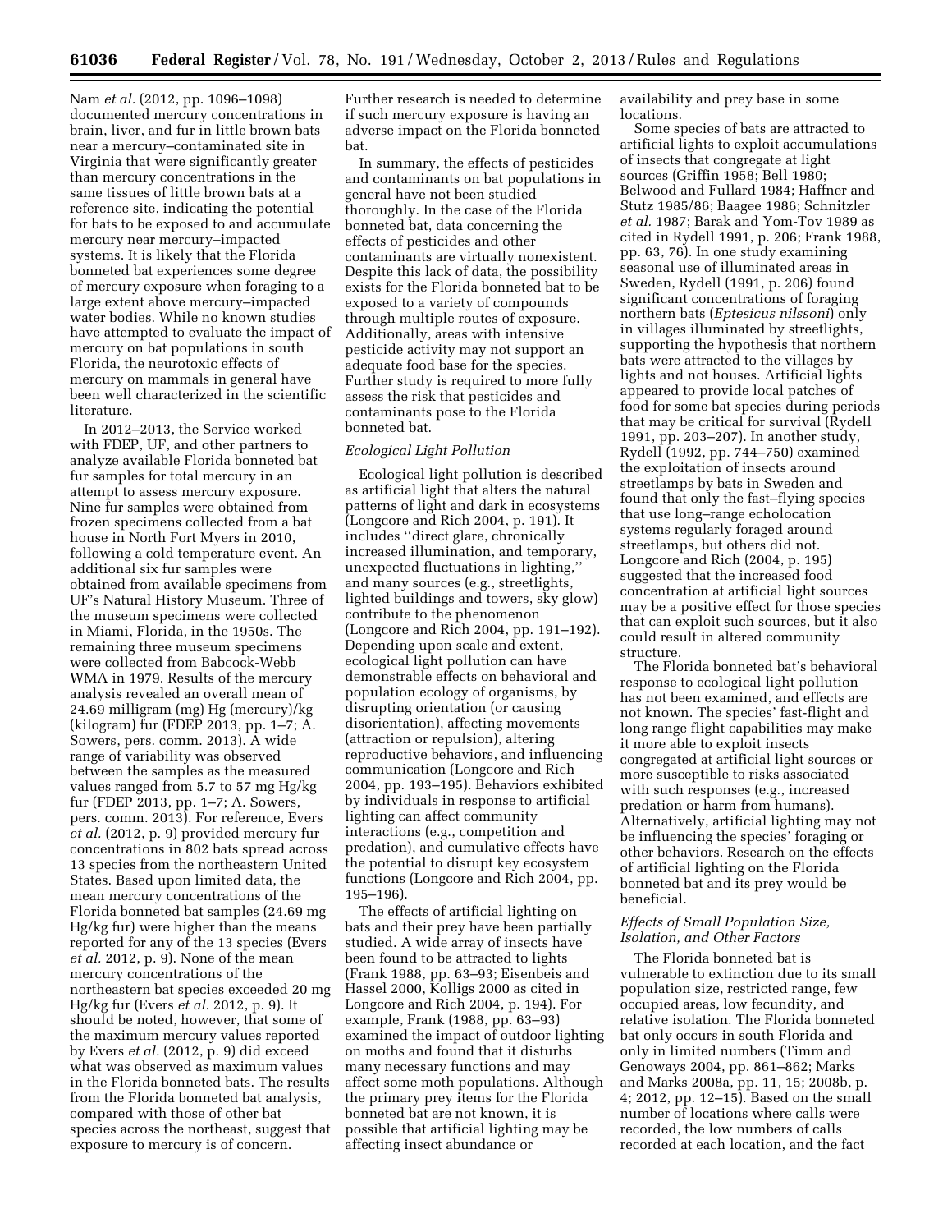Nam *et al.* (2012, pp. 1096–1098) documented mercury concentrations in brain, liver, and fur in little brown bats near a mercury–contaminated site in Virginia that were significantly greater than mercury concentrations in the same tissues of little brown bats at a reference site, indicating the potential for bats to be exposed to and accumulate mercury near mercury–impacted systems. It is likely that the Florida bonneted bat experiences some degree of mercury exposure when foraging to a large extent above mercury–impacted water bodies. While no known studies have attempted to evaluate the impact of mercury on bat populations in south Florida, the neurotoxic effects of mercury on mammals in general have been well characterized in the scientific literature.

In 2012–2013, the Service worked with FDEP, UF, and other partners to analyze available Florida bonneted bat fur samples for total mercury in an attempt to assess mercury exposure. Nine fur samples were obtained from frozen specimens collected from a bat house in North Fort Myers in 2010, following a cold temperature event. An additional six fur samples were obtained from available specimens from UF's Natural History Museum. Three of the museum specimens were collected in Miami, Florida, in the 1950s. The remaining three museum specimens were collected from Babcock-Webb WMA in 1979. Results of the mercury analysis revealed an overall mean of 24.69 milligram (mg) Hg (mercury)/kg (kilogram) fur (FDEP 2013, pp. 1–7; A. Sowers, pers. comm. 2013). A wide range of variability was observed between the samples as the measured values ranged from 5.7 to 57 mg Hg/kg fur (FDEP 2013, pp. 1–7; A. Sowers, pers. comm. 2013). For reference, Evers *et al.* (2012, p. 9) provided mercury fur concentrations in 802 bats spread across 13 species from the northeastern United States. Based upon limited data, the mean mercury concentrations of the Florida bonneted bat samples (24.69 mg Hg/kg fur) were higher than the means reported for any of the 13 species (Evers *et al.* 2012, p. 9). None of the mean mercury concentrations of the northeastern bat species exceeded 20 mg Hg/kg fur (Evers *et al.* 2012, p. 9). It should be noted, however, that some of the maximum mercury values reported by Evers *et al.* (2012, p. 9) did exceed what was observed as maximum values in the Florida bonneted bats. The results from the Florida bonneted bat analysis, compared with those of other bat species across the northeast, suggest that exposure to mercury is of concern. Further research is needed to determine if such mercury exposure is having an adverse impact on the Florida bonneted bat.

In summary, the effects of pesticides and contaminants on bat populations in general have not been studied thoroughly. In the case of the Florida bonneted bat, data concerning the effects of pesticides and other contaminants are virtually nonexistent. Despite this lack of data, the possibility exists for the Florida bonneted bat to be exposed to a variety of compounds through multiple routes of exposure. Additionally, areas with intensive pesticide activity may not support an adequate food base for the species. Further study is required to more fully assess the risk that pesticides and contaminants pose to the Florida bonneted bat.

### *Ecological Light Pollution*

Ecological light pollution is described as artificial light that alters the natural patterns of light and dark in ecosystems (Longcore and Rich 2004, p. 191). It includes ''direct glare, chronically increased illumination, and temporary, unexpected fluctuations in lighting,'' and many sources (e.g., streetlights, lighted buildings and towers, sky glow) contribute to the phenomenon (Longcore and Rich 2004, pp. 191–192). Depending upon scale and extent, ecological light pollution can have demonstrable effects on behavioral and population ecology of organisms, by disrupting orientation (or causing disorientation), affecting movements (attraction or repulsion), altering reproductive behaviors, and influencing communication (Longcore and Rich 2004, pp. 193–195). Behaviors exhibited by individuals in response to artificial lighting can affect community interactions (e.g., competition and predation), and cumulative effects have the potential to disrupt key ecosystem functions (Longcore and Rich 2004, pp. 195–196).

The effects of artificial lighting on bats and their prey have been partially studied. A wide array of insects have been found to be attracted to lights (Frank 1988, pp. 63–93; Eisenbeis and Hassel 2000, Kolligs 2000 as cited in Longcore and Rich 2004, p. 194). For example, Frank (1988, pp. 63–93) examined the impact of outdoor lighting on moths and found that it disturbs many necessary functions and may affect some moth populations. Although the primary prey items for the Florida bonneted bat are not known, it is possible that artificial lighting may be affecting insect abundance or availability and prey base in some locations.

Some species of bats are attracted to artificial lights to exploit accumulations of insects that congregate at light sources (Griffin 1958; Bell 1980; Belwood and Fullard 1984; Haffner and Stutz 1985/86; Baagee 1986; Schnitzler *et al.* 1987; Barak and Yom-Tov 1989 as cited in Rydell 1991, p. 206; Frank 1988, pp. 63, 76). In one study examining seasonal use of illuminated areas in Sweden, Rydell (1991, p. 206) found significant concentrations of foraging northern bats (*Eptesicus nilssoni*) only in villages illuminated by streetlights, supporting the hypothesis that northern bats were attracted to the villages by lights and not houses. Artificial lights appeared to provide local patches of food for some bat species during periods that may be critical for survival (Rydell 1991, pp. 203–207). In another study, Rydell (1992, pp. 744–750) examined the exploitation of insects around streetlamps by bats in Sweden and found that only the fast–flying species that use long–range echolocation systems regularly foraged around streetlamps, but others did not. Longcore and Rich (2004, p. 195) suggested that the increased food concentration at artificial light sources may be a positive effect for those species that can exploit such sources, but it also could result in altered community structure.

The Florida bonneted bat's behavioral response to ecological light pollution has not been examined, and effects are not known. The species' fast-flight and long range flight capabilities may make it more able to exploit insects congregated at artificial light sources or more susceptible to risks associated with such responses (e.g., increased predation or harm from humans). Alternatively, artificial lighting may not be influencing the species' foraging or other behaviors. Research on the effects of artificial lighting on the Florida bonneted bat and its prey would be beneficial.

### *Effects of Small Population Size, Isolation, and Other Factors*

The Florida bonneted bat is vulnerable to extinction due to its small population size, restricted range, few occupied areas, low fecundity, and relative isolation. The Florida bonneted bat only occurs in south Florida and only in limited numbers (Timm and Genoways 2004, pp. 861–862; Marks and Marks 2008a, pp. 11, 15; 2008b, p. 4; 2012, pp. 12–15). Based on the small number of locations where calls were recorded, the low numbers of calls recorded at each location, and the fact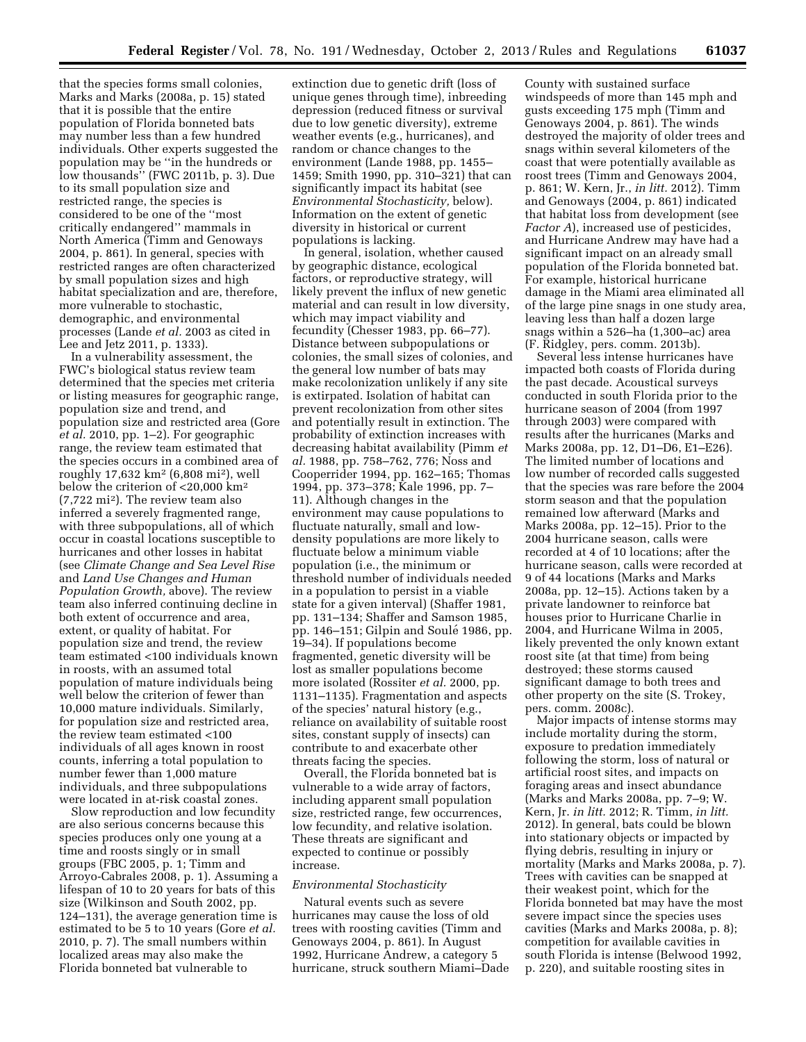that the species forms small colonies, Marks and Marks (2008a, p. 15) stated that it is possible that the entire population of Florida bonneted bats may number less than a few hundred individuals. Other experts suggested the population may be ''in the hundreds or low thousands'' (FWC 2011b, p. 3). Due to its small population size and restricted range, the species is considered to be one of the ''most critically endangered'' mammals in North America (Timm and Genoways 2004, p. 861). In general, species with restricted ranges are often characterized by small population sizes and high habitat specialization and are, therefore, more vulnerable to stochastic, demographic, and environmental processes (Lande *et al.* 2003 as cited in Lee and Jetz 2011, p. 1333).

In a vulnerability assessment, the FWC's biological status review team determined that the species met criteria or listing measures for geographic range, population size and trend, and population size and restricted area (Gore *et al.* 2010, pp. 1–2). For geographic range, the review team estimated that the species occurs in a combined area of roughly 17,632 $km^2$ (6,808 $mi^2$), well below the criterion of <20,000 $km^2$ (7,722 $mi^2$). The review team also inferred a severely fragmented range, with three subpopulations, all of which occur in coastal locations susceptible to hurricanes and other losses in habitat (see *Climate Change and Sea Level Rise* and *Land Use Changes and Human Population Growth,* above). The review team also inferred continuing decline in both extent of occurrence and area, extent, or quality of habitat. For population size and trend, the review team estimated <100 individuals known in roosts, with an assumed total population of mature individuals being well below the criterion of fewer than 10,000 mature individuals. Similarly, for population size and restricted area, the review team estimated <100 individuals of all ages known in roost counts, inferring a total population to number fewer than 1,000 mature individuals, and three subpopulations were located in at-risk coastal zones.

Slow reproduction and low fecundity are also serious concerns because this species produces only one young at a time and roosts singly or in small groups (FBC 2005, p. 1; Timm and Arroyo-Cabrales 2008, p. 1). Assuming a lifespan of 10 to 20 years for bats of this size (Wilkinson and South 2002, pp. 124–131), the average generation time is estimated to be 5 to 10 years (Gore *et al.* 2010, p. 7). The small numbers within localized areas may also make the Florida bonneted bat vulnerable to extinction due to genetic drift (loss of unique genes through time), inbreeding depression (reduced fitness or survival due to low genetic diversity), extreme weather events (e.g., hurricanes), and random or chance changes to the environment (Lande 1988, pp. 1455–1459; Smith 1990, pp. 310–321) that can significantly impact its habitat (see *Environmental Stochasticity,* below). Information on the extent of genetic diversity in historical or current populations is lacking.

In general, isolation, whether caused by geographic distance, ecological factors, or reproductive strategy, will likely prevent the influx of new genetic material and can result in low diversity, which may impact viability and fecundity (Chesser 1983, pp. 66–77). Distance between subpopulations or colonies, the small sizes of colonies, and the general low number of bats may make recolonization unlikely if any site is extirpated. Isolation of habitat can prevent recolonization from other sites and potentially result in extinction. The probability of extinction increases with decreasing habitat availability (Pimm *et al.* 1988, pp. 758–762, 776; Noss and Cooperrider 1994, pp. 162–165; Thomas 1994, pp. 373–378; Kale 1996, pp. 7–11). Although changes in the environment may cause populations to fluctuate naturally, small and low-density populations are more likely to fluctuate below a minimum viable population (i.e., the minimum or threshold number of individuals needed in a population to persist in a viable state for a given interval) (Shaffer 1981, pp. 131–134; Shaffer and Samson 1985, pp. 146–151; Gilpin and Soulé 1986, pp. 19–34). If populations become fragmented, genetic diversity will be lost as smaller populations become more isolated (Rossiter *et al.* 2000, pp. 1131–1135). Fragmentation and aspects of the species' natural history (e.g., reliance on availability of suitable roost sites, constant supply of insects) can contribute to and exacerbate other threats facing the species.

Overall, the Florida bonneted bat is vulnerable to a wide array of factors, including apparent small population size, restricted range, few occurrences, low fecundity, and relative isolation. These threats are significant and expected to continue or possibly increase.

*Environmental Stochasticity*

Natural events such as severe hurricanes may cause the loss of old trees with roosting cavities (Timm and Genoways 2004, p. 861). In August 1992, Hurricane Andrew, a category 5 hurricane, struck southern Miami–Dade County with sustained surface windspeeds of more than 145 mph and gusts exceeding 175 mph (Timm and Genoways 2004, p. 861). The winds destroyed the majority of older trees and snags within several kilometers of the coast that were potentially available as roost trees (Timm and Genoways 2004, p. 861; W. Kern, Jr., *in litt.* 2012). Timm and Genoways (2004, p. 861) indicated that habitat loss from development (see *Factor A*), increased use of pesticides, and Hurricane Andrew may have had a significant impact on an already small population of the Florida bonneted bat. For example, historical hurricane damage in the Miami area eliminated all of the large pine snags in one study area, leaving less than half a dozen large snags within a 526–ha (1,300–ac) area (F. Ridgley, pers. comm. 2013b).

Several less intense hurricanes have impacted both coasts of Florida during the past decade. Acoustical surveys conducted in south Florida prior to the hurricane season of 2004 (from 1997 through 2003) were compared with results after the hurricanes (Marks and Marks 2008a, pp. 12, D1–D6, E1–E26). The limited number of locations and low number of recorded calls suggested that the species was rare before the 2004 storm season and that the population remained low afterward (Marks and Marks 2008a, pp. 12–15). Prior to the 2004 hurricane season, calls were recorded at 4 of 10 locations; after the hurricane season, calls were recorded at 9 of 44 locations (Marks and Marks 2008a, pp. 12–15). Actions taken by a private landowner to reinforce bat houses prior to Hurricane Charlie in 2004, and Hurricane Wilma in 2005, likely prevented the only known extant roost site (at that time) from being destroyed; these storms caused significant damage to both trees and other property on the site (S. Trokey, pers. comm. 2008c).

Major impacts of intense storms may include mortality during the storm, exposure to predation immediately following the storm, loss of natural or artificial roost sites, and impacts on foraging areas and insect abundance (Marks and Marks 2008a, pp. 7–9; W. Kern, Jr. *in litt.* 2012; R. Timm, *in litt.* 2012). In general, bats could be blown into stationary objects or impacted by flying debris, resulting in injury or mortality (Marks and Marks 2008a, p. 7). Trees with cavities can be snapped at their weakest point, which for the Florida bonneted bat may have the most severe impact since the species uses cavities (Marks and Marks 2008a, p. 8); competition for available cavities in south Florida is intense (Belwood 1992, p. 220), and suitable roosting sites in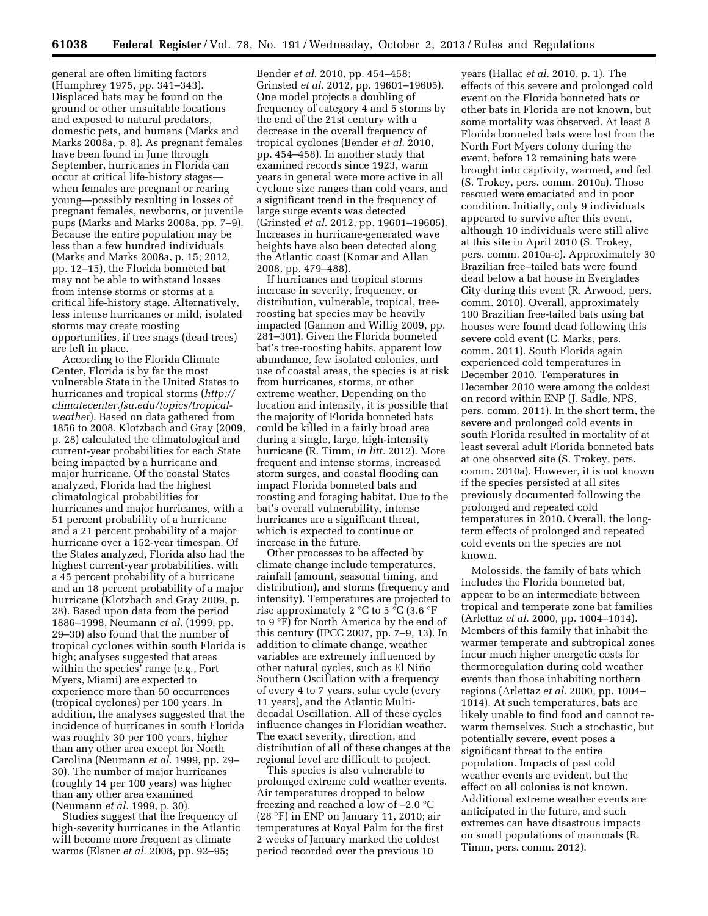general are often limiting factors (Humphrey 1975, pp. 341–343). Displaced bats may be found on the ground or other unsuitable locations and exposed to natural predators, domestic pets, and humans (Marks and Marks 2008a, p. 8). As pregnant females have been found in June through September, hurricanes in Florida can occur at critical life-history stages—when females are pregnant or rearing young—possibly resulting in losses of pregnant females, newborns, or juvenile pups (Marks and Marks 2008a, pp. 7–9). Because the entire population may be less than a few hundred individuals (Marks and Marks 2008a, p. 15; 2012, pp. 12–15), the Florida bonneted bat may not be able to withstand losses from intense storms or storms at a critical life-history stage. Alternatively, less intense hurricanes or mild, isolated storms may create roosting opportunities, if tree snags (dead trees) are left in place.

According to the Florida Climate Center, Florida is by far the most vulnerable State in the United States to hurricanes and tropical storms (*http://climatecenter.fsu.edu/topics/tropical-weather*). Based on data gathered from 1856 to 2008, Klotzbach and Gray (2009, p. 28) calculated the climatological and current-year probabilities for each State being impacted by a hurricane and major hurricane. Of the coastal States analyzed, Florida had the highest climatological probabilities for hurricanes and major hurricanes, with a 51 percent probability of a hurricane and a 21 percent probability of a major hurricane over a 152-year timespan. Of the States analyzed, Florida also had the highest current-year probabilities, with a 45 percent probability of a hurricane and an 18 percent probability of a major hurricane (Klotzbach and Gray 2009, p. 28). Based upon data from the period 1886–1998, Neumann *et al.* (1999, pp. 29–30) also found that the number of tropical cyclones within south Florida is high; analyses suggested that areas within the species' range (e.g., Fort Myers, Miami) are expected to experience more than 50 occurrences (tropical cyclones) per 100 years. In addition, the analyses suggested that the incidence of hurricanes in south Florida was roughly 30 per 100 years, higher than any other area except for North Carolina (Neumann *et al.* 1999, pp. 29–30). The number of major hurricanes (roughly 14 per 100 years) was higher than any other area examined (Neumann *et al.* 1999, p. 30).

Studies suggest that the frequency of high-severity hurricanes in the Atlantic will become more frequent as climate warms (Elsner *et al.* 2008, pp. 92–95; Bender *et al.* 2010, pp. 454–458; Grinsted *et al.* 2012, pp. 19601–19605). One model projects a doubling of frequency of category 4 and 5 storms by the end of the 21st century with a decrease in the overall frequency of tropical cyclones (Bender *et al.* 2010, pp. 454–458). In another study that examined records since 1923, warm years in general were more active in all cyclone size ranges than cold years, and a significant trend in the frequency of large surge events was detected (Grinsted *et al.* 2012, pp. 19601–19605). Increases in hurricane-generated wave heights have also been detected along the Atlantic coast (Komar and Allan 2008, pp. 479–488).

If hurricanes and tropical storms increase in severity, frequency, or distribution, vulnerable, tropical, tree-roosting bat species may be heavily impacted (Gannon and Willig 2009, pp. 281–301). Given the Florida bonneted bat's tree-roosting habits, apparent low abundance, few isolated colonies, and use of coastal areas, the species is at risk from hurricanes, storms, or other extreme weather. Depending on the location and intensity, it is possible that the majority of Florida bonneted bats could be killed in a fairly broad area during a single, large, high-intensity hurricane (R. Timm, *in litt.* 2012). More frequent and intense storms, increased storm surges, and coastal flooding can impact Florida bonneted bats and roosting and foraging habitat. Due to the bat's overall vulnerability, intense hurricanes are a significant threat, which is expected to continue or increase in the future.

Other processes to be affected by climate change include temperatures, rainfall (amount, seasonal timing, and distribution), and storms (frequency and intensity). Temperatures are projected to rise approximately 2 °C to 5 °C (3.6 °F to 9 °F) for North America by the end of this century (IPCC 2007, pp. 7–9, 13). In addition to climate change, weather variables are extremely influenced by other natural cycles, such as El Niño Southern Oscillation with a frequency of every 4 to 7 years, solar cycle (every 11 years), and the Atlantic Multi-decadal Oscillation. All of these cycles influence changes in Floridian weather. The exact severity, direction, and distribution of all of these changes at the regional level are difficult to project.

This species is also vulnerable to prolonged extreme cold weather events. Air temperatures dropped to below freezing and reached a low of −2.0 °C (28 °F) in ENP on January 11, 2010; air temperatures at Royal Palm for the first 2 weeks of January marked the coldest period recorded over the previous 10 years (Hallac *et al.* 2010, p. 1). The effects of this severe and prolonged cold event on the Florida bonneted bats or other bats in Florida are not known, but some mortality was observed. At least 8 Florida bonneted bats were lost from the North Fort Myers colony during the event, before 12 remaining bats were brought into captivity, warmed, and fed (S. Trokey, pers. comm. 2010a). Those rescued were emaciated and in poor condition. Initially, only 9 individuals appeared to survive after this event, although 10 individuals were still alive at this site in April 2010 (S. Trokey, pers. comm. 2010a-c). Approximately 30 Brazilian free–tailed bats were found dead below a bat house in Everglades City during this event (R. Arwood, pers. comm. 2010). Overall, approximately 100 Brazilian free-tailed bats using bat houses were found dead following this severe cold event (C. Marks, pers. comm. 2011). South Florida again experienced cold temperatures in December 2010. Temperatures in December 2010 were among the coldest on record within ENP (J. Sadle, NPS, pers. comm. 2011). In the short term, the severe and prolonged cold events in south Florida resulted in mortality of at least several adult Florida bonneted bats at one observed site (S. Trokey, pers. comm. 2010a). However, it is not known if the species persisted at all sites previously documented following the prolonged and repeated cold temperatures in 2010. Overall, the long-term effects of prolonged and repeated cold events on the species are not known.

Molossids, the family of bats which includes the Florida bonneted bat, appear to be an intermediate between tropical and temperate zone bat families (Arlettaz *et al.* 2000, pp. 1004–1014). Members of this family that inhabit the warmer temperate and subtropical zones incur much higher energetic costs for thermoregulation during cold weather events than those inhabiting northern regions (Arlettaz *et al.* 2000, pp. 1004–1014). At such temperatures, bats are likely unable to find food and cannot re-warm themselves. Such a stochastic, but potentially severe, event poses a significant threat to the entire population. Impacts of past cold weather events are evident, but the effect on all colonies is not known. Additional extreme weather events are anticipated in the future, and such extremes can have disastrous impacts on small populations of mammals (R. Timm, pers. comm. 2012).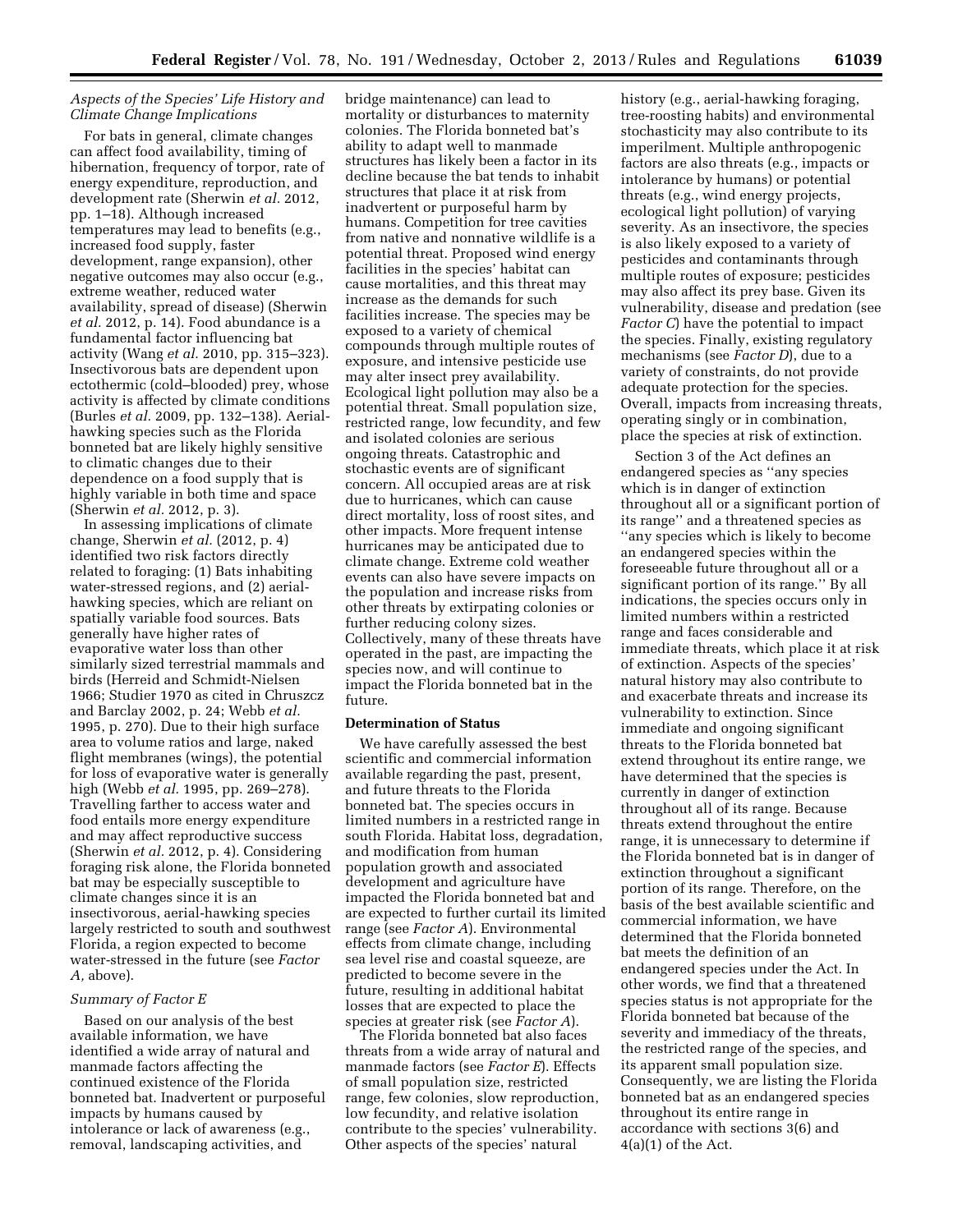### *Aspects of the Species' Life History and Climate Change Implications*

For bats in general, climate changes can affect food availability, timing of hibernation, frequency of torpor, rate of energy expenditure, reproduction, and development rate (Sherwin *et al.* 2012, pp. 1–18). Although increased temperatures may lead to benefits (e.g., increased food supply, faster development, range expansion), other negative outcomes may also occur (e.g., extreme weather, reduced water availability, spread of disease) (Sherwin *et al.* 2012, p. 14). Food abundance is a fundamental factor influencing bat activity (Wang *et al.* 2010, pp. 315–323). Insectivorous bats are dependent upon ectothermic (cold–blooded) prey, whose activity is affected by climate conditions (Burles *et al.* 2009, pp. 132–138). Aerial-hawking species such as the Florida bonneted bat are likely highly sensitive to climatic changes due to their dependence on a food supply that is highly variable in both time and space (Sherwin *et al.* 2012, p. 3).

In assessing implications of climate change, Sherwin *et al.* (2012, p. 4) identified two risk factors directly related to foraging: (1) Bats inhabiting water-stressed regions, and (2) aerial-hawking species, which are reliant on spatially variable food sources. Bats generally have higher rates of evaporative water loss than other similarly sized terrestrial mammals and birds (Herreid and Schmidt-Nielsen 1966; Studier 1970 as cited in Chruszcz and Barclay 2002, p. 24; Webb *et al.* 1995, p. 270). Due to their high surface area to volume ratios and large, naked flight membranes (wings), the potential for loss of evaporative water is generally high (Webb *et al.* 1995, pp. 269–278). Travelling farther to access water and food entails more energy expenditure and may affect reproductive success (Sherwin *et al.* 2012, p. 4). Considering foraging risk alone, the Florida bonneted bat may be especially susceptible to climate changes since it is an insectivorous, aerial-hawking species largely restricted to south and southwest Florida, a region expected to become water-stressed in the future (see *Factor A,* above).

### *Summary of Factor E*

Based on our analysis of the best available information, we have identified a wide array of natural and manmade factors affecting the continued existence of the Florida bonneted bat. Inadvertent or purposeful impacts by humans caused by intolerance or lack of awareness (e.g., removal, landscaping activities, and bridge maintenance) can lead to mortality or disturbances to maternity colonies. The Florida bonneted bat's ability to adapt well to manmade structures has likely been a factor in its decline because the bat tends to inhabit structures that place it at risk from inadvertent or purposeful harm by humans. Competition for tree cavities from native and nonnative wildlife is a potential threat. Proposed wind energy facilities in the species' habitat can cause mortalities, and this threat may increase as the demands for such facilities increase. The species may be exposed to a variety of chemical compounds through multiple routes of exposure, and intensive pesticide use may alter insect prey availability. Ecological light pollution may also be a potential threat. Small population size, restricted range, low fecundity, and few and isolated colonies are serious ongoing threats. Catastrophic and stochastic events are of significant concern. All occupied areas are at risk due to hurricanes, which can cause direct mortality, loss of roost sites, and other impacts. More frequent intense hurricanes may be anticipated due to climate change. Extreme cold weather events can also have severe impacts on the population and increase risks from other threats by extirpating colonies or further reducing colony sizes. Collectively, many of these threats have operated in the past, are impacting the species now, and will continue to impact the Florida bonneted bat in the future.

## Determination of Status

We have carefully assessed the best scientific and commercial information available regarding the past, present, and future threats to the Florida bonneted bat. The species occurs in limited numbers in a restricted range in south Florida. Habitat loss, degradation, and modification from human population growth and associated development and agriculture have impacted the Florida bonneted bat and are expected to further curtail its limited range (see *Factor A*). Environmental effects from climate change, including sea level rise and coastal squeeze, are predicted to become severe in the future, resulting in additional habitat losses that are expected to place the species at greater risk (see *Factor A*).

The Florida bonneted bat also faces threats from a wide array of natural and manmade factors (see *Factor E*). Effects of small population size, restricted range, few colonies, slow reproduction, low fecundity, and relative isolation contribute to the species' vulnerability. Other aspects of the species' natural history (e.g., aerial-hawking foraging, tree-roosting habits) and environmental stochasticity may also contribute to its imperilment. Multiple anthropogenic factors are also threats (e.g., impacts or intolerance by humans) or potential threats (e.g., wind energy projects, ecological light pollution) of varying severity. As an insectivore, the species is also likely exposed to a variety of pesticides and contaminants through multiple routes of exposure; pesticides may also affect its prey base. Given its vulnerability, disease and predation (see *Factor C*) have the potential to impact the species. Finally, existing regulatory mechanisms (see *Factor D*), due to a variety of constraints, do not provide adequate protection for the species. Overall, impacts from increasing threats, operating singly or in combination, place the species at risk of extinction.

Section 3 of the Act defines an endangered species as ''any species which is in danger of extinction throughout all or a significant portion of its range'' and a threatened species as ''any species which is likely to become an endangered species within the foreseeable future throughout all or a significant portion of its range.'' By all indications, the species occurs only in limited numbers within a restricted range and faces considerable and immediate threats, which place it at risk of extinction. Aspects of the species' natural history may also contribute to and exacerbate threats and increase its vulnerability to extinction. Since immediate and ongoing significant threats to the Florida bonneted bat extend throughout its entire range, we have determined that the species is currently in danger of extinction throughout all of its range. Because threats extend throughout the entire range, it is unnecessary to determine if the Florida bonneted bat is in danger of extinction throughout a significant portion of its range. Therefore, on the basis of the best available scientific and commercial information, we have determined that the Florida bonneted bat meets the definition of an endangered species under the Act. In other words, we find that a threatened species status is not appropriate for the Florida bonneted bat because of the severity and immediacy of the threats, the restricted range of the species, and its apparent small population size. Consequently, we are listing the Florida bonneted bat as an endangered species throughout its entire range in accordance with sections 3(6) and 4(a)(1) of the Act.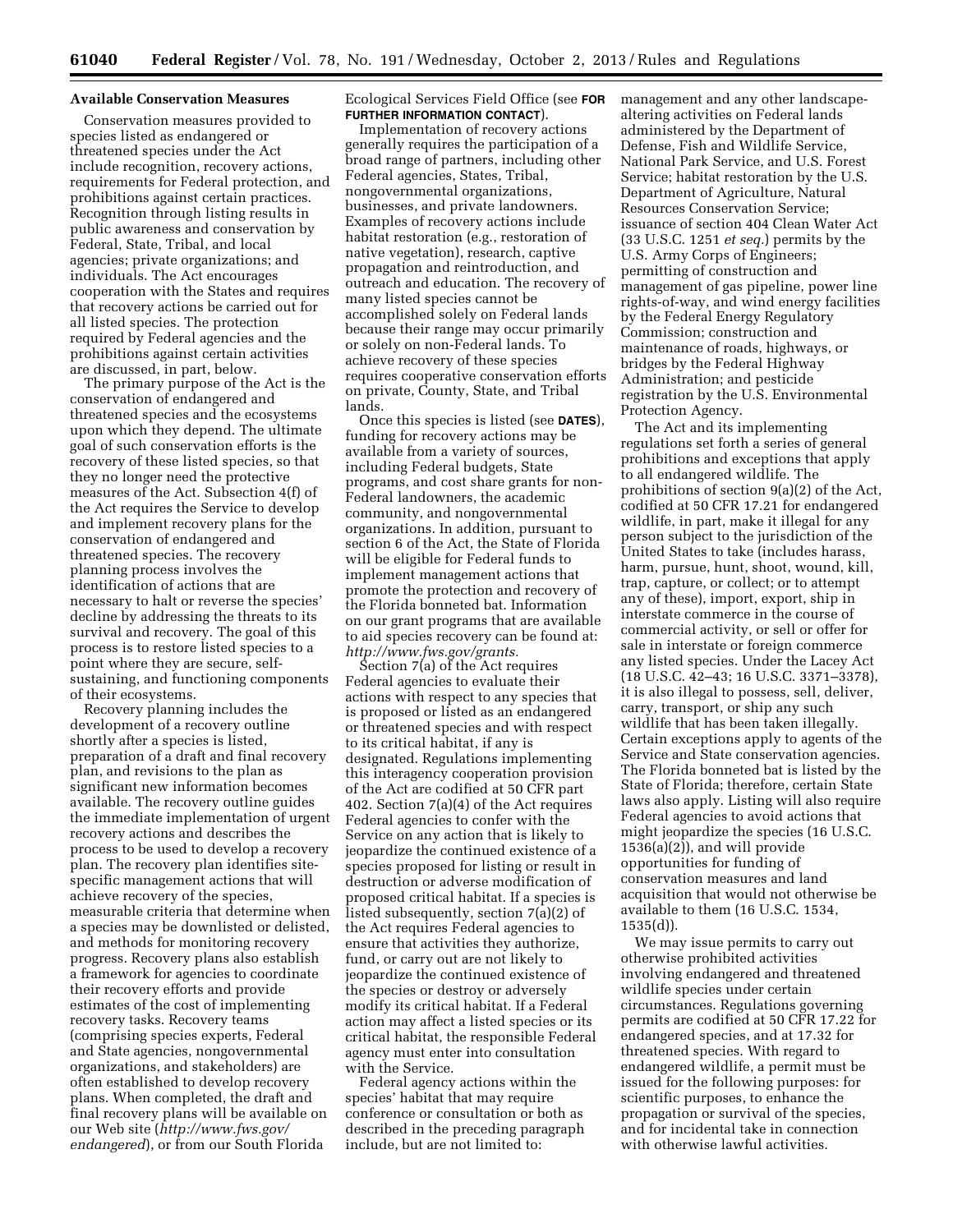### Available Conservation Measures

Conservation measures provided to species listed as endangered or threatened species under the Act include recognition, recovery actions, requirements for Federal protection, and prohibitions against certain practices. Recognition through listing results in public awareness and conservation by Federal, State, Tribal, and local agencies; private organizations; and individuals. The Act encourages cooperation with the States and requires that recovery actions be carried out for all listed species. The protection required by Federal agencies and the prohibitions against certain activities are discussed, in part, below.

The primary purpose of the Act is the conservation of endangered and threatened species and the ecosystems upon which they depend. The ultimate goal of such conservation efforts is the recovery of these listed species, so that they no longer need the protective measures of the Act. Subsection 4(f) of the Act requires the Service to develop and implement recovery plans for the conservation of endangered and threatened species. The recovery planning process involves the identification of actions that are necessary to halt or reverse the species' decline by addressing the threats to its survival and recovery. The goal of this process is to restore listed species to a point where they are secure, self-sustaining, and functioning components of their ecosystems.

Recovery planning includes the development of a recovery outline shortly after a species is listed, preparation of a draft and final recovery plan, and revisions to the plan as significant new information becomes available. The recovery outline guides the immediate implementation of urgent recovery actions and describes the process to be used to develop a recovery plan. The recovery plan identifies site-specific management actions that will achieve recovery of the species, measurable criteria that determine when a species may be downlisted or delisted, and methods for monitoring recovery progress. Recovery plans also establish a framework for agencies to coordinate their recovery efforts and provide estimates of the cost of implementing recovery tasks. Recovery teams (comprising species experts, Federal and State agencies, nongovernmental organizations, and stakeholders) are often established to develop recovery plans. When completed, the draft and final recovery plans will be available on our Web site (*http://www.fws.gov/endangered*), or from our South Florida Ecological Services Field Office (see **FOR FURTHER INFORMATION CONTACT**).

Implementation of recovery actions generally requires the participation of a broad range of partners, including other Federal agencies, States, Tribal, nongovernmental organizations, businesses, and private landowners. Examples of recovery actions include habitat restoration (e.g., restoration of native vegetation), research, captive propagation and reintroduction, and outreach and education. The recovery of many listed species cannot be accomplished solely on Federal lands because their range may occur primarily or solely on non-Federal lands. To achieve recovery of these species requires cooperative conservation efforts on private, County, State, and Tribal lands.

Once this species is listed (see **DATES**), funding for recovery actions may be available from a variety of sources, including Federal budgets, State programs, and cost share grants for non-Federal landowners, the academic community, and nongovernmental organizations. In addition, pursuant to section 6 of the Act, the State of Florida will be eligible for Federal funds to implement management actions that promote the protection and recovery of the Florida bonneted bat. Information on our grant programs that are available to aid species recovery can be found at: *http://www.fws.gov/grants.*

Section 7(a) of the Act requires Federal agencies to evaluate their actions with respect to any species that is proposed or listed as an endangered or threatened species and with respect to its critical habitat, if any is designated. Regulations implementing this interagency cooperation provision of the Act are codified at 50 CFR part 402. Section 7(a)(4) of the Act requires Federal agencies to confer with the Service on any action that is likely to jeopardize the continued existence of a species proposed for listing or result in destruction or adverse modification of proposed critical habitat. If a species is listed subsequently, section 7(a)(2) of the Act requires Federal agencies to ensure that activities they authorize, fund, or carry out are not likely to jeopardize the continued existence of the species or destroy or adversely modify its critical habitat. If a Federal action may affect a listed species or its critical habitat, the responsible Federal agency must enter into consultation with the Service.

Federal agency actions within the species' habitat that may require conference or consultation or both as described in the preceding paragraph include, but are not limited to: management and any other landscape-altering activities on Federal lands administered by the Department of Defense, Fish and Wildlife Service, National Park Service, and U.S. Forest Service; habitat restoration by the U.S. Department of Agriculture, Natural Resources Conservation Service; issuance of section 404 Clean Water Act (33 U.S.C. 1251 *et seq.*) permits by the U.S. Army Corps of Engineers; permitting of construction and management of gas pipeline, power line rights-of-way, and wind energy facilities by the Federal Energy Regulatory Commission; construction and maintenance of roads, highways, or bridges by the Federal Highway Administration; and pesticide registration by the U.S. Environmental Protection Agency.

The Act and its implementing regulations set forth a series of general prohibitions and exceptions that apply to all endangered wildlife. The prohibitions of section 9(a)(2) of the Act, codified at 50 CFR 17.21 for endangered wildlife, in part, make it illegal for any person subject to the jurisdiction of the United States to take (includes harass, harm, pursue, hunt, shoot, wound, kill, trap, capture, or collect; or to attempt any of these), import, export, ship in interstate commerce in the course of commercial activity, or sell or offer for sale in interstate or foreign commerce any listed species. Under the Lacey Act (18 U.S.C. 42–43; 16 U.S.C. 3371–3378), it is also illegal to possess, sell, deliver, carry, transport, or ship any such wildlife that has been taken illegally. Certain exceptions apply to agents of the Service and State conservation agencies. The Florida bonneted bat is listed by the State of Florida; therefore, certain State laws also apply. Listing will also require Federal agencies to avoid actions that might jeopardize the species (16 U.S.C. 1536(a)(2)), and will provide opportunities for funding of conservation measures and land acquisition that would not otherwise be available to them (16 U.S.C. 1534, 1535(d)).

We may issue permits to carry out otherwise prohibited activities involving endangered and threatened wildlife species under certain circumstances. Regulations governing permits are codified at 50 CFR 17.22 for endangered species, and at 17.32 for threatened species. With regard to endangered wildlife, a permit must be issued for the following purposes: for scientific purposes, to enhance the propagation or survival of the species, and for incidental take in connection with otherwise lawful activities.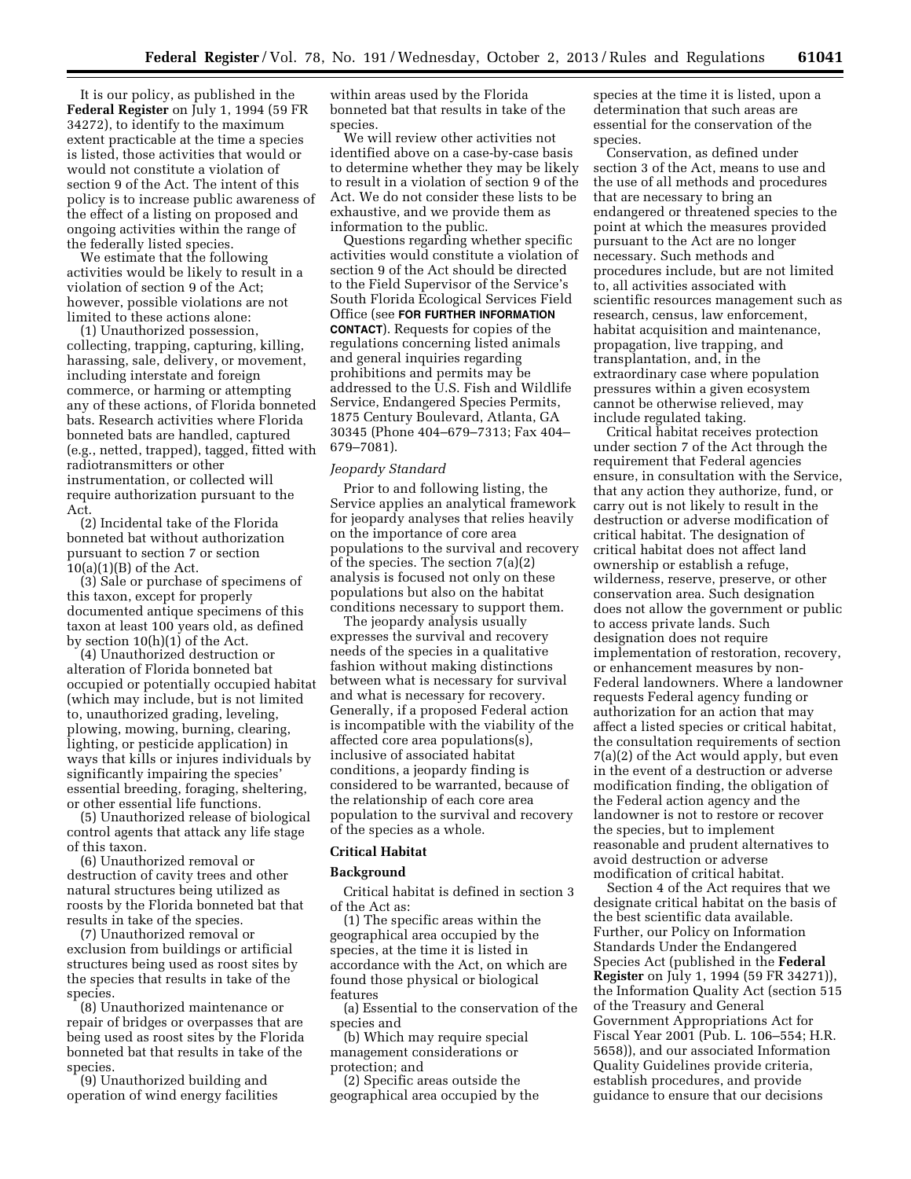It is our policy, as published in the **Federal Register** on July 1, 1994 (59 FR 34272), to identify to the maximum extent practicable at the time a species is listed, those activities that would or would not constitute a violation of section 9 of the Act. The intent of this policy is to increase public awareness of the effect of a listing on proposed and ongoing activities within the range of the federally listed species.

We estimate that the following activities would be likely to result in a violation of section 9 of the Act; however, possible violations are not limited to these actions alone:

(1) Unauthorized possession, collecting, trapping, capturing, killing, harassing, sale, delivery, or movement, including interstate and foreign commerce, or harming or attempting any of these actions, of Florida bonneted bats. Research activities where Florida bonneted bats are handled, captured (e.g., netted, trapped), tagged, fitted with radiotransmitters or other instrumentation, or collected will require authorization pursuant to the Act.

(2) Incidental take of the Florida bonneted bat without authorization pursuant to section 7 or section 10(a)(1)(B) of the Act.

(3) Sale or purchase of specimens of this taxon, except for properly documented antique specimens of this taxon at least 100 years old, as defined by section 10(h)(1) of the Act.

(4) Unauthorized destruction or alteration of Florida bonneted bat occupied or potentially occupied habitat (which may include, but is not limited to, unauthorized grading, leveling, plowing, mowing, burning, clearing, lighting, or pesticide application) in ways that kills or injures individuals by significantly impairing the species' essential breeding, foraging, sheltering, or other essential life functions.

(5) Unauthorized release of biological control agents that attack any life stage of this taxon.

(6) Unauthorized removal or destruction of cavity trees and other natural structures being utilized as roosts by the Florida bonneted bat that results in take of the species.

(7) Unauthorized removal or exclusion from buildings or artificial structures being used as roost sites by the species that results in take of the species.

(8) Unauthorized maintenance or repair of bridges or overpasses that are being used as roost sites by the Florida bonneted bat that results in take of the species.

(9) Unauthorized building and operation of wind energy facilities within areas used by the Florida bonneted bat that results in take of the species.

We will review other activities not identified above on a case-by-case basis to determine whether they may be likely to result in a violation of section 9 of the Act. We do not consider these lists to be exhaustive, and we provide them as information to the public.

Questions regarding whether specific activities would constitute a violation of section 9 of the Act should be directed to the Field Supervisor of the Service's South Florida Ecological Services Field Office (see **FOR FURTHER INFORMATION CONTACT**). Requests for copies of the regulations concerning listed animals and general inquiries regarding prohibitions and permits may be addressed to the U.S. Fish and Wildlife Service, Endangered Species Permits, 1875 Century Boulevard, Atlanta, GA 30345 (Phone 404–679–7313; Fax 404–679–7081).

### *Jeopardy Standard*

Prior to and following listing, the Service applies an analytical framework for jeopardy analyses that relies heavily on the importance of core area populations to the survival and recovery of the species. The section 7(a)(2) analysis is focused not only on these populations but also on the habitat conditions necessary to support them.

The jeopardy analysis usually expresses the survival and recovery needs of the species in a qualitative fashion without making distinctions between what is necessary for survival and what is necessary for recovery. Generally, if a proposed Federal action is incompatible with the viability of the affected core area populations(s), inclusive of associated habitat conditions, a jeopardy finding is considered to be warranted, because of the relationship of each core area population to the survival and recovery of the species as a whole.

## Critical Habitat

### Background

Critical habitat is defined in section 3 of the Act as:

(1) The specific areas within the geographical area occupied by the species, at the time it is listed in accordance with the Act, on which are found those physical or biological features

(a) Essential to the conservation of the species and

(b) Which may require special management considerations or protection; and

(2) Specific areas outside the geographical area occupied by the species at the time it is listed, upon a determination that such areas are essential for the conservation of the species.

Conservation, as defined under section 3 of the Act, means to use and the use of all methods and procedures that are necessary to bring an endangered or threatened species to the point at which the measures provided pursuant to the Act are no longer necessary. Such methods and procedures include, but are not limited to, all activities associated with scientific resources management such as research, census, law enforcement, habitat acquisition and maintenance, propagation, live trapping, and transplantation, and, in the extraordinary case where population pressures within a given ecosystem cannot be otherwise relieved, may include regulated taking.

Critical habitat receives protection under section 7 of the Act through the requirement that Federal agencies ensure, in consultation with the Service, that any action they authorize, fund, or carry out is not likely to result in the destruction or adverse modification of critical habitat. The designation of critical habitat does not affect land ownership or establish a refuge, wilderness, reserve, preserve, or other conservation area. Such designation does not allow the government or public to access private lands. Such designation does not require implementation of restoration, recovery, or enhancement measures by non-Federal landowners. Where a landowner requests Federal agency funding or authorization for an action that may affect a listed species or critical habitat, the consultation requirements of section 7(a)(2) of the Act would apply, but even in the event of a destruction or adverse modification finding, the obligation of the Federal action agency and the landowner is not to restore or recover the species, but to implement reasonable and prudent alternatives to avoid destruction or adverse modification of critical habitat.

Section 4 of the Act requires that we designate critical habitat on the basis of the best scientific data available. Further, our Policy on Information Standards Under the Endangered Species Act (published in the **Federal Register** on July 1, 1994 (59 FR 34271)), the Information Quality Act (section 515 of the Treasury and General Government Appropriations Act for Fiscal Year 2001 (Pub. L. 106–554; H.R. 5658)), and our associated Information Quality Guidelines provide criteria, establish procedures, and provide guidance to ensure that our decisions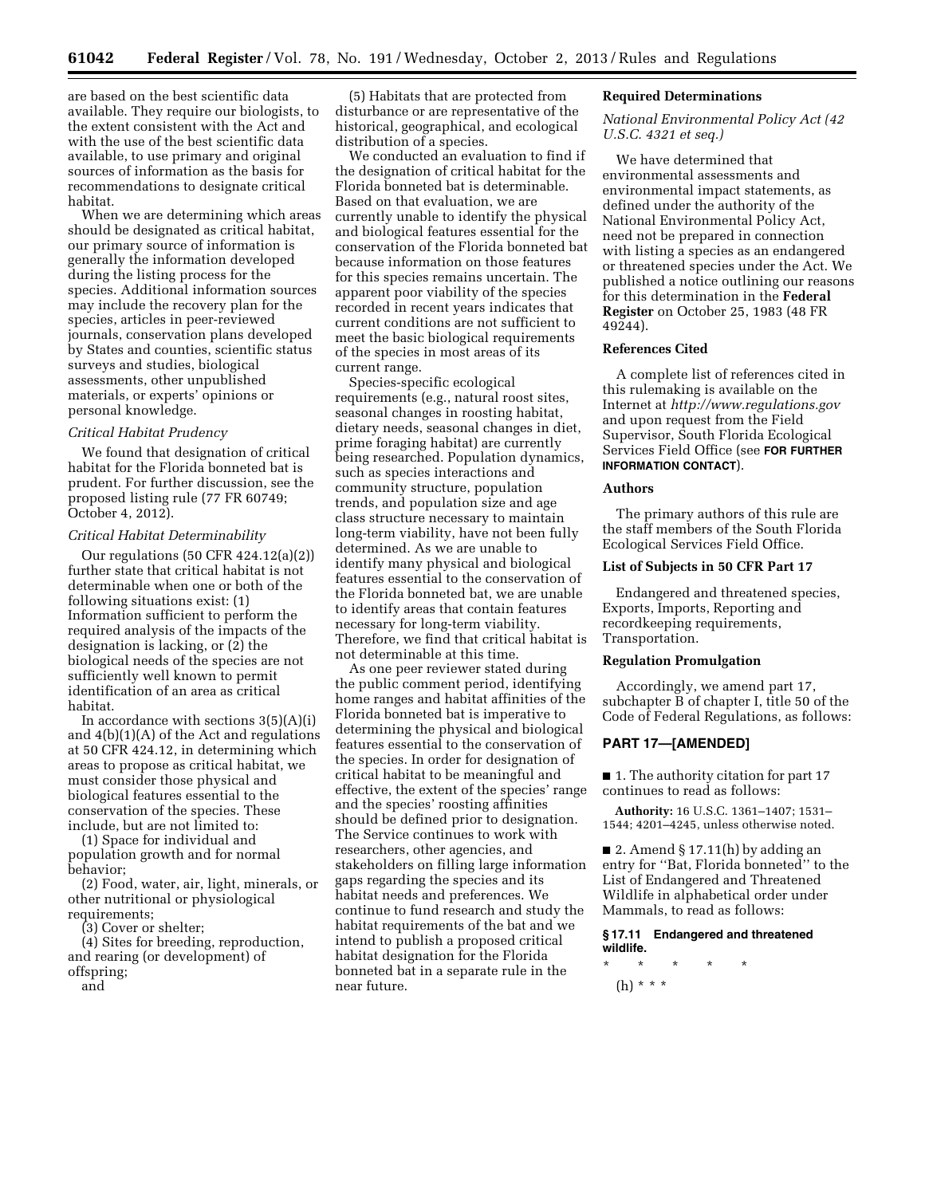are based on the best scientific data available. They require our biologists, to the extent consistent with the Act and with the use of the best scientific data available, to use primary and original sources of information as the basis for recommendations to designate critical habitat.

When we are determining which areas should be designated as critical habitat, our primary source of information is generally the information developed during the listing process for the species. Additional information sources may include the recovery plan for the species, articles in peer-reviewed journals, conservation plans developed by States and counties, scientific status surveys and studies, biological assessments, other unpublished materials, or experts' opinions or personal knowledge.

*Critical Habitat Prudency*

We found that designation of critical habitat for the Florida bonneted bat is prudent. For further discussion, see the proposed listing rule (77 FR 60749; October 4, 2012).

*Critical Habitat Determinability*

Our regulations (50 CFR 424.12(a)(2)) further state that critical habitat is not determinable when one or both of the following situations exist: (1) Information sufficient to perform the required analysis of the impacts of the designation is lacking, or (2) the biological needs of the species are not sufficiently well known to permit identification of an area as critical habitat.

In accordance with sections 3(5)(A)(i) and 4(b)(1)(A) of the Act and regulations at 50 CFR 424.12, in determining which areas to propose as critical habitat, we must consider those physical and biological features essential to the conservation of the species. These include, but are not limited to:

(1) Space for individual and population growth and for normal behavior;

(2) Food, water, air, light, minerals, or other nutritional or physiological requirements;

(3) Cover or shelter;

(4) Sites for breeding, reproduction, and rearing (or development) of offspring; and

(5) Habitats that are protected from disturbance or are representative of the historical, geographical, and ecological distribution of a species.

We conducted an evaluation to find if the designation of critical habitat for the Florida bonneted bat is determinable. Based on that evaluation, we are currently unable to identify the physical and biological features essential for the conservation of the Florida bonneted bat because information on those features for this species remains uncertain. The apparent poor viability of the species recorded in recent years indicates that current conditions are not sufficient to meet the basic biological requirements of the species in most areas of its current range.

Species-specific ecological requirements (e.g., natural roost sites, seasonal changes in roosting habitat, dietary needs, seasonal changes in diet, prime foraging habitat) are currently being researched. Population dynamics, such as species interactions and community structure, population trends, and population size and age class structure necessary to maintain long-term viability, have not been fully determined. As we are unable to identify many physical and biological features essential to the conservation of the Florida bonneted bat, we are unable to identify areas that contain features necessary for long-term viability. Therefore, we find that critical habitat is not determinable at this time.

As one peer reviewer stated during the public comment period, identifying home ranges and habitat affinities of the Florida bonneted bat is imperative to determining the physical and biological features essential to the conservation of the species. In order for designation of critical habitat to be meaningful and effective, the extent of the species' range and the species' roosting affinities should be defined prior to designation. The Service continues to work with researchers, other agencies, and stakeholders on filling large information gaps regarding the species and its habitat needs and preferences. We continue to fund research and study the habitat requirements of the bat and we intend to publish a proposed critical habitat designation for the Florida bonneted bat in a separate rule in the near future.

## Required Determinations

*National Environmental Policy Act (42 U.S.C. 4321 et seq.)*

We have determined that environmental assessments and environmental impact statements, as defined under the authority of the National Environmental Policy Act, need not be prepared in connection with listing a species as an endangered or threatened species under the Act. We published a notice outlining our reasons for this determination in the **Federal Register** on October 25, 1983 (48 FR 49244).

## References Cited

A complete list of references cited in this rulemaking is available on the Internet at *http://www.regulations.gov* and upon request from the Field Supervisor, South Florida Ecological Services Field Office (see **FOR FURTHER INFORMATION CONTACT**).

## Authors

The primary authors of this rule are the staff members of the South Florida Ecological Services Field Office.

## List of Subjects in 50 CFR Part 17

Endangered and threatened species, Exports, Imports, Reporting and recordkeeping requirements, Transportation.

## Regulation Promulgation

Accordingly, we amend part 17, subchapter B of chapter I, title 50 of the Code of Federal Regulations, as follows:

## PART 17—[AMENDED]

■ 1. The authority citation for part 17 continues to read as follows:

**Authority:** 16 U.S.C. 1361–1407; 1531–1544; 4201–4245, unless otherwise noted.

■ 2. Amend § 17.11(h) by adding an entry for ''Bat, Florida bonneted'' to the List of Endangered and Threatened Wildlife in alphabetical order under Mammals, to read as follows:

**§ 17.11 Endangered and threatened wildlife.**

\* \* \* \* \*

(h) \* \* \*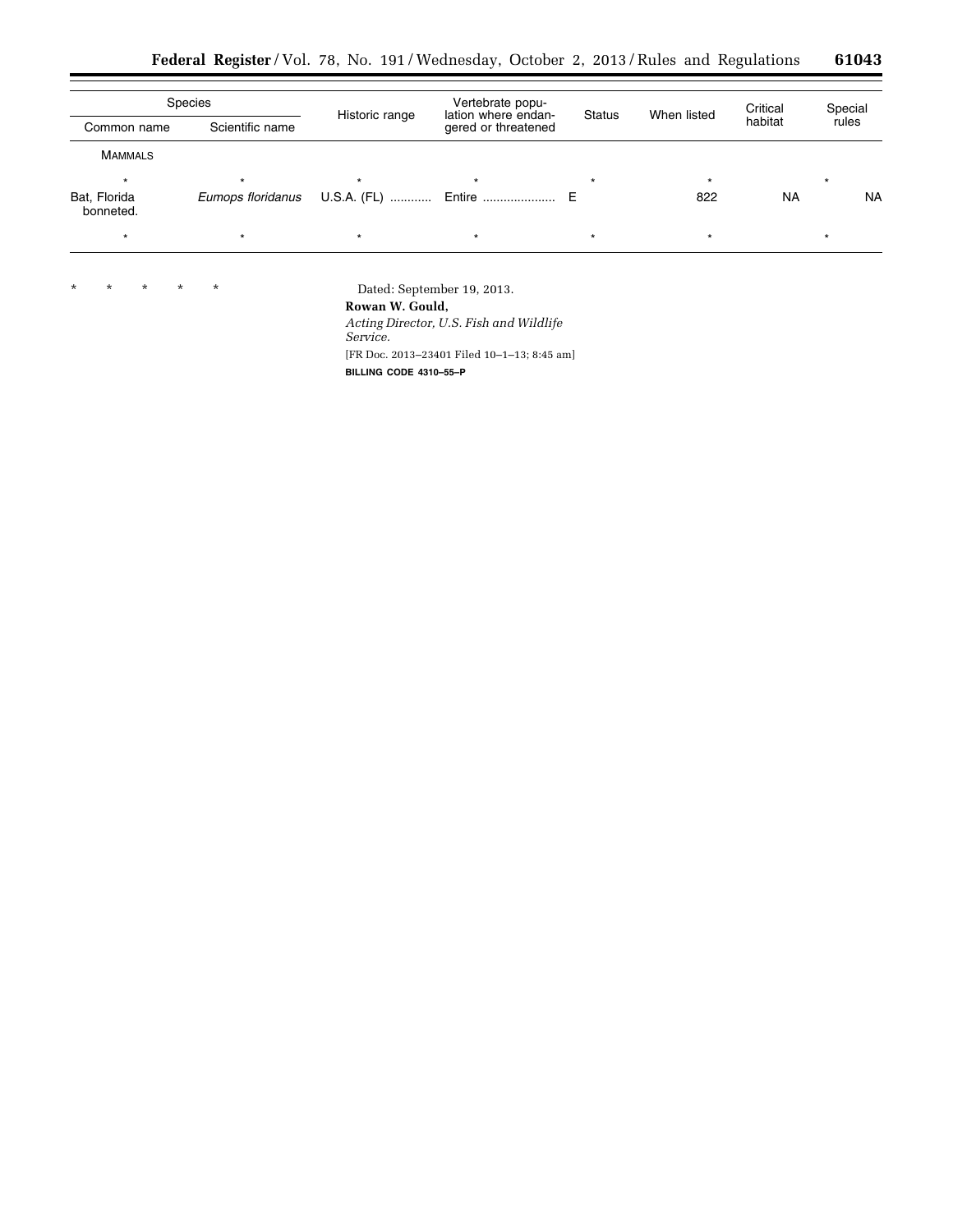| Species | | Historic range | Vertebrate population where endangered or threatened | Status | When listed | Critical habitat | Special rules |
|---|---|---|---|---|---|---|---|
| Common name | Scientific name | | | | | | |
| MAMMALS | | | | | | | |
| * | * | * | * | * | * | | * |
| Bat, Florida bonneted. | *Eumops floridanus* | U.S.A. (FL) ............ | Entire ..................... | E | 822 | NA | NA |
| * | * | * | * | * | * | | * |

\* \* \* \* \*

Dated: September 19, 2013.

**Rowan W. Gould,**

*Acting Director, U.S. Fish and Wildlife Service.*

[FR Doc. 2013–23401 Filed 10–1–13; 8:45 am]

**BILLING CODE 4310–55–P**